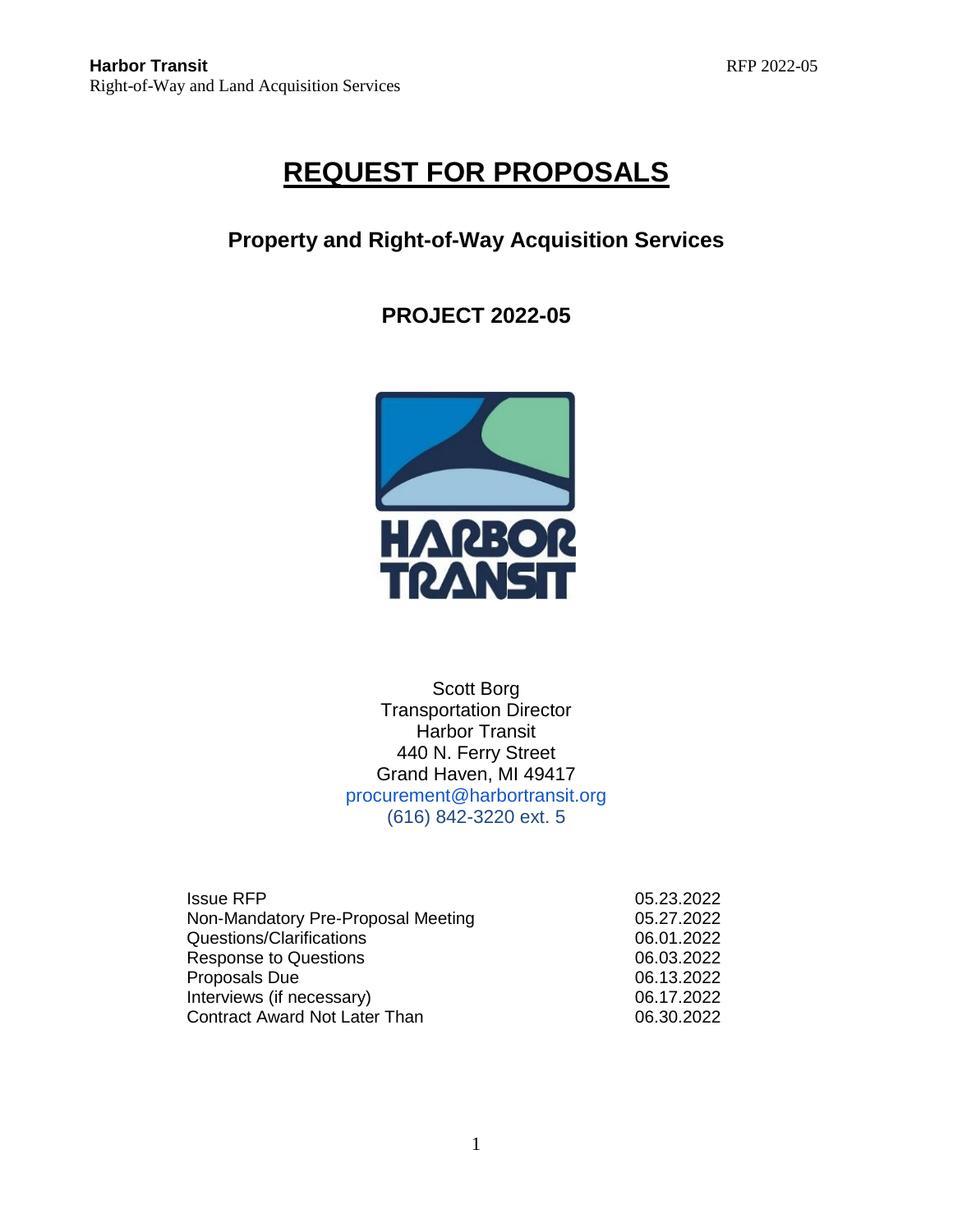# REQUEST FOR PROPOSALS

## Property and Right-of-Way Acquisition Services

## PROJECT 2022-05

Scott Borg
Transportation Director
Harbor Transit
440 N. Ferry Street
Grand Haven, MI 49417
procurement@harbortransit.org
(616) 842-3220 ext. 5

| | |
|---|---|
| Issue RFP | 05.23.2022 |
| Non-Mandatory Pre-Proposal Meeting | 05.27.2022 |
| Questions/Clarifications | 06.01.2022 |
| Response to Questions | 06.03.2022 |
| Proposals Due | 06.13.2022 |
| Interviews (if necessary) | 06.17.2022 |
| Contract Award Not Later Than | 06.30.2022 |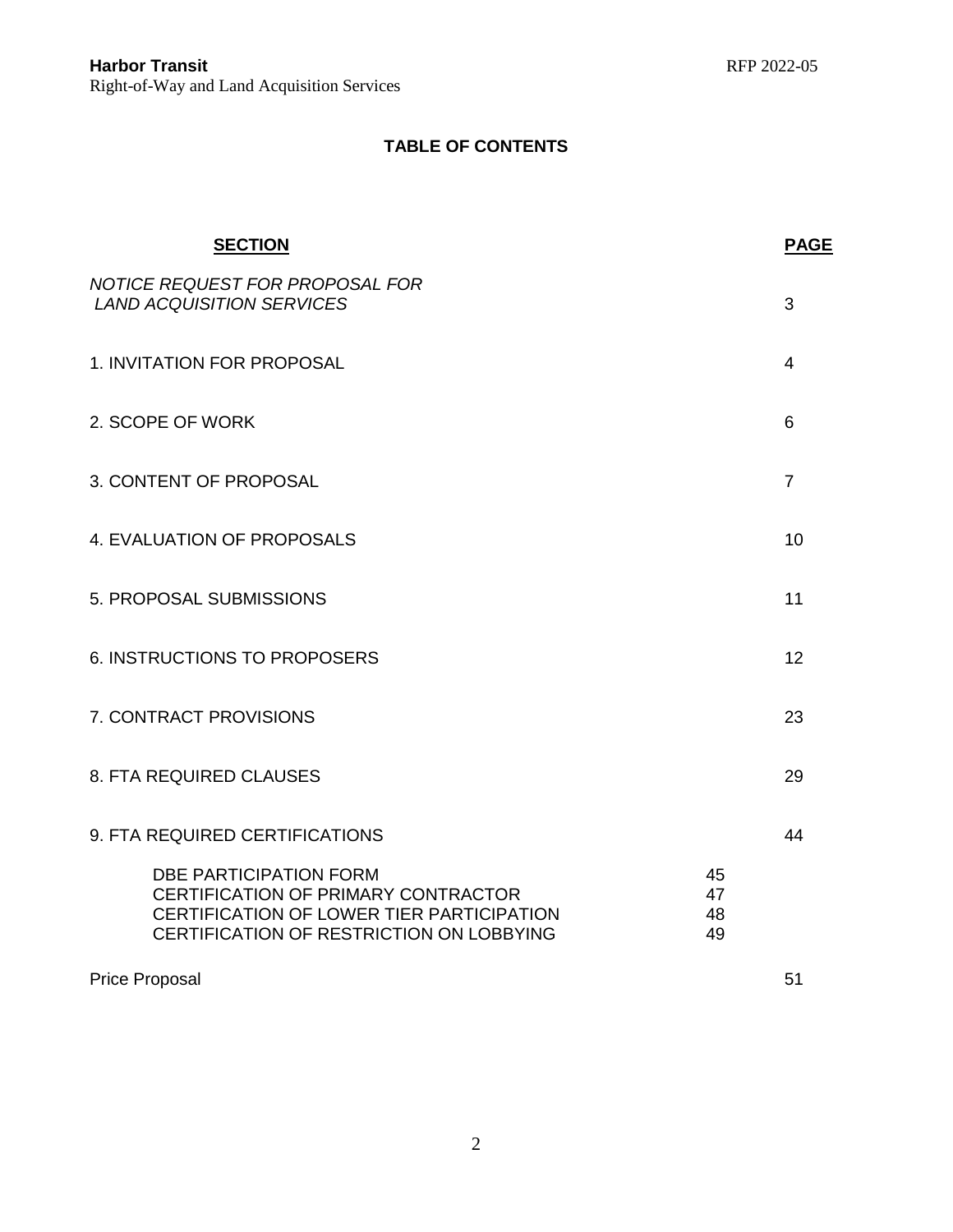# TABLE OF CONTENTS

| SECTION | | PAGE |
|---|---|---|
| *NOTICE REQUEST FOR PROPOSAL FOR LAND ACQUISITION SERVICES* | | 3 |
| 1. INVITATION FOR PROPOSAL | | 4 |
| 2. SCOPE OF WORK | | 6 |
| 3. CONTENT OF PROPOSAL | | 7 |
| 4. EVALUATION OF PROPOSALS | | 10 |
| 5. PROPOSAL SUBMISSIONS | | 11 |
| 6. INSTRUCTIONS TO PROPOSERS | | 12 |
| 7. CONTRACT PROVISIONS | | 23 |
| 8. FTA REQUIRED CLAUSES | | 29 |
| 9. FTA REQUIRED CERTIFICATIONS | | 44 |
| DBE PARTICIPATION FORM | 45 | |
| CERTIFICATION OF PRIMARY CONTRACTOR | 47 | |
| CERTIFICATION OF LOWER TIER PARTICIPATION | 48 | |
| CERTIFICATION OF RESTRICTION ON LOBBYING | 49 | |
| Price Proposal | | 51 |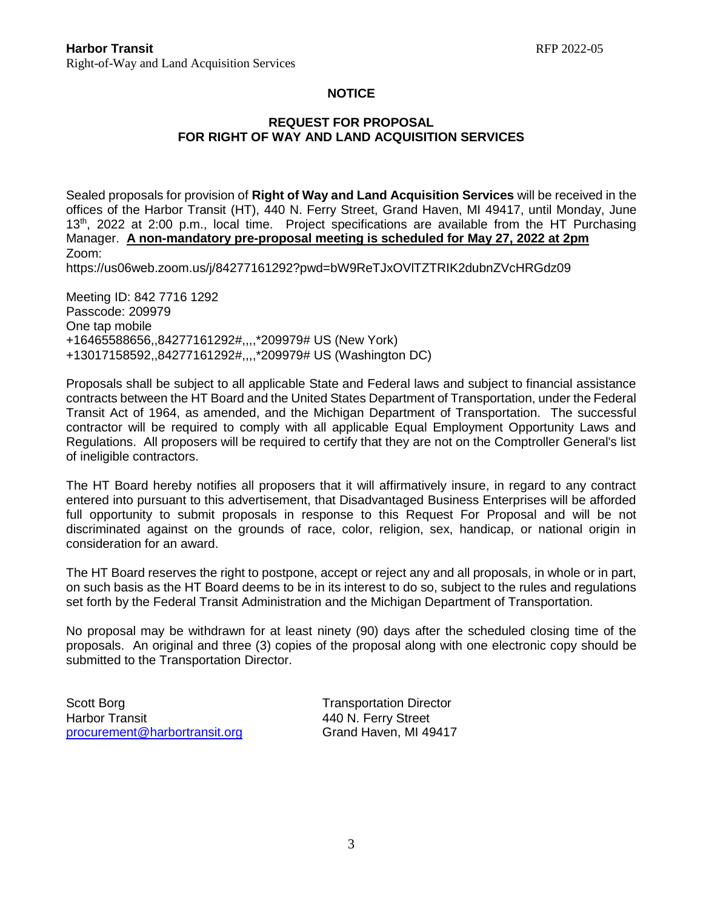## NOTICE

### REQUEST FOR PROPOSAL FOR RIGHT OF WAY AND LAND ACQUISITION SERVICES

Sealed proposals for provision of **Right of Way and Land Acquisition Services** will be received in the offices of the Harbor Transit (HT), 440 N. Ferry Street, Grand Haven, MI 49417, until Monday, June 13th, 2022 at 2:00 p.m., local time. Project specifications are available from the HT Purchasing Manager. **A non-mandatory pre-proposal meeting is scheduled for May 27, 2022 at 2pm**

Zoom:

https://us06web.zoom.us/j/84277161292?pwd=bW9ReTJxOVlTZTRIK2dubnZVcHRGdz09

Meeting ID: 842 7716 1292
Passcode: 209979
One tap mobile
+16465588656,,84277161292#,,,,*209979# US (New York)
+13017158592,,84277161292#,,,,*209979# US (Washington DC)

Proposals shall be subject to all applicable State and Federal laws and subject to financial assistance contracts between the HT Board and the United States Department of Transportation, under the Federal Transit Act of 1964, as amended, and the Michigan Department of Transportation. The successful contractor will be required to comply with all applicable Equal Employment Opportunity Laws and Regulations. All proposers will be required to certify that they are not on the Comptroller General's list of ineligible contractors.

The HT Board hereby notifies all proposers that it will affirmatively insure, in regard to any contract entered into pursuant to this advertisement, that Disadvantaged Business Enterprises will be afforded full opportunity to submit proposals in response to this Request For Proposal and will be not discriminated against on the grounds of race, color, religion, sex, handicap, or national origin in consideration for an award.

The HT Board reserves the right to postpone, accept or reject any and all proposals, in whole or in part, on such basis as the HT Board deems to be in its interest to do so, subject to the rules and regulations set forth by the Federal Transit Administration and the Michigan Department of Transportation.

No proposal may be withdrawn for at least ninety (90) days after the scheduled closing time of the proposals. An original and three (3) copies of the proposal along with one electronic copy should be submitted to the Transportation Director.

Scott Borg
Harbor Transit
procurement@harbortransit.org

Transportation Director
440 N. Ferry Street
Grand Haven, MI 49417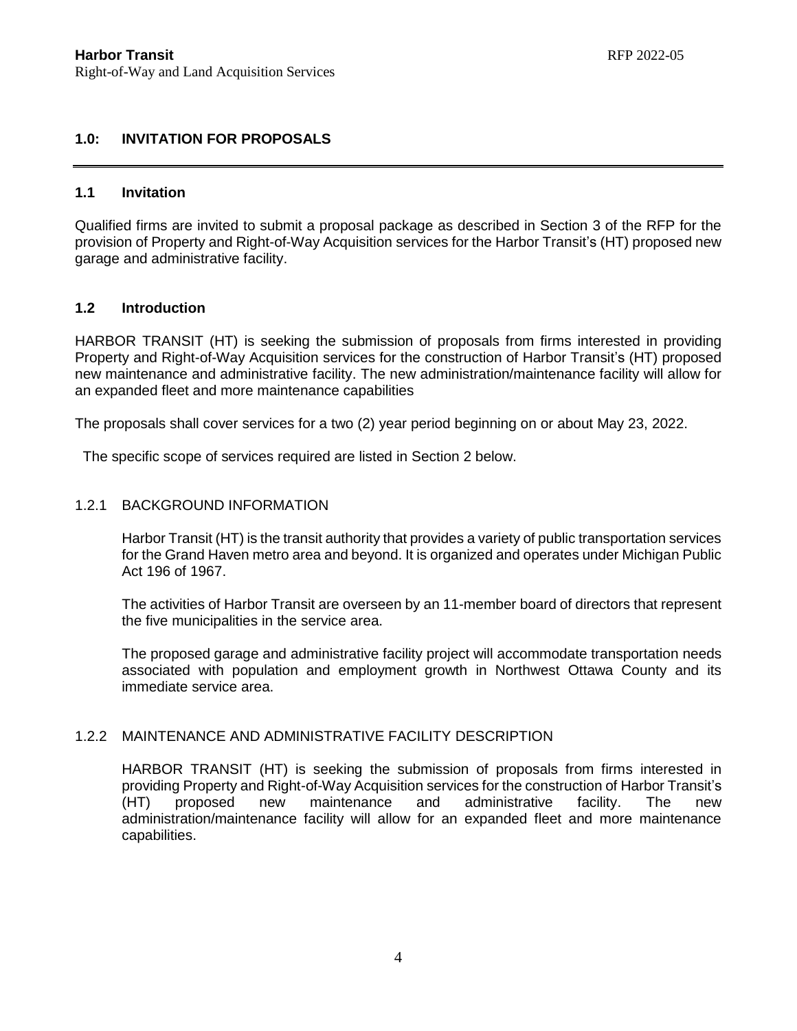## 1.0: INVITATION FOR PROPOSALS

### 1.1 Invitation

Qualified firms are invited to submit a proposal package as described in Section 3 of the RFP for the provision of Property and Right-of-Way Acquisition services for the Harbor Transit's (HT) proposed new garage and administrative facility.

### 1.2 Introduction

HARBOR TRANSIT (HT) is seeking the submission of proposals from firms interested in providing Property and Right-of-Way Acquisition services for the construction of Harbor Transit's (HT) proposed new maintenance and administrative facility. The new administration/maintenance facility will allow for an expanded fleet and more maintenance capabilities

The proposals shall cover services for a two (2) year period beginning on or about May 23, 2022.

The specific scope of services required are listed in Section 2 below.

#### 1.2.1 BACKGROUND INFORMATION

Harbor Transit (HT) is the transit authority that provides a variety of public transportation services for the Grand Haven metro area and beyond. It is organized and operates under Michigan Public Act 196 of 1967.

The activities of Harbor Transit are overseen by an 11-member board of directors that represent the five municipalities in the service area.

The proposed garage and administrative facility project will accommodate transportation needs associated with population and employment growth in Northwest Ottawa County and its immediate service area.

#### 1.2.2 MAINTENANCE AND ADMINISTRATIVE FACILITY DESCRIPTION

HARBOR TRANSIT (HT) is seeking the submission of proposals from firms interested in providing Property and Right-of-Way Acquisition services for the construction of Harbor Transit's (HT) proposed new maintenance and administrative facility. The new administration/maintenance facility will allow for an expanded fleet and more maintenance capabilities.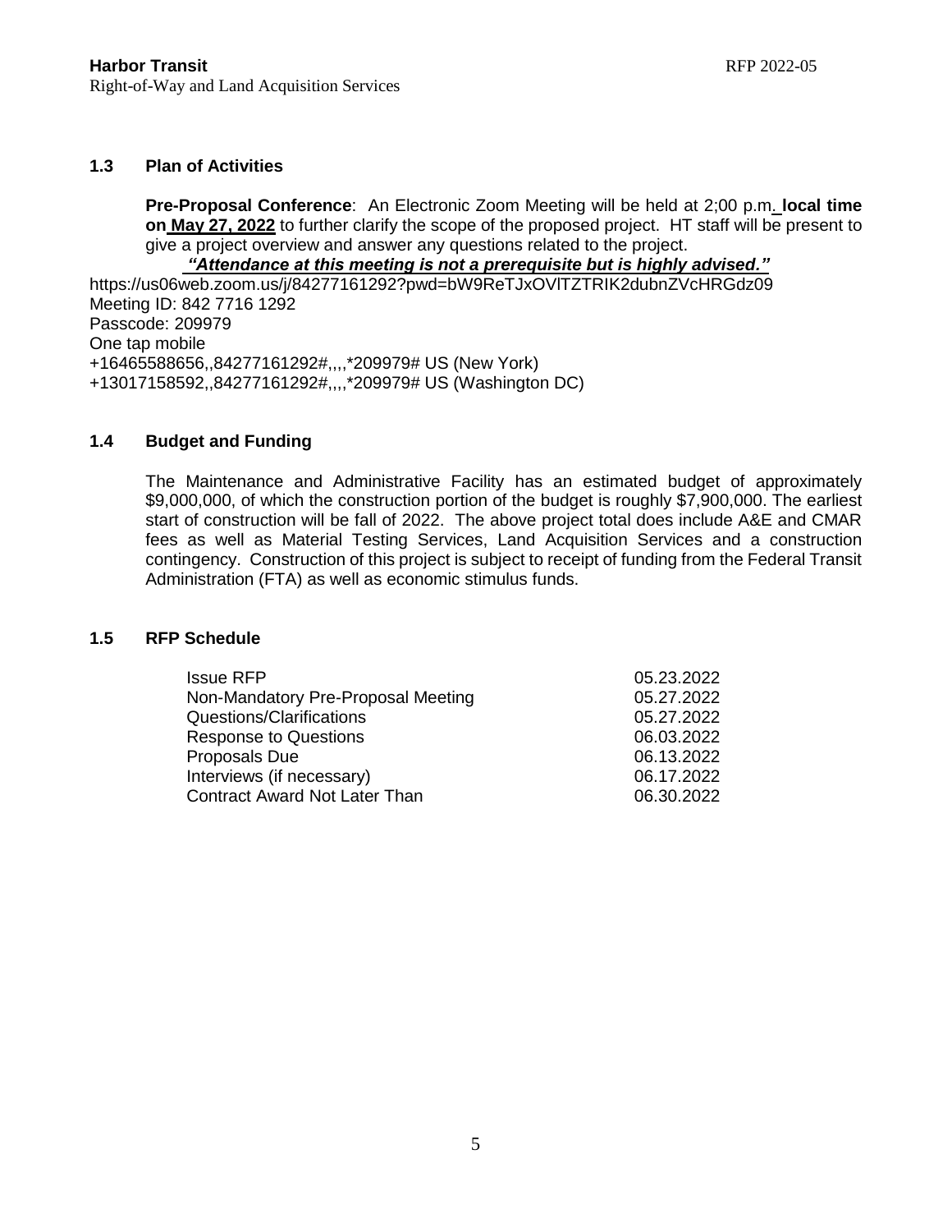## 1.3 Plan of Activities

**Pre-Proposal Conference**: An Electronic Zoom Meeting will be held at 2;00 p.m. **local time on May 27, 2022** to further clarify the scope of the proposed project. HT staff will be present to give a project overview and answer any questions related to the project.

***"Attendance at this meeting is not a prerequisite but is highly advised."***

https://us06web.zoom.us/j/84277161292?pwd=bW9ReTJxOVlTZTRIK2dubnZVcHRGdz09
Meeting ID: 842 7716 1292
Passcode: 209979
One tap mobile
+16465588656,,84277161292#,,,,*209979# US (New York)
+13017158592,,84277161292#,,,,*209979# US (Washington DC)

## 1.4 Budget and Funding

The Maintenance and Administrative Facility has an estimated budget of approximately $9,000,000, of which the construction portion of the budget is roughly $7,900,000. The earliest start of construction will be fall of 2022. The above project total does include A&E and CMAR fees as well as Material Testing Services, Land Acquisition Services and a construction contingency. Construction of this project is subject to receipt of funding from the Federal Transit Administration (FTA) as well as economic stimulus funds.

## 1.5 RFP Schedule

| | |
|---|---|
| Issue RFP | 05.23.2022 |
| Non-Mandatory Pre-Proposal Meeting | 05.27.2022 |
| Questions/Clarifications | 05.27.2022 |
| Response to Questions | 06.03.2022 |
| Proposals Due | 06.13.2022 |
| Interviews (if necessary) | 06.17.2022 |
| Contract Award Not Later Than | 06.30.2022 |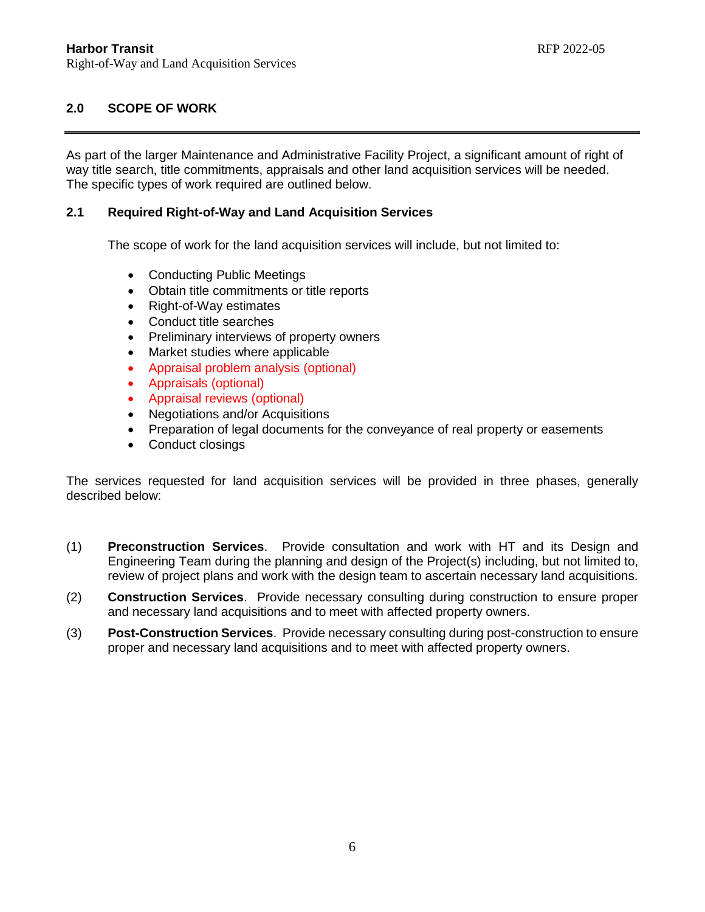## 2.0 SCOPE OF WORK

As part of the larger Maintenance and Administrative Facility Project, a significant amount of right of way title search, title commitments, appraisals and other land acquisition services will be needed. The specific types of work required are outlined below.

### 2.1 Required Right-of-Way and Land Acquisition Services

The scope of work for the land acquisition services will include, but not limited to:

- Conducting Public Meetings
- Obtain title commitments or title reports
- Right-of-Way estimates
- Conduct title searches
- Preliminary interviews of property owners
- Market studies where applicable
- Appraisal problem analysis (optional)
- Appraisals (optional)
- Appraisal reviews (optional)
- Negotiations and/or Acquisitions
- Preparation of legal documents for the conveyance of real property or easements
- Conduct closings

The services requested for land acquisition services will be provided in three phases, generally described below:

(1) **Preconstruction Services**. Provide consultation and work with HT and its Design and Engineering Team during the planning and design of the Project(s) including, but not limited to, review of project plans and work with the design team to ascertain necessary land acquisitions.

(2) **Construction Services**. Provide necessary consulting during construction to ensure proper and necessary land acquisitions and to meet with affected property owners.

(3) **Post-Construction Services**. Provide necessary consulting during post-construction to ensure proper and necessary land acquisitions and to meet with affected property owners.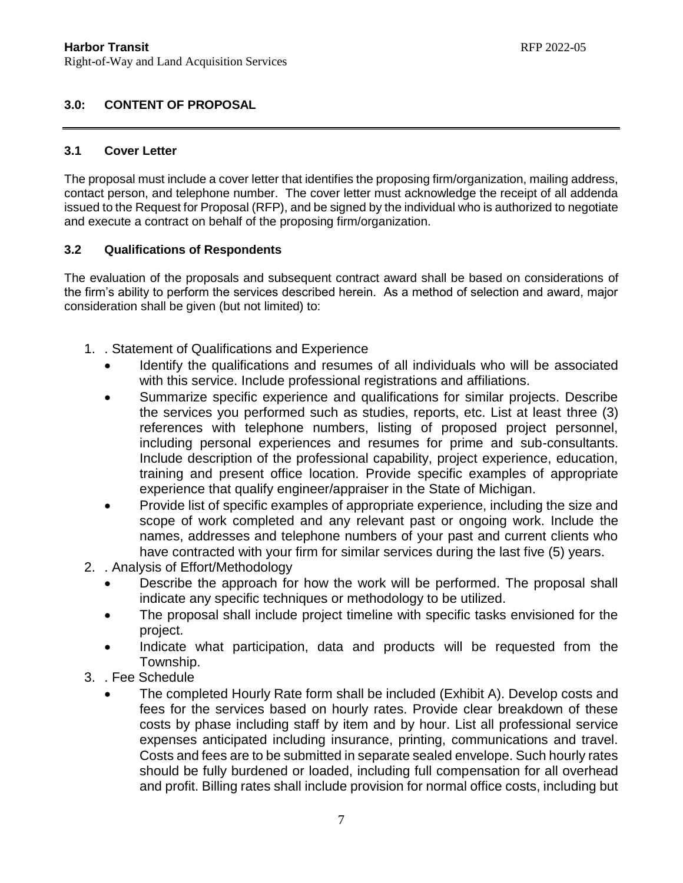## 3.0: CONTENT OF PROPOSAL

### 3.1 Cover Letter

The proposal must include a cover letter that identifies the proposing firm/organization, mailing address, contact person, and telephone number. The cover letter must acknowledge the receipt of all addenda issued to the Request for Proposal (RFP), and be signed by the individual who is authorized to negotiate and execute a contract on behalf of the proposing firm/organization.

### 3.2 Qualifications of Respondents

The evaluation of the proposals and subsequent contract award shall be based on considerations of the firm's ability to perform the services described herein. As a method of selection and award, major consideration shall be given (but not limited) to:

1. . Statement of Qualifications and Experience
   - Identify the qualifications and resumes of all individuals who will be associated with this service. Include professional registrations and affiliations.
   - Summarize specific experience and qualifications for similar projects. Describe the services you performed such as studies, reports, etc. List at least three (3) references with telephone numbers, listing of proposed project personnel, including personal experiences and resumes for prime and sub-consultants. Include description of the professional capability, project experience, education, training and present office location. Provide specific examples of appropriate experience that qualify engineer/appraiser in the State of Michigan.
   - Provide list of specific examples of appropriate experience, including the size and scope of work completed and any relevant past or ongoing work. Include the names, addresses and telephone numbers of your past and current clients who have contracted with your firm for similar services during the last five (5) years.
2. . Analysis of Effort/Methodology
   - Describe the approach for how the work will be performed. The proposal shall indicate any specific techniques or methodology to be utilized.
   - The proposal shall include project timeline with specific tasks envisioned for the project.
   - Indicate what participation, data and products will be requested from the Township.
3. . Fee Schedule
   - The completed Hourly Rate form shall be included (Exhibit A). Develop costs and fees for the services based on hourly rates. Provide clear breakdown of these costs by phase including staff by item and by hour. List all professional service expenses anticipated including insurance, printing, communications and travel. Costs and fees are to be submitted in separate sealed envelope. Such hourly rates should be fully burdened or loaded, including full compensation for all overhead and profit. Billing rates shall include provision for normal office costs, including but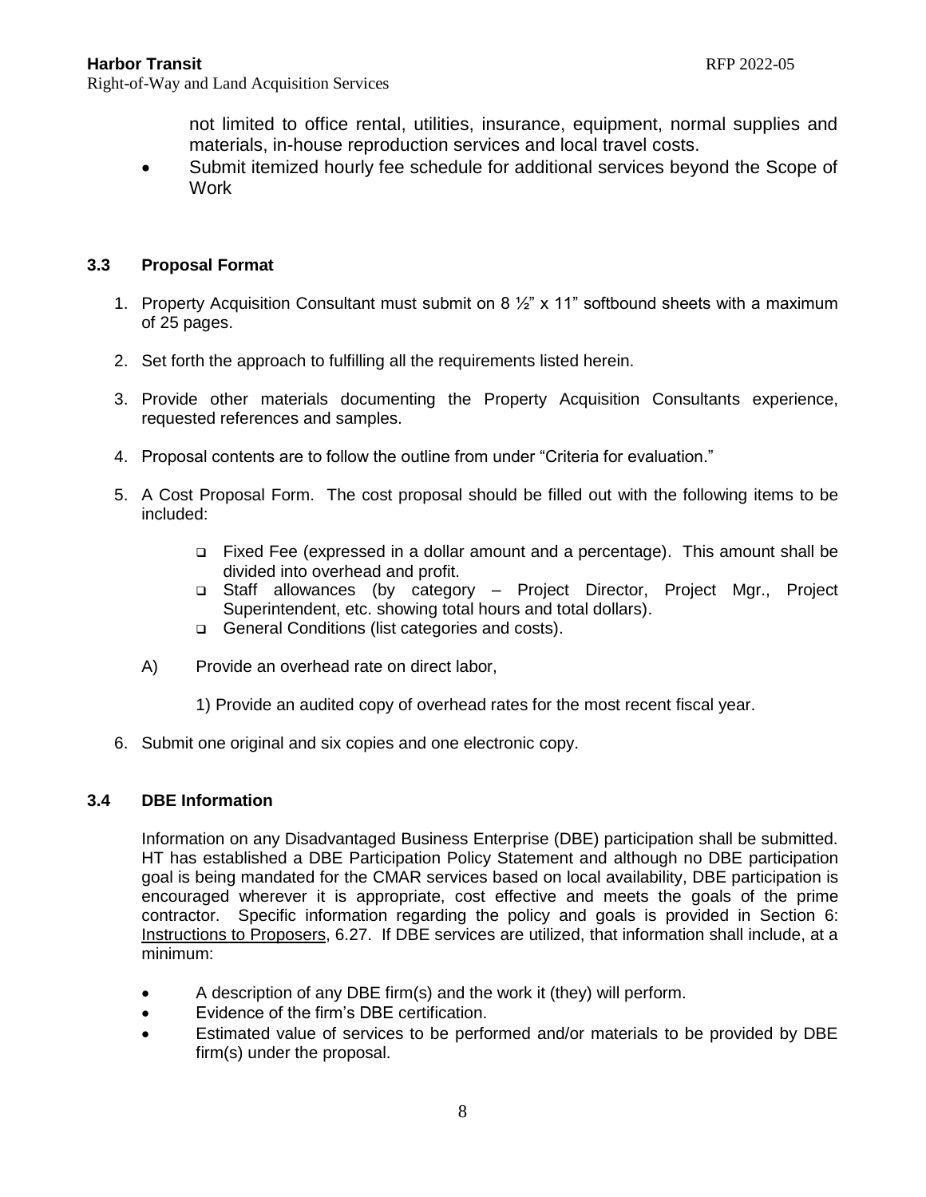not limited to office rental, utilities, insurance, equipment, normal supplies and materials, in-house reproduction services and local travel costs.

- Submit itemized hourly fee schedule for additional services beyond the Scope of Work

### 3.3 Proposal Format

1. Property Acquisition Consultant must submit on 8 ½" x 11" softbound sheets with a maximum of 25 pages.

2. Set forth the approach to fulfilling all the requirements listed herein.

3. Provide other materials documenting the Property Acquisition Consultants experience, requested references and samples.

4. Proposal contents are to follow the outline from under "Criteria for evaluation."

5. A Cost Proposal Form. The cost proposal should be filled out with the following items to be included:

   - Fixed Fee (expressed in a dollar amount and a percentage). This amount shall be divided into overhead and profit.
   - Staff allowances (by category – Project Director, Project Mgr., Project Superintendent, etc. showing total hours and total dollars).
   - General Conditions (list categories and costs).

   A) Provide an overhead rate on direct labor,

      1) Provide an audited copy of overhead rates for the most recent fiscal year.

6. Submit one original and six copies and one electronic copy.

### 3.4 DBE Information

Information on any Disadvantaged Business Enterprise (DBE) participation shall be submitted. HT has established a DBE Participation Policy Statement and although no DBE participation goal is being mandated for the CMAR services based on local availability, DBE participation is encouraged wherever it is appropriate, cost effective and meets the goals of the prime contractor. Specific information regarding the policy and goals is provided in Section 6: Instructions to Proposers, 6.27. If DBE services are utilized, that information shall include, at a minimum:

- A description of any DBE firm(s) and the work it (they) will perform.
- Evidence of the firm's DBE certification.
- Estimated value of services to be performed and/or materials to be provided by DBE firm(s) under the proposal.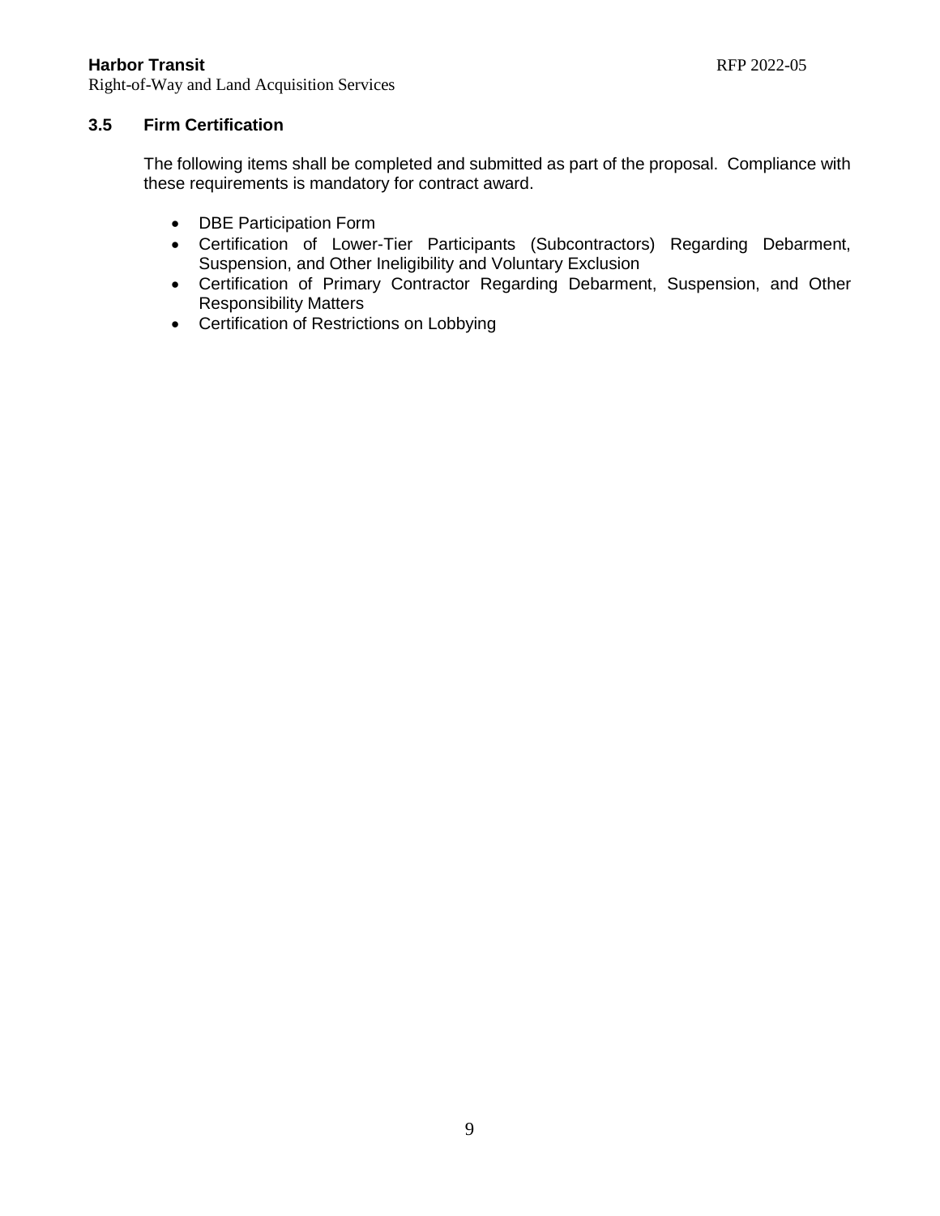### 3.5 Firm Certification

The following items shall be completed and submitted as part of the proposal. Compliance with these requirements is mandatory for contract award.

- DBE Participation Form
- Certification of Lower-Tier Participants (Subcontractors) Regarding Debarment, Suspension, and Other Ineligibility and Voluntary Exclusion
- Certification of Primary Contractor Regarding Debarment, Suspension, and Other Responsibility Matters
- Certification of Restrictions on Lobbying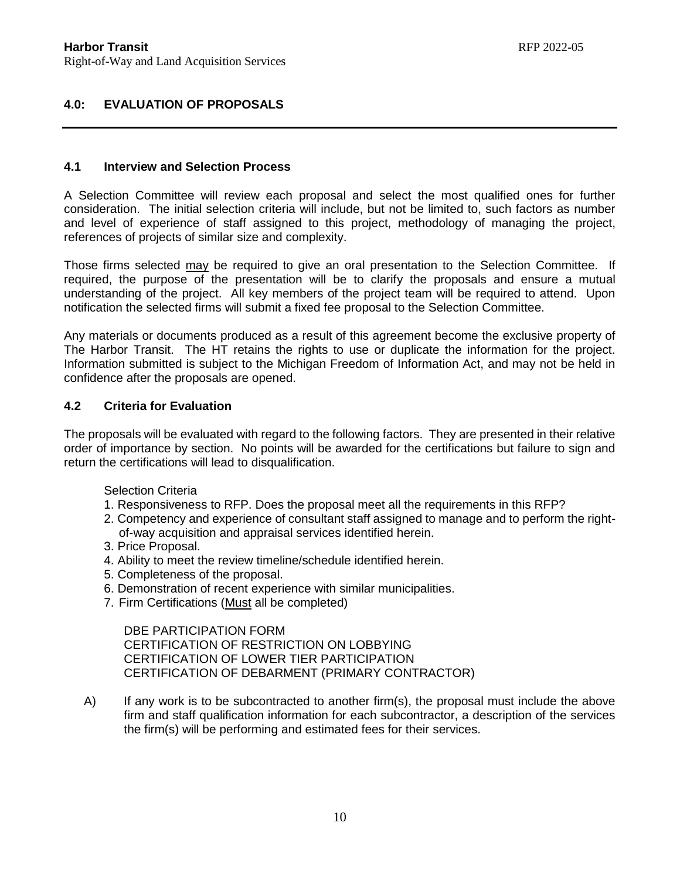## 4.0: EVALUATION OF PROPOSALS

### 4.1 Interview and Selection Process

A Selection Committee will review each proposal and select the most qualified ones for further consideration. The initial selection criteria will include, but not be limited to, such factors as number and level of experience of staff assigned to this project, methodology of managing the project, references of projects of similar size and complexity.

Those firms selected <u>may</u> be required to give an oral presentation to the Selection Committee. If required, the purpose of the presentation will be to clarify the proposals and ensure a mutual understanding of the project. All key members of the project team will be required to attend. Upon notification the selected firms will submit a fixed fee proposal to the Selection Committee.

Any materials or documents produced as a result of this agreement become the exclusive property of The Harbor Transit. The HT retains the rights to use or duplicate the information for the project. Information submitted is subject to the Michigan Freedom of Information Act, and may not be held in confidence after the proposals are opened.

### 4.2 Criteria for Evaluation

The proposals will be evaluated with regard to the following factors. They are presented in their relative order of importance by section. No points will be awarded for the certifications but failure to sign and return the certifications will lead to disqualification.

Selection Criteria

1. Responsiveness to RFP. Does the proposal meet all the requirements in this RFP?
2. Competency and experience of consultant staff assigned to manage and to perform the right-of-way acquisition and appraisal services identified herein.
3. Price Proposal.
4. Ability to meet the review timeline/schedule identified herein.
5. Completeness of the proposal.
6. Demonstration of recent experience with similar municipalities.
7. Firm Certifications (<u>Must</u> all be completed)

   DBE PARTICIPATION FORM
   CERTIFICATION OF RESTRICTION ON LOBBYING
   CERTIFICATION OF LOWER TIER PARTICIPATION
   CERTIFICATION OF DEBARMENT (PRIMARY CONTRACTOR)

A) If any work is to be subcontracted to another firm(s), the proposal must include the above firm and staff qualification information for each subcontractor, a description of the services the firm(s) will be performing and estimated fees for their services.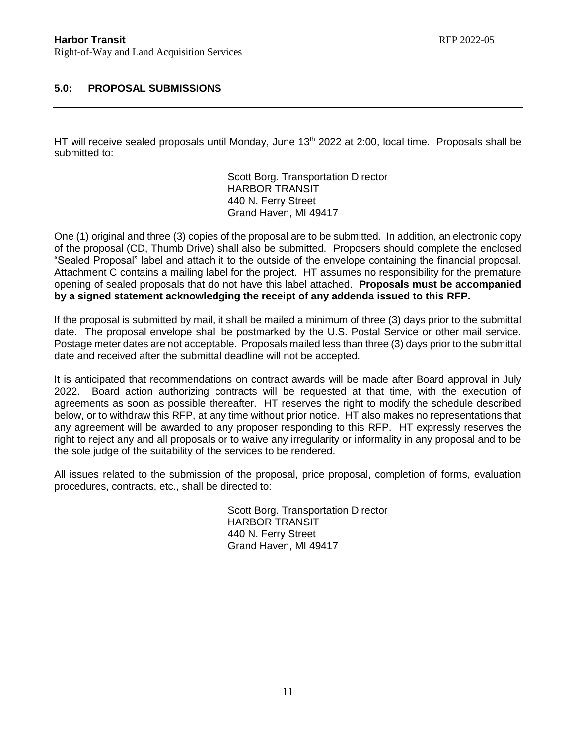## 5.0: PROPOSAL SUBMISSIONS

HT will receive sealed proposals until Monday, June 13th 2022 at 2:00, local time. Proposals shall be submitted to:

> Scott Borg. Transportation Director
> HARBOR TRANSIT
> 440 N. Ferry Street
> Grand Haven, MI 49417

One (1) original and three (3) copies of the proposal are to be submitted. In addition, an electronic copy of the proposal (CD, Thumb Drive) shall also be submitted. Proposers should complete the enclosed "Sealed Proposal" label and attach it to the outside of the envelope containing the financial proposal. Attachment C contains a mailing label for the project. HT assumes no responsibility for the premature opening of sealed proposals that do not have this label attached. **Proposals must be accompanied by a signed statement acknowledging the receipt of any addenda issued to this RFP.**

If the proposal is submitted by mail, it shall be mailed a minimum of three (3) days prior to the submittal date. The proposal envelope shall be postmarked by the U.S. Postal Service or other mail service. Postage meter dates are not acceptable. Proposals mailed less than three (3) days prior to the submittal date and received after the submittal deadline will not be accepted.

It is anticipated that recommendations on contract awards will be made after Board approval in July 2022. Board action authorizing contracts will be requested at that time, with the execution of agreements as soon as possible thereafter. HT reserves the right to modify the schedule described below, or to withdraw this RFP, at any time without prior notice. HT also makes no representations that any agreement will be awarded to any proposer responding to this RFP. HT expressly reserves the right to reject any and all proposals or to waive any irregularity or informality in any proposal and to be the sole judge of the suitability of the services to be rendered.

All issues related to the submission of the proposal, price proposal, completion of forms, evaluation procedures, contracts, etc., shall be directed to:

> Scott Borg. Transportation Director
> HARBOR TRANSIT
> 440 N. Ferry Street
> Grand Haven, MI 49417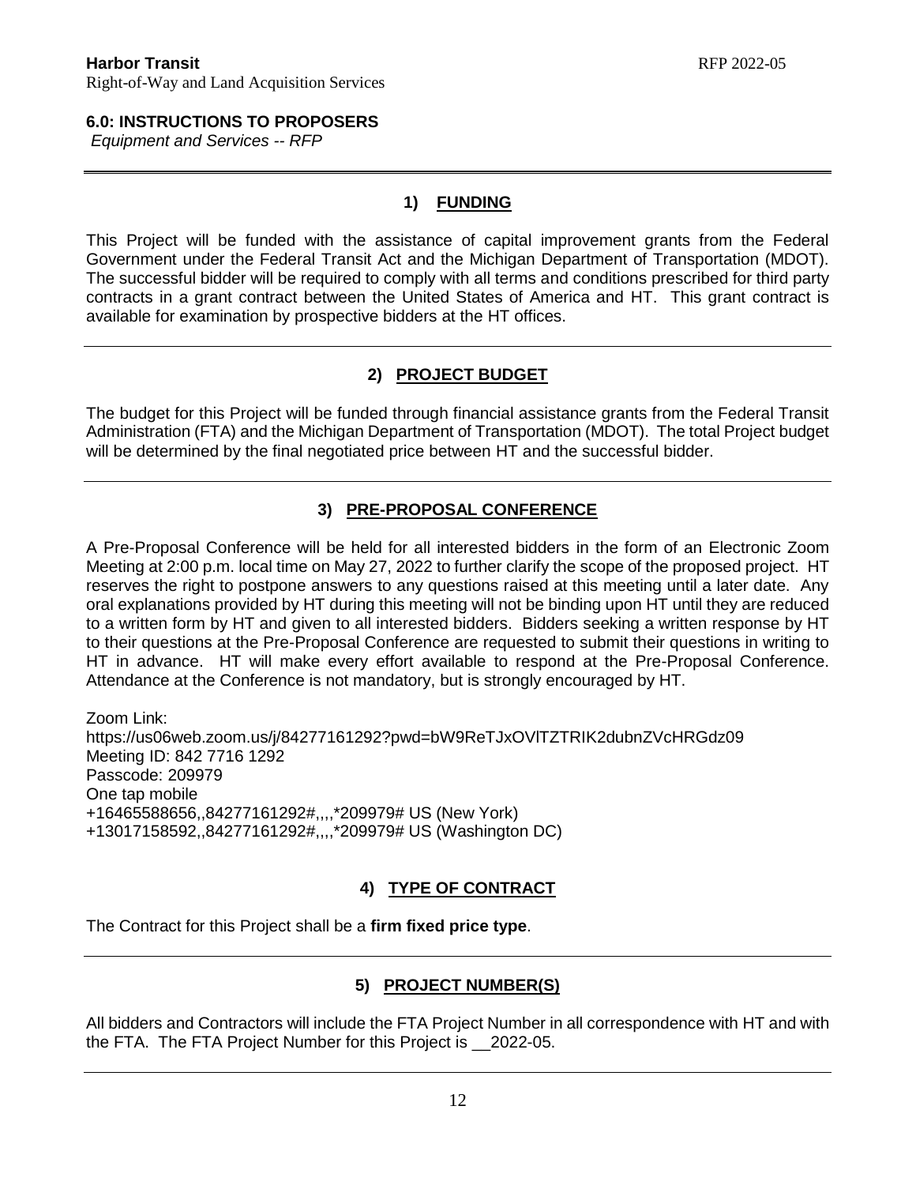## 6.0: INSTRUCTIONS TO PROPOSERS

*Equipment and Services -- RFP*

---

### 1) FUNDING

This Project will be funded with the assistance of capital improvement grants from the Federal Government under the Federal Transit Act and the Michigan Department of Transportation (MDOT). The successful bidder will be required to comply with all terms and conditions prescribed for third party contracts in a grant contract between the United States of America and HT. This grant contract is available for examination by prospective bidders at the HT offices.

---

### 2) PROJECT BUDGET

The budget for this Project will be funded through financial assistance grants from the Federal Transit Administration (FTA) and the Michigan Department of Transportation (MDOT). The total Project budget will be determined by the final negotiated price between HT and the successful bidder.

---

### 3) PRE-PROPOSAL CONFERENCE

A Pre-Proposal Conference will be held for all interested bidders in the form of an Electronic Zoom Meeting at 2:00 p.m. local time on May 27, 2022 to further clarify the scope of the proposed project. HT reserves the right to postpone answers to any questions raised at this meeting until a later date. Any oral explanations provided by HT during this meeting will not be binding upon HT until they are reduced to a written form by HT and given to all interested bidders. Bidders seeking a written response by HT to their questions at the Pre-Proposal Conference are requested to submit their questions in writing to HT in advance. HT will make every effort available to respond at the Pre-Proposal Conference. Attendance at the Conference is not mandatory, but is strongly encouraged by HT.

Zoom Link:
https://us06web.zoom.us/j/84277161292?pwd=bW9ReTJxOVlTZTRIK2dubnZVcHRGdz09
Meeting ID: 842 7716 1292
Passcode: 209979
One tap mobile
+16465588656,,84277161292#,,,,*209979# US (New York)
+13017158592,,84277161292#,,,,*209979# US (Washington DC)

### 4) TYPE OF CONTRACT

The Contract for this Project shall be a **firm fixed price type**.

---

### 5) PROJECT NUMBER(S)

All bidders and Contractors will include the FTA Project Number in all correspondence with HT and with the FTA. The FTA Project Number for this Project is __2022-05.

---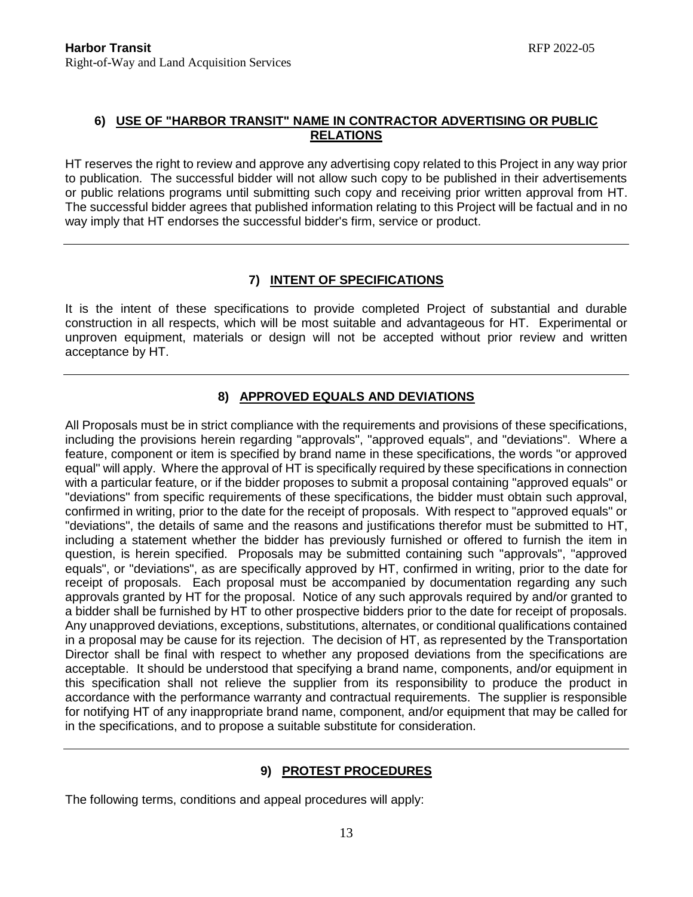## 6) USE OF "HARBOR TRANSIT" NAME IN CONTRACTOR ADVERTISING OR PUBLIC RELATIONS

HT reserves the right to review and approve any advertising copy related to this Project in any way prior to publication. The successful bidder will not allow such copy to be published in their advertisements or public relations programs until submitting such copy and receiving prior written approval from HT. The successful bidder agrees that published information relating to this Project will be factual and in no way imply that HT endorses the successful bidder's firm, service or product.

---

## 7) INTENT OF SPECIFICATIONS

It is the intent of these specifications to provide completed Project of substantial and durable construction in all respects, which will be most suitable and advantageous for HT. Experimental or unproven equipment, materials or design will not be accepted without prior review and written acceptance by HT.

---

## 8) APPROVED EQUALS AND DEVIATIONS

All Proposals must be in strict compliance with the requirements and provisions of these specifications, including the provisions herein regarding "approvals", "approved equals", and "deviations". Where a feature, component or item is specified by brand name in these specifications, the words "or approved equal" will apply. Where the approval of HT is specifically required by these specifications in connection with a particular feature, or if the bidder proposes to submit a proposal containing "approved equals" or "deviations" from specific requirements of these specifications, the bidder must obtain such approval, confirmed in writing, prior to the date for the receipt of proposals. With respect to "approved equals" or "deviations", the details of same and the reasons and justifications therefor must be submitted to HT, including a statement whether the bidder has previously furnished or offered to furnish the item in question, is herein specified. Proposals may be submitted containing such "approvals", "approved equals", or "deviations", as are specifically approved by HT, confirmed in writing, prior to the date for receipt of proposals. Each proposal must be accompanied by documentation regarding any such approvals granted by HT for the proposal. Notice of any such approvals required by and/or granted to a bidder shall be furnished by HT to other prospective bidders prior to the date for receipt of proposals. Any unapproved deviations, exceptions, substitutions, alternates, or conditional qualifications contained in a proposal may be cause for its rejection. The decision of HT, as represented by the Transportation Director shall be final with respect to whether any proposed deviations from the specifications are acceptable. It should be understood that specifying a brand name, components, and/or equipment in this specification shall not relieve the supplier from its responsibility to produce the product in accordance with the performance warranty and contractual requirements. The supplier is responsible for notifying HT of any inappropriate brand name, component, and/or equipment that may be called for in the specifications, and to propose a suitable substitute for consideration.

---

## 9) PROTEST PROCEDURES

The following terms, conditions and appeal procedures will apply: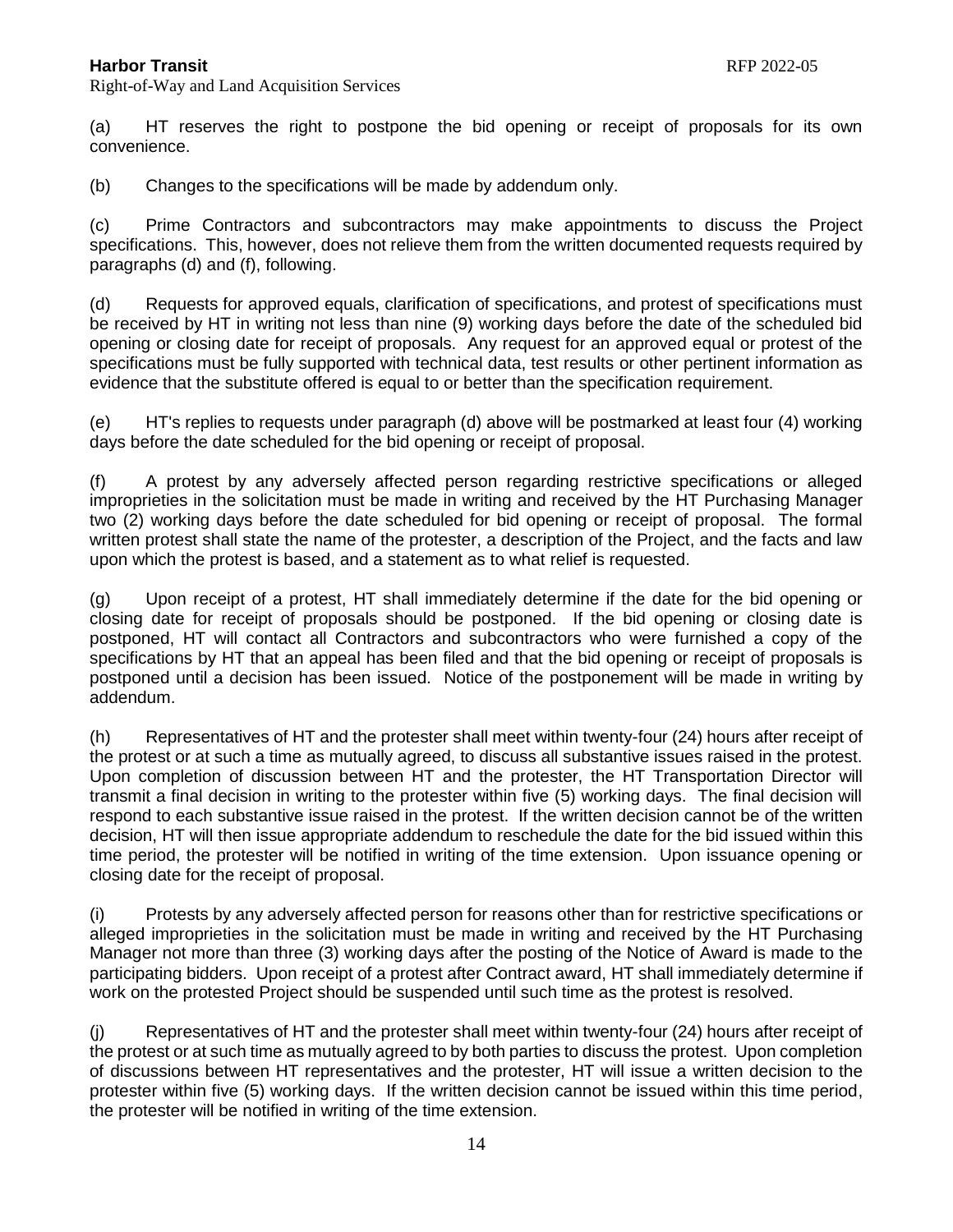(a) HT reserves the right to postpone the bid opening or receipt of proposals for its own convenience.

(b) Changes to the specifications will be made by addendum only.

(c) Prime Contractors and subcontractors may make appointments to discuss the Project specifications. This, however, does not relieve them from the written documented requests required by paragraphs (d) and (f), following.

(d) Requests for approved equals, clarification of specifications, and protest of specifications must be received by HT in writing not less than nine (9) working days before the date of the scheduled bid opening or closing date for receipt of proposals. Any request for an approved equal or protest of the specifications must be fully supported with technical data, test results or other pertinent information as evidence that the substitute offered is equal to or better than the specification requirement.

(e) HT's replies to requests under paragraph (d) above will be postmarked at least four (4) working days before the date scheduled for the bid opening or receipt of proposal.

(f) A protest by any adversely affected person regarding restrictive specifications or alleged improprieties in the solicitation must be made in writing and received by the HT Purchasing Manager two (2) working days before the date scheduled for bid opening or receipt of proposal. The formal written protest shall state the name of the protester, a description of the Project, and the facts and law upon which the protest is based, and a statement as to what relief is requested.

(g) Upon receipt of a protest, HT shall immediately determine if the date for the bid opening or closing date for receipt of proposals should be postponed. If the bid opening or closing date is postponed, HT will contact all Contractors and subcontractors who were furnished a copy of the specifications by HT that an appeal has been filed and that the bid opening or receipt of proposals is postponed until a decision has been issued. Notice of the postponement will be made in writing by addendum.

(h) Representatives of HT and the protester shall meet within twenty-four (24) hours after receipt of the protest or at such a time as mutually agreed, to discuss all substantive issues raised in the protest. Upon completion of discussion between HT and the protester, the HT Transportation Director will transmit a final decision in writing to the protester within five (5) working days. The final decision will respond to each substantive issue raised in the protest. If the written decision cannot be of the written decision, HT will then issue appropriate addendum to reschedule the date for the bid issued within this time period, the protester will be notified in writing of the time extension. Upon issuance opening or closing date for the receipt of proposal.

(i) Protests by any adversely affected person for reasons other than for restrictive specifications or alleged improprieties in the solicitation must be made in writing and received by the HT Purchasing Manager not more than three (3) working days after the posting of the Notice of Award is made to the participating bidders. Upon receipt of a protest after Contract award, HT shall immediately determine if work on the protested Project should be suspended until such time as the protest is resolved.

(j) Representatives of HT and the protester shall meet within twenty-four (24) hours after receipt of the protest or at such time as mutually agreed to by both parties to discuss the protest. Upon completion of discussions between HT representatives and the protester, HT will issue a written decision to the protester within five (5) working days. If the written decision cannot be issued within this time period, the protester will be notified in writing of the time extension.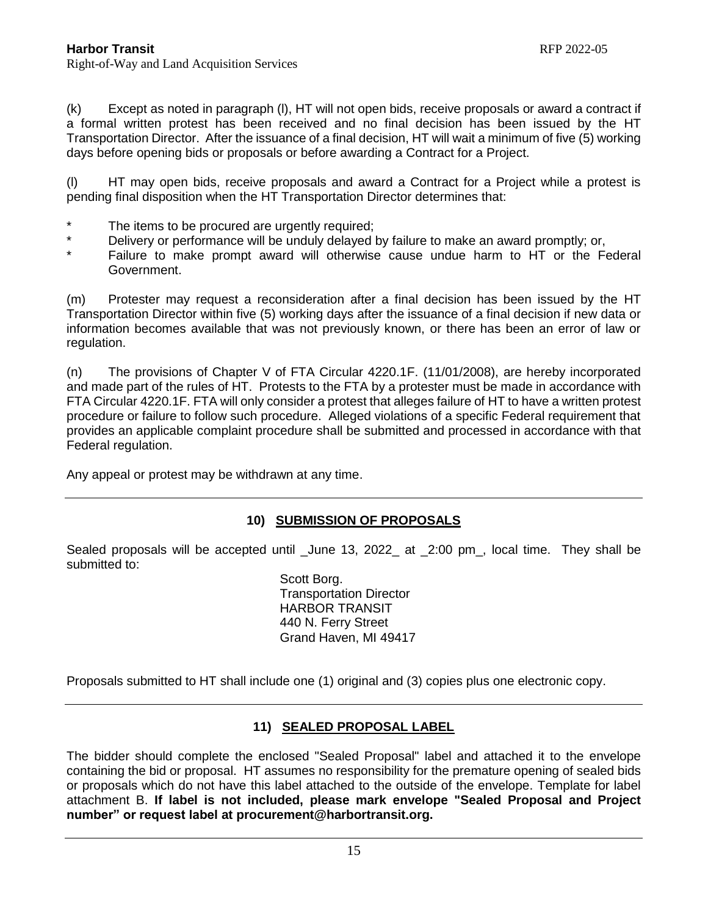(k) Except as noted in paragraph (l), HT will not open bids, receive proposals or award a contract if a formal written protest has been received and no final decision has been issued by the HT Transportation Director. After the issuance of a final decision, HT will wait a minimum of five (5) working days before opening bids or proposals or before awarding a Contract for a Project.

(l) HT may open bids, receive proposals and award a Contract for a Project while a protest is pending final disposition when the HT Transportation Director determines that:

* The items to be procured are urgently required;
* Delivery or performance will be unduly delayed by failure to make an award promptly; or,
* Failure to make prompt award will otherwise cause undue harm to HT or the Federal Government.

(m) Protester may request a reconsideration after a final decision has been issued by the HT Transportation Director within five (5) working days after the issuance of a final decision if new data or information becomes available that was not previously known, or there has been an error of law or regulation.

(n) The provisions of Chapter V of FTA Circular 4220.1F. (11/01/2008), are hereby incorporated and made part of the rules of HT. Protests to the FTA by a protester must be made in accordance with FTA Circular 4220.1F. FTA will only consider a protest that alleges failure of HT to have a written protest procedure or failure to follow such procedure. Alleged violations of a specific Federal requirement that provides an applicable complaint procedure shall be submitted and processed in accordance with that Federal regulation.

Any appeal or protest may be withdrawn at any time.

## 10) SUBMISSION OF PROPOSALS

Sealed proposals will be accepted until _June 13, 2022_ at _2:00 pm_, local time. They shall be submitted to:

Scott Borg.
Transportation Director
HARBOR TRANSIT
440 N. Ferry Street
Grand Haven, MI 49417

Proposals submitted to HT shall include one (1) original and (3) copies plus one electronic copy.

## 11) SEALED PROPOSAL LABEL

The bidder should complete the enclosed "Sealed Proposal" label and attached it to the envelope containing the bid or proposal. HT assumes no responsibility for the premature opening of sealed bids or proposals which do not have this label attached to the outside of the envelope. Template for label attachment B. **If label is not included, please mark envelope "Sealed Proposal and Project number" or request label at procurement@harbortransit.org.**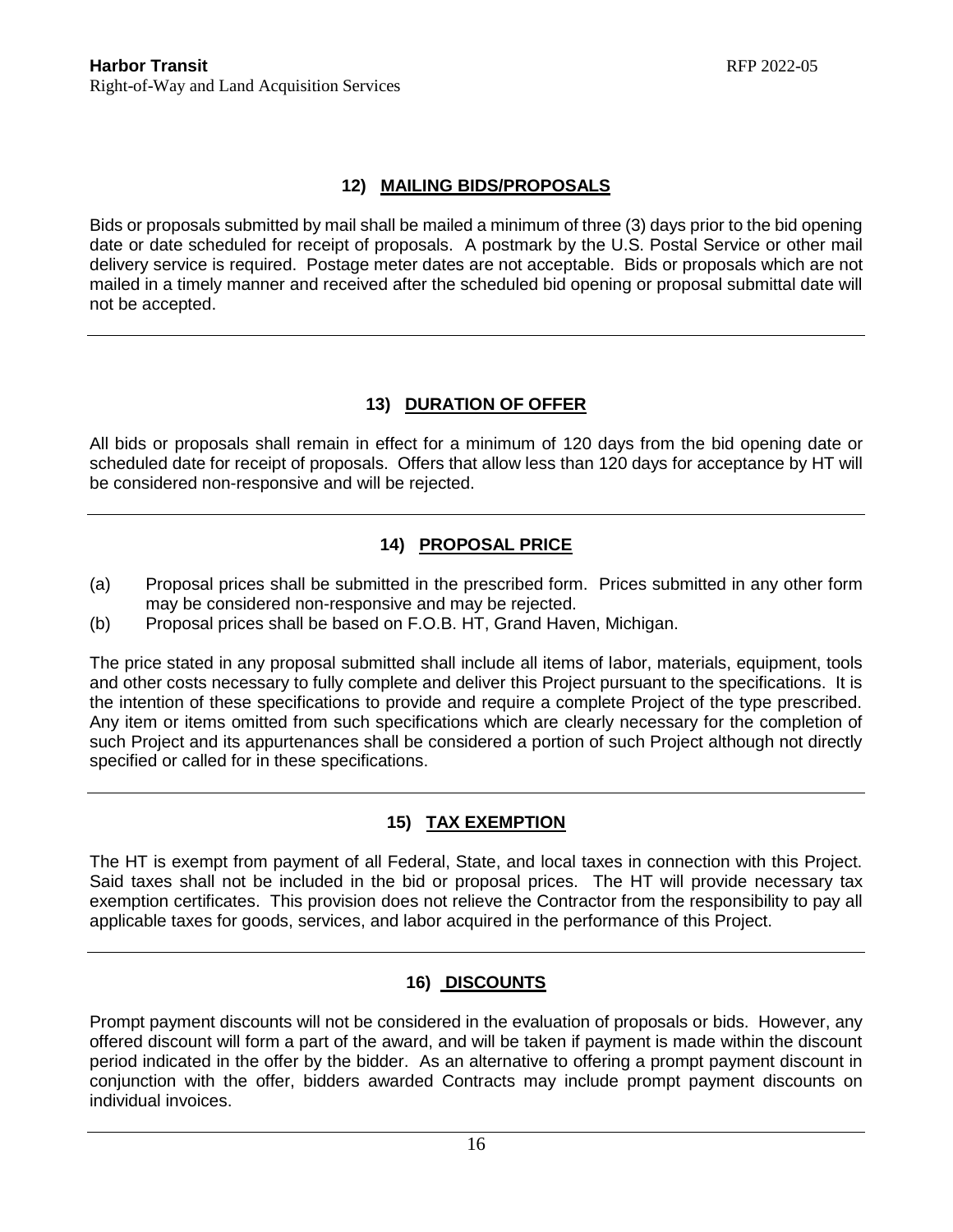## 12) MAILING BIDS/PROPOSALS

Bids or proposals submitted by mail shall be mailed a minimum of three (3) days prior to the bid opening date or date scheduled for receipt of proposals. A postmark by the U.S. Postal Service or other mail delivery service is required. Postage meter dates are not acceptable. Bids or proposals which are not mailed in a timely manner and received after the scheduled bid opening or proposal submittal date will not be accepted.

---

## 13) DURATION OF OFFER

All bids or proposals shall remain in effect for a minimum of 120 days from the bid opening date or scheduled date for receipt of proposals. Offers that allow less than 120 days for acceptance by HT will be considered non-responsive and will be rejected.

---

## 14) PROPOSAL PRICE

(a) Proposal prices shall be submitted in the prescribed form. Prices submitted in any other form may be considered non-responsive and may be rejected.

(b) Proposal prices shall be based on F.O.B. HT, Grand Haven, Michigan.

The price stated in any proposal submitted shall include all items of labor, materials, equipment, tools and other costs necessary to fully complete and deliver this Project pursuant to the specifications. It is the intention of these specifications to provide and require a complete Project of the type prescribed. Any item or items omitted from such specifications which are clearly necessary for the completion of such Project and its appurtenances shall be considered a portion of such Project although not directly specified or called for in these specifications.

---

## 15) TAX EXEMPTION

The HT is exempt from payment of all Federal, State, and local taxes in connection with this Project. Said taxes shall not be included in the bid or proposal prices. The HT will provide necessary tax exemption certificates. This provision does not relieve the Contractor from the responsibility to pay all applicable taxes for goods, services, and labor acquired in the performance of this Project.

---

## 16) DISCOUNTS

Prompt payment discounts will not be considered in the evaluation of proposals or bids. However, any offered discount will form a part of the award, and will be taken if payment is made within the discount period indicated in the offer by the bidder. As an alternative to offering a prompt payment discount in conjunction with the offer, bidders awarded Contracts may include prompt payment discounts on individual invoices.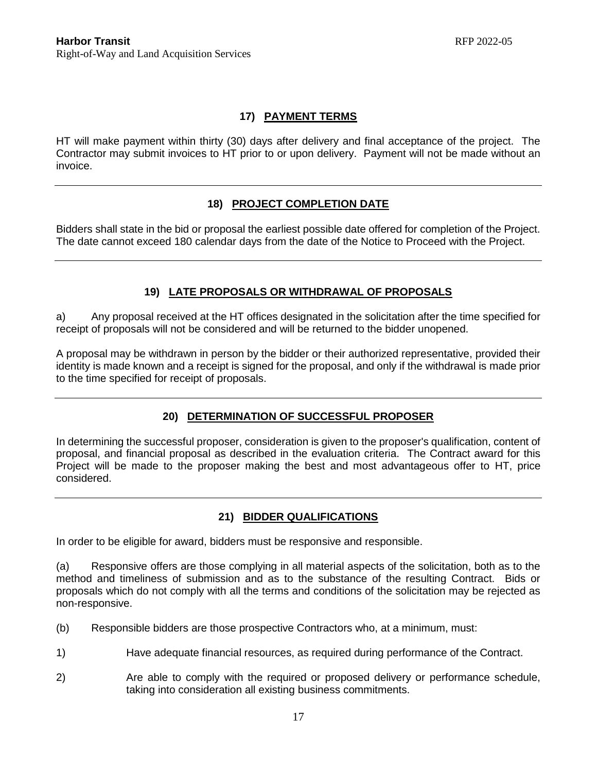## 17) PAYMENT TERMS

HT will make payment within thirty (30) days after delivery and final acceptance of the project. The Contractor may submit invoices to HT prior to or upon delivery. Payment will not be made without an invoice.

---

## 18) PROJECT COMPLETION DATE

Bidders shall state in the bid or proposal the earliest possible date offered for completion of the Project. The date cannot exceed 180 calendar days from the date of the Notice to Proceed with the Project.

---

## 19) LATE PROPOSALS OR WITHDRAWAL OF PROPOSALS

a) Any proposal received at the HT offices designated in the solicitation after the time specified for receipt of proposals will not be considered and will be returned to the bidder unopened.

A proposal may be withdrawn in person by the bidder or their authorized representative, provided their identity is made known and a receipt is signed for the proposal, and only if the withdrawal is made prior to the time specified for receipt of proposals.

---

## 20) DETERMINATION OF SUCCESSFUL PROPOSER

In determining the successful proposer, consideration is given to the proposer's qualification, content of proposal, and financial proposal as described in the evaluation criteria. The Contract award for this Project will be made to the proposer making the best and most advantageous offer to HT, price considered.

---

## 21) BIDDER QUALIFICATIONS

In order to be eligible for award, bidders must be responsive and responsible.

(a) Responsive offers are those complying in all material aspects of the solicitation, both as to the method and timeliness of submission and as to the substance of the resulting Contract. Bids or proposals which do not comply with all the terms and conditions of the solicitation may be rejected as non-responsive.

(b) Responsible bidders are those prospective Contractors who, at a minimum, must:

1) Have adequate financial resources, as required during performance of the Contract.

2) Are able to comply with the required or proposed delivery or performance schedule, taking into consideration all existing business commitments.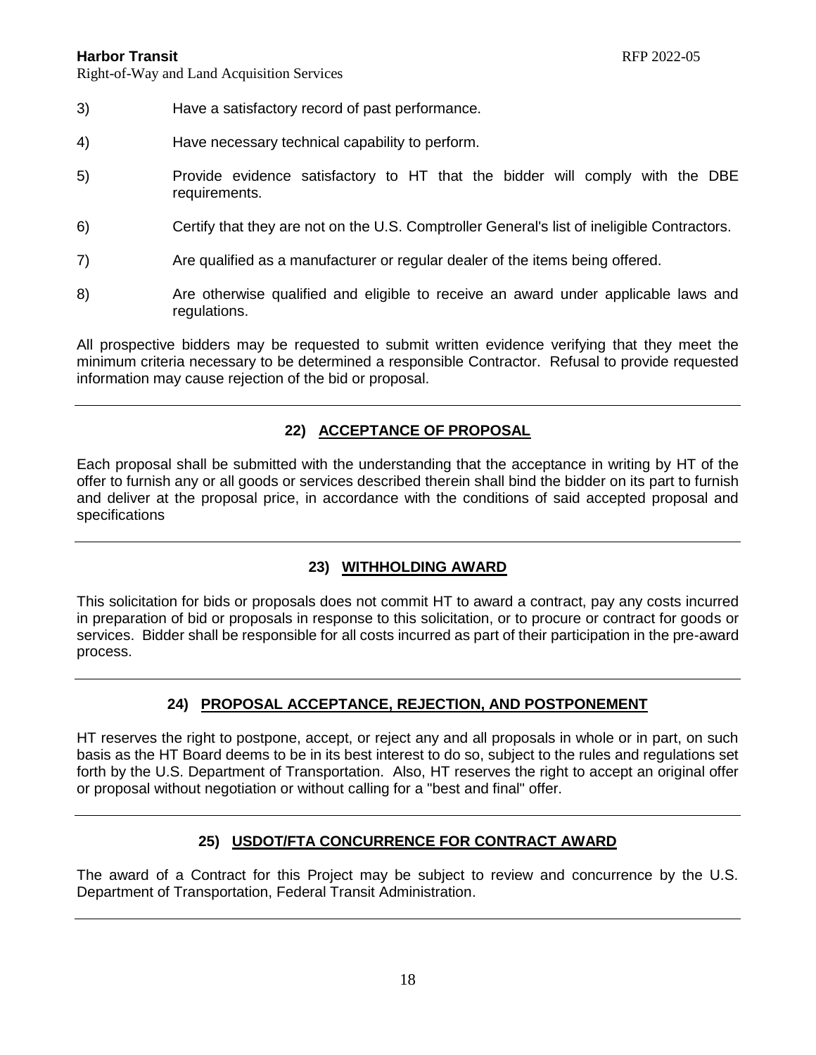3) Have a satisfactory record of past performance.

4) Have necessary technical capability to perform.

5) Provide evidence satisfactory to HT that the bidder will comply with the DBE requirements.

6) Certify that they are not on the U.S. Comptroller General's list of ineligible Contractors.

7) Are qualified as a manufacturer or regular dealer of the items being offered.

8) Are otherwise qualified and eligible to receive an award under applicable laws and regulations.

All prospective bidders may be requested to submit written evidence verifying that they meet the minimum criteria necessary to be determined a responsible Contractor. Refusal to provide requested information may cause rejection of the bid or proposal.

---

## 22) ACCEPTANCE OF PROPOSAL

Each proposal shall be submitted with the understanding that the acceptance in writing by HT of the offer to furnish any or all goods or services described therein shall bind the bidder on its part to furnish and deliver at the proposal price, in accordance with the conditions of said accepted proposal and specifications

---

## 23) WITHHOLDING AWARD

This solicitation for bids or proposals does not commit HT to award a contract, pay any costs incurred in preparation of bid or proposals in response to this solicitation, or to procure or contract for goods or services. Bidder shall be responsible for all costs incurred as part of their participation in the pre-award process.

---

## 24) PROPOSAL ACCEPTANCE, REJECTION, AND POSTPONEMENT

HT reserves the right to postpone, accept, or reject any and all proposals in whole or in part, on such basis as the HT Board deems to be in its best interest to do so, subject to the rules and regulations set forth by the U.S. Department of Transportation. Also, HT reserves the right to accept an original offer or proposal without negotiation or without calling for a "best and final" offer.

---

## 25) USDOT/FTA CONCURRENCE FOR CONTRACT AWARD

The award of a Contract for this Project may be subject to review and concurrence by the U.S. Department of Transportation, Federal Transit Administration.

---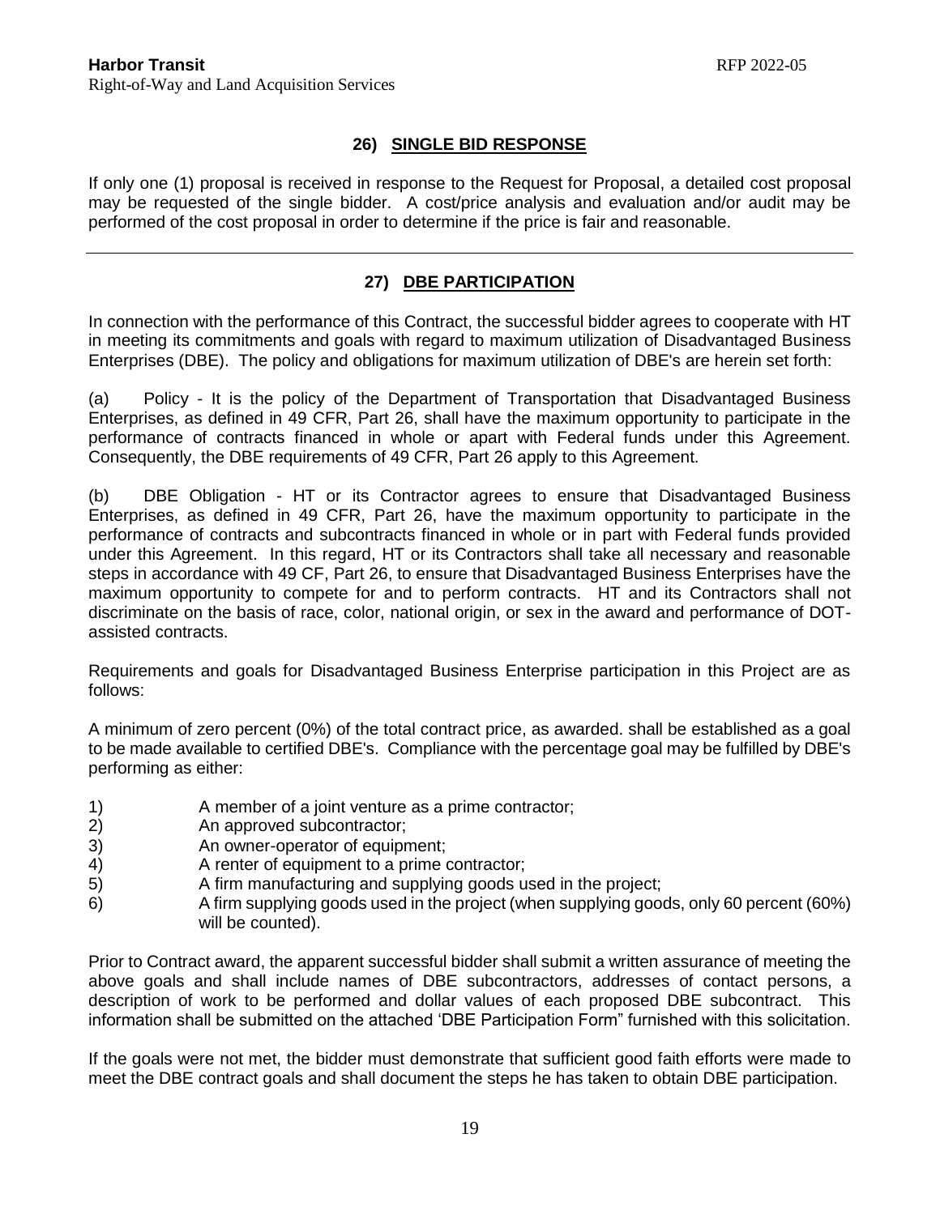## 26) SINGLE BID RESPONSE

If only one (1) proposal is received in response to the Request for Proposal, a detailed cost proposal may be requested of the single bidder. A cost/price analysis and evaluation and/or audit may be performed of the cost proposal in order to determine if the price is fair and reasonable.

---

## 27) DBE PARTICIPATION

In connection with the performance of this Contract, the successful bidder agrees to cooperate with HT in meeting its commitments and goals with regard to maximum utilization of Disadvantaged Business Enterprises (DBE). The policy and obligations for maximum utilization of DBE's are herein set forth:

(a) Policy - It is the policy of the Department of Transportation that Disadvantaged Business Enterprises, as defined in 49 CFR, Part 26, shall have the maximum opportunity to participate in the performance of contracts financed in whole or apart with Federal funds under this Agreement. Consequently, the DBE requirements of 49 CFR, Part 26 apply to this Agreement.

(b) DBE Obligation - HT or its Contractor agrees to ensure that Disadvantaged Business Enterprises, as defined in 49 CFR, Part 26, have the maximum opportunity to participate in the performance of contracts and subcontracts financed in whole or in part with Federal funds provided under this Agreement. In this regard, HT or its Contractors shall take all necessary and reasonable steps in accordance with 49 CF, Part 26, to ensure that Disadvantaged Business Enterprises have the maximum opportunity to compete for and to perform contracts. HT and its Contractors shall not discriminate on the basis of race, color, national origin, or sex in the award and performance of DOT-assisted contracts.

Requirements and goals for Disadvantaged Business Enterprise participation in this Project are as follows:

A minimum of zero percent (0%) of the total contract price, as awarded. shall be established as a goal to be made available to certified DBE's. Compliance with the percentage goal may be fulfilled by DBE's performing as either:

1) A member of a joint venture as a prime contractor;
2) An approved subcontractor;
3) An owner-operator of equipment;
4) A renter of equipment to a prime contractor;
5) A firm manufacturing and supplying goods used in the project;
6) A firm supplying goods used in the project (when supplying goods, only 60 percent (60%) will be counted).

Prior to Contract award, the apparent successful bidder shall submit a written assurance of meeting the above goals and shall include names of DBE subcontractors, addresses of contact persons, a description of work to be performed and dollar values of each proposed DBE subcontract. This information shall be submitted on the attached 'DBE Participation Form" furnished with this solicitation.

If the goals were not met, the bidder must demonstrate that sufficient good faith efforts were made to meet the DBE contract goals and shall document the steps he has taken to obtain DBE participation.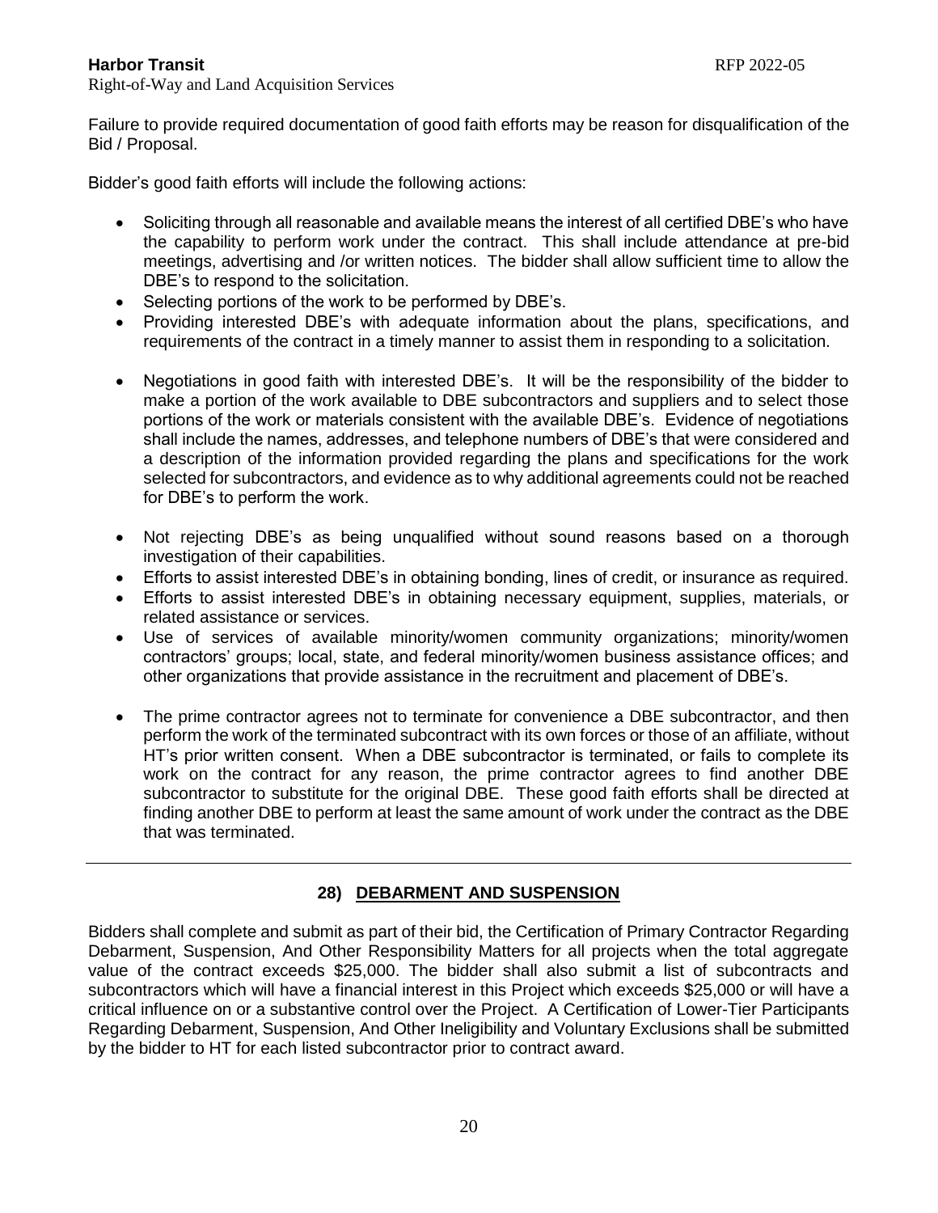Failure to provide required documentation of good faith efforts may be reason for disqualification of the Bid / Proposal.

Bidder's good faith efforts will include the following actions:

- Soliciting through all reasonable and available means the interest of all certified DBE's who have the capability to perform work under the contract. This shall include attendance at pre-bid meetings, advertising and /or written notices. The bidder shall allow sufficient time to allow the DBE's to respond to the solicitation.
- Selecting portions of the work to be performed by DBE's.
- Providing interested DBE's with adequate information about the plans, specifications, and requirements of the contract in a timely manner to assist them in responding to a solicitation.
- Negotiations in good faith with interested DBE's. It will be the responsibility of the bidder to make a portion of the work available to DBE subcontractors and suppliers and to select those portions of the work or materials consistent with the available DBE's. Evidence of negotiations shall include the names, addresses, and telephone numbers of DBE's that were considered and a description of the information provided regarding the plans and specifications for the work selected for subcontractors, and evidence as to why additional agreements could not be reached for DBE's to perform the work.
- Not rejecting DBE's as being unqualified without sound reasons based on a thorough investigation of their capabilities.
- Efforts to assist interested DBE's in obtaining bonding, lines of credit, or insurance as required.
- Efforts to assist interested DBE's in obtaining necessary equipment, supplies, materials, or related assistance or services.
- Use of services of available minority/women community organizations; minority/women contractors' groups; local, state, and federal minority/women business assistance offices; and other organizations that provide assistance in the recruitment and placement of DBE's.
- The prime contractor agrees not to terminate for convenience a DBE subcontractor, and then perform the work of the terminated subcontract with its own forces or those of an affiliate, without HT's prior written consent. When a DBE subcontractor is terminated, or fails to complete its work on the contract for any reason, the prime contractor agrees to find another DBE subcontractor to substitute for the original DBE. These good faith efforts shall be directed at finding another DBE to perform at least the same amount of work under the contract as the DBE that was terminated.

---

## 28) DEBARMENT AND SUSPENSION

Bidders shall complete and submit as part of their bid, the Certification of Primary Contractor Regarding Debarment, Suspension, And Other Responsibility Matters for all projects when the total aggregate value of the contract exceeds $25,000. The bidder shall also submit a list of subcontracts and subcontractors which will have a financial interest in this Project which exceeds $25,000 or will have a critical influence on or a substantive control over the Project. A Certification of Lower-Tier Participants Regarding Debarment, Suspension, And Other Ineligibility and Voluntary Exclusions shall be submitted by the bidder to HT for each listed subcontractor prior to contract award.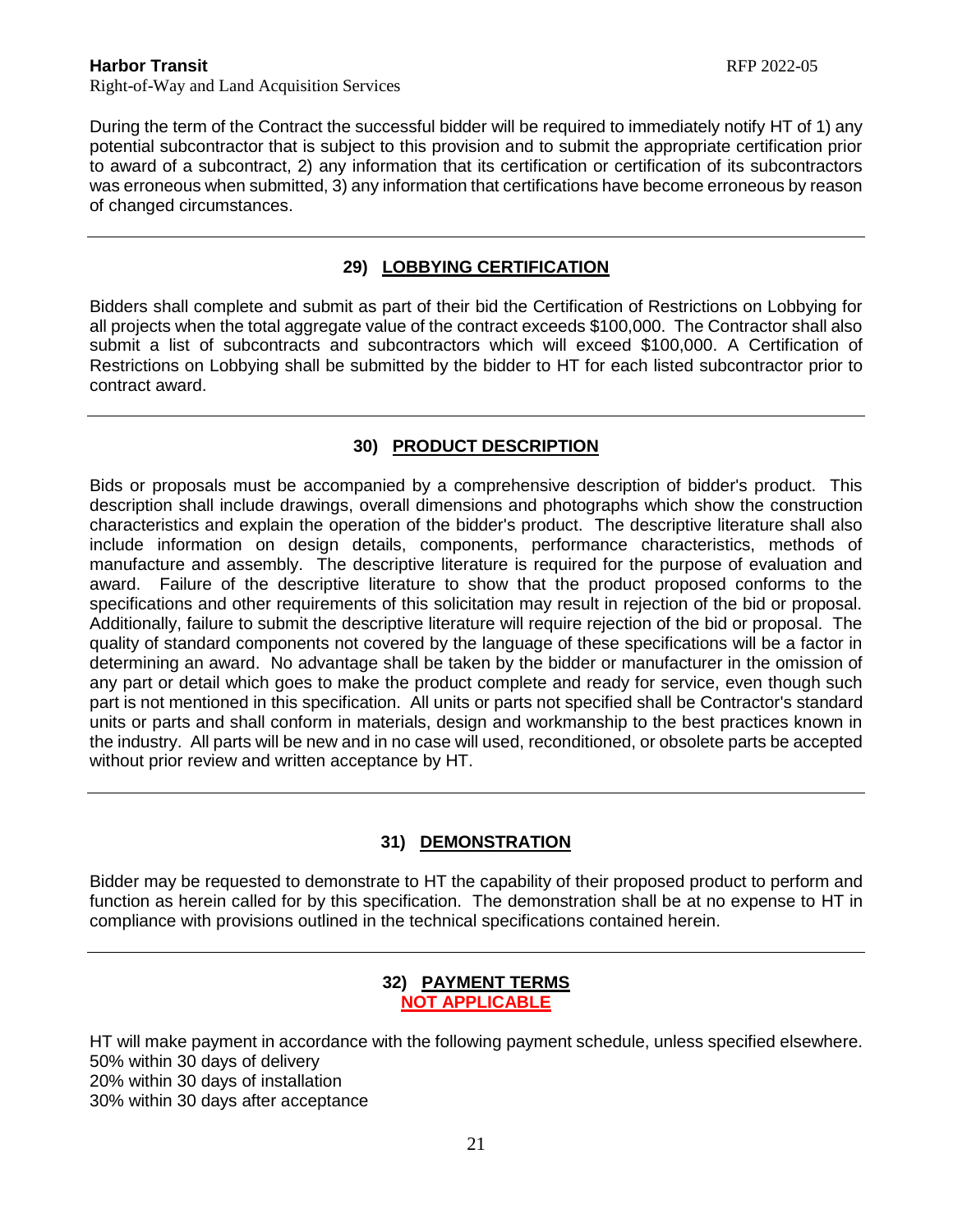During the term of the Contract the successful bidder will be required to immediately notify HT of 1) any potential subcontractor that is subject to this provision and to submit the appropriate certification prior to award of a subcontract, 2) any information that its certification or certification of its subcontractors was erroneous when submitted, 3) any information that certifications have become erroneous by reason of changed circumstances.

---

## 29) LOBBYING CERTIFICATION

Bidders shall complete and submit as part of their bid the Certification of Restrictions on Lobbying for all projects when the total aggregate value of the contract exceeds $100,000. The Contractor shall also submit a list of subcontracts and subcontractors which will exceed $100,000. A Certification of Restrictions on Lobbying shall be submitted by the bidder to HT for each listed subcontractor prior to contract award.

---

## 30) PRODUCT DESCRIPTION

Bids or proposals must be accompanied by a comprehensive description of bidder's product. This description shall include drawings, overall dimensions and photographs which show the construction characteristics and explain the operation of the bidder's product. The descriptive literature shall also include information on design details, components, performance characteristics, methods of manufacture and assembly. The descriptive literature is required for the purpose of evaluation and award. Failure of the descriptive literature to show that the product proposed conforms to the specifications and other requirements of this solicitation may result in rejection of the bid or proposal. Additionally, failure to submit the descriptive literature will require rejection of the bid or proposal. The quality of standard components not covered by the language of these specifications will be a factor in determining an award. No advantage shall be taken by the bidder or manufacturer in the omission of any part or detail which goes to make the product complete and ready for service, even though such part is not mentioned in this specification. All units or parts not specified shall be Contractor's standard units or parts and shall conform in materials, design and workmanship to the best practices known in the industry. All parts will be new and in no case will used, reconditioned, or obsolete parts be accepted without prior review and written acceptance by HT.

---

## 31) DEMONSTRATION

Bidder may be requested to demonstrate to HT the capability of their proposed product to perform and function as herein called for by this specification. The demonstration shall be at no expense to HT in compliance with provisions outlined in the technical specifications contained herein.

---

## 32) PAYMENT TERMS

**NOT APPLICABLE**

HT will make payment in accordance with the following payment schedule, unless specified elsewhere.
50% within 30 days of delivery
20% within 30 days of installation
30% within 30 days after acceptance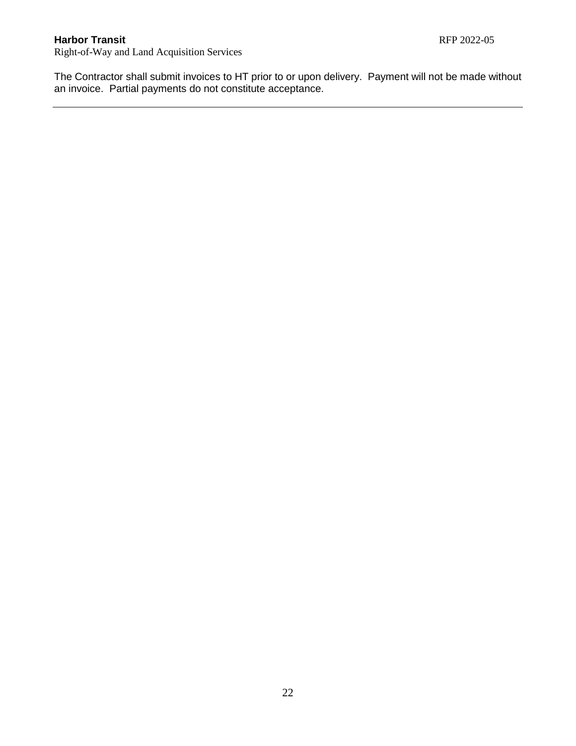The Contractor shall submit invoices to HT prior to or upon delivery. Payment will not be made without an invoice. Partial payments do not constitute acceptance.

---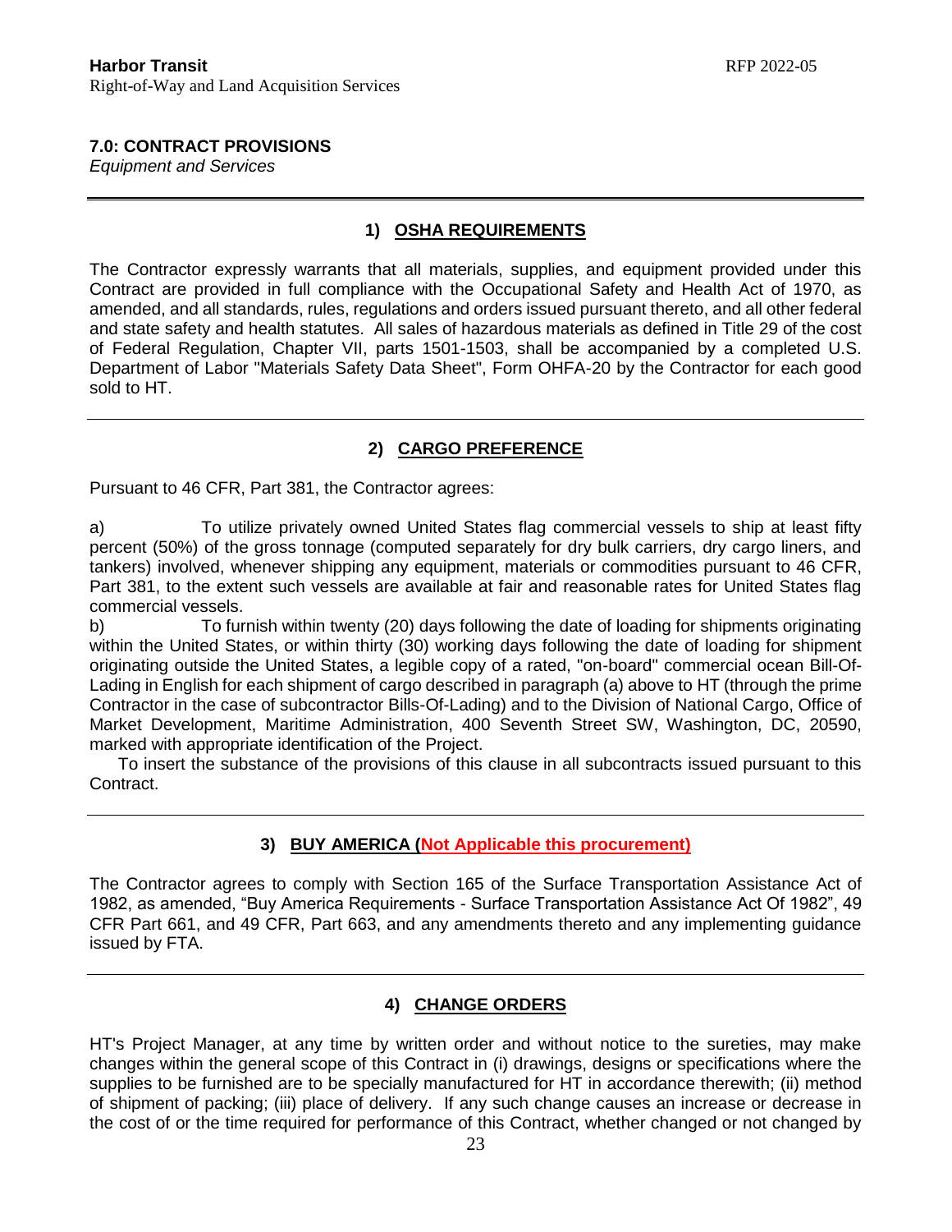## 7.0: CONTRACT PROVISIONS

*Equipment and Services*

---

### 1) OSHA REQUIREMENTS

The Contractor expressly warrants that all materials, supplies, and equipment provided under this Contract are provided in full compliance with the Occupational Safety and Health Act of 1970, as amended, and all standards, rules, regulations and orders issued pursuant thereto, and all other federal and state safety and health statutes. All sales of hazardous materials as defined in Title 29 of the cost of Federal Regulation, Chapter VII, parts 1501-1503, shall be accompanied by a completed U.S. Department of Labor "Materials Safety Data Sheet", Form OHFA-20 by the Contractor for each good sold to HT.

---

### 2) CARGO PREFERENCE

Pursuant to 46 CFR, Part 381, the Contractor agrees:

a) To utilize privately owned United States flag commercial vessels to ship at least fifty percent (50%) of the gross tonnage (computed separately for dry bulk carriers, dry cargo liners, and tankers) involved, whenever shipping any equipment, materials or commodities pursuant to 46 CFR, Part 381, to the extent such vessels are available at fair and reasonable rates for United States flag commercial vessels.

b) To furnish within twenty (20) days following the date of loading for shipments originating within the United States, or within thirty (30) working days following the date of loading for shipment originating outside the United States, a legible copy of a rated, "on-board" commercial ocean Bill-Of-Lading in English for each shipment of cargo described in paragraph (a) above to HT (through the prime Contractor in the case of subcontractor Bills-Of-Lading) and to the Division of National Cargo, Office of Market Development, Maritime Administration, 400 Seventh Street SW, Washington, DC, 20590, marked with appropriate identification of the Project.

To insert the substance of the provisions of this clause in all subcontracts issued pursuant to this Contract.

---

### 3) BUY AMERICA (Not Applicable this procurement)

The Contractor agrees to comply with Section 165 of the Surface Transportation Assistance Act of 1982, as amended, "Buy America Requirements - Surface Transportation Assistance Act Of 1982", 49 CFR Part 661, and 49 CFR, Part 663, and any amendments thereto and any implementing guidance issued by FTA.

---

### 4) CHANGE ORDERS

HT's Project Manager, at any time by written order and without notice to the sureties, may make changes within the general scope of this Contract in (i) drawings, designs or specifications where the supplies to be furnished are to be specially manufactured for HT in accordance therewith; (ii) method of shipment of packing; (iii) place of delivery. If any such change causes an increase or decrease in the cost of or the time required for performance of this Contract, whether changed or not changed by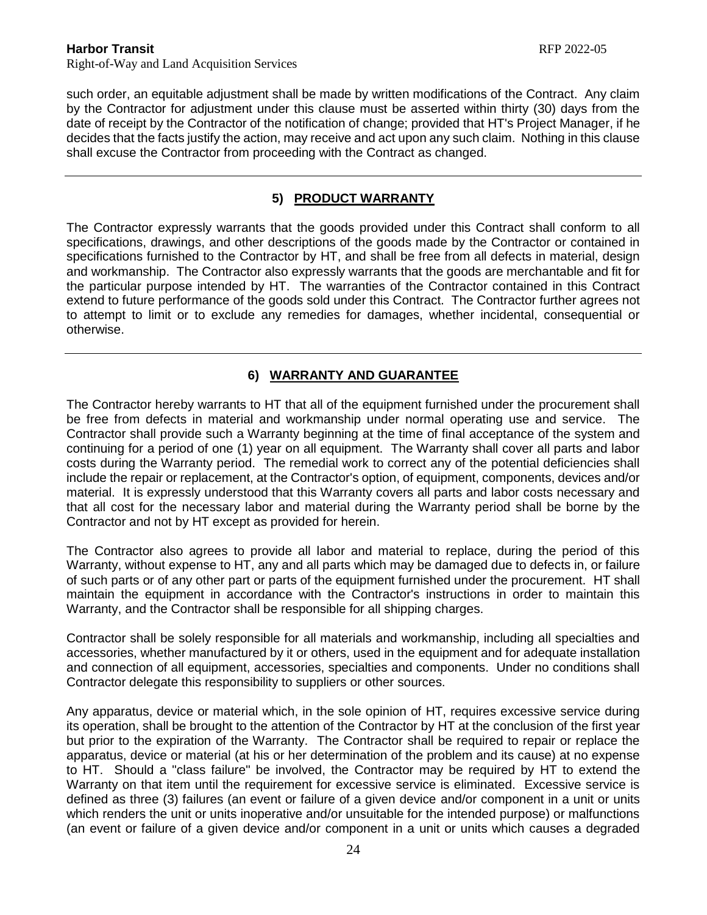such order, an equitable adjustment shall be made by written modifications of the Contract. Any claim by the Contractor for adjustment under this clause must be asserted within thirty (30) days from the date of receipt by the Contractor of the notification of change; provided that HT's Project Manager, if he decides that the facts justify the action, may receive and act upon any such claim. Nothing in this clause shall excuse the Contractor from proceeding with the Contract as changed.

---

## 5) PRODUCT WARRANTY

The Contractor expressly warrants that the goods provided under this Contract shall conform to all specifications, drawings, and other descriptions of the goods made by the Contractor or contained in specifications furnished to the Contractor by HT, and shall be free from all defects in material, design and workmanship. The Contractor also expressly warrants that the goods are merchantable and fit for the particular purpose intended by HT. The warranties of the Contractor contained in this Contract extend to future performance of the goods sold under this Contract. The Contractor further agrees not to attempt to limit or to exclude any remedies for damages, whether incidental, consequential or otherwise.

---

## 6) WARRANTY AND GUARANTEE

The Contractor hereby warrants to HT that all of the equipment furnished under the procurement shall be free from defects in material and workmanship under normal operating use and service. The Contractor shall provide such a Warranty beginning at the time of final acceptance of the system and continuing for a period of one (1) year on all equipment. The Warranty shall cover all parts and labor costs during the Warranty period. The remedial work to correct any of the potential deficiencies shall include the repair or replacement, at the Contractor's option, of equipment, components, devices and/or material. It is expressly understood that this Warranty covers all parts and labor costs necessary and that all cost for the necessary labor and material during the Warranty period shall be borne by the Contractor and not by HT except as provided for herein.

The Contractor also agrees to provide all labor and material to replace, during the period of this Warranty, without expense to HT, any and all parts which may be damaged due to defects in, or failure of such parts or of any other part or parts of the equipment furnished under the procurement. HT shall maintain the equipment in accordance with the Contractor's instructions in order to maintain this Warranty, and the Contractor shall be responsible for all shipping charges.

Contractor shall be solely responsible for all materials and workmanship, including all specialties and accessories, whether manufactured by it or others, used in the equipment and for adequate installation and connection of all equipment, accessories, specialties and components. Under no conditions shall Contractor delegate this responsibility to suppliers or other sources.

Any apparatus, device or material which, in the sole opinion of HT, requires excessive service during its operation, shall be brought to the attention of the Contractor by HT at the conclusion of the first year but prior to the expiration of the Warranty. The Contractor shall be required to repair or replace the apparatus, device or material (at his or her determination of the problem and its cause) at no expense to HT. Should a "class failure" be involved, the Contractor may be required by HT to extend the Warranty on that item until the requirement for excessive service is eliminated. Excessive service is defined as three (3) failures (an event or failure of a given device and/or component in a unit or units which renders the unit or units inoperative and/or unsuitable for the intended purpose) or malfunctions (an event or failure of a given device and/or component in a unit or units which causes a degraded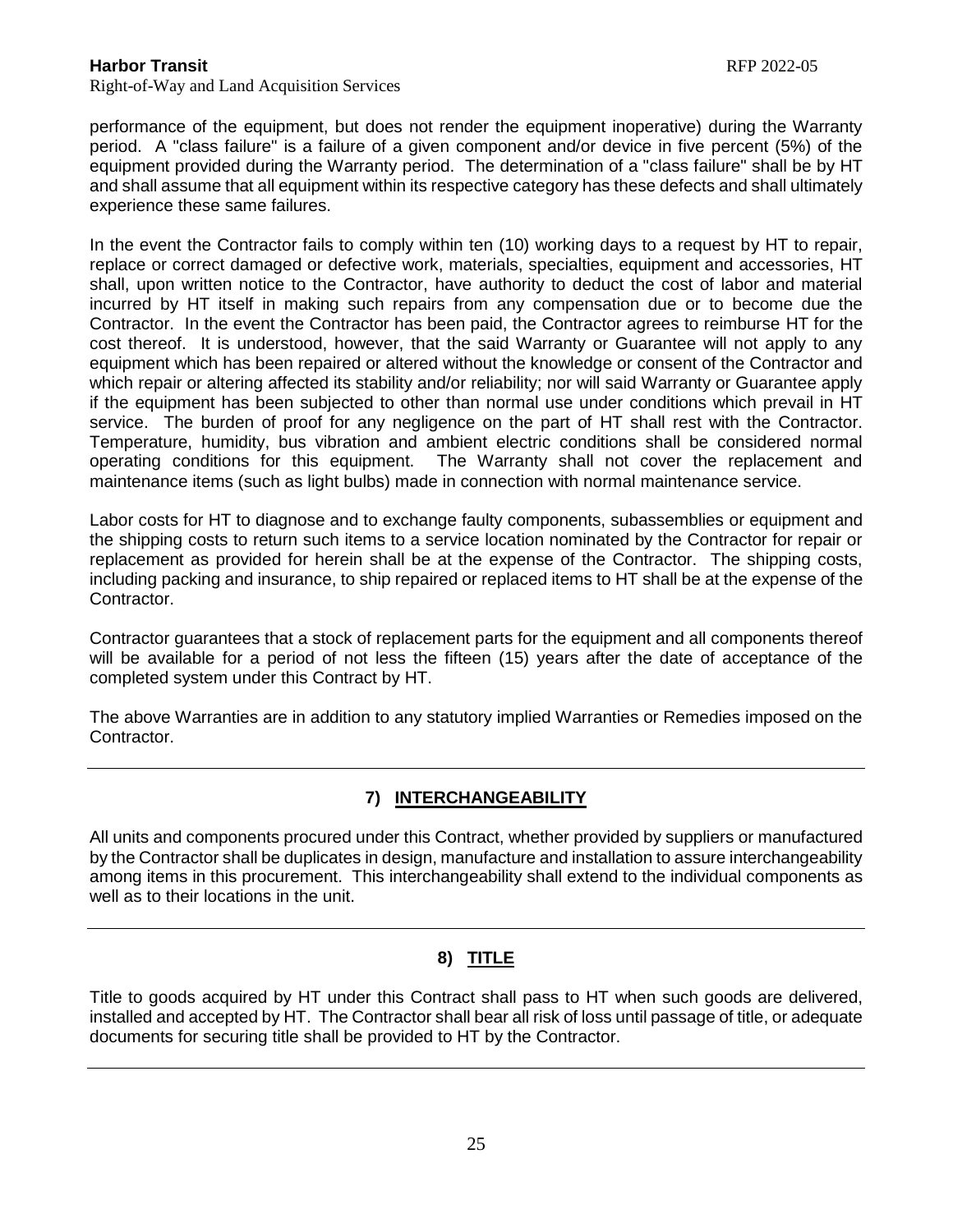performance of the equipment, but does not render the equipment inoperative) during the Warranty period. A "class failure" is a failure of a given component and/or device in five percent (5%) of the equipment provided during the Warranty period. The determination of a "class failure" shall be by HT and shall assume that all equipment within its respective category has these defects and shall ultimately experience these same failures.

In the event the Contractor fails to comply within ten (10) working days to a request by HT to repair, replace or correct damaged or defective work, materials, specialties, equipment and accessories, HT shall, upon written notice to the Contractor, have authority to deduct the cost of labor and material incurred by HT itself in making such repairs from any compensation due or to become due the Contractor. In the event the Contractor has been paid, the Contractor agrees to reimburse HT for the cost thereof. It is understood, however, that the said Warranty or Guarantee will not apply to any equipment which has been repaired or altered without the knowledge or consent of the Contractor and which repair or altering affected its stability and/or reliability; nor will said Warranty or Guarantee apply if the equipment has been subjected to other than normal use under conditions which prevail in HT service. The burden of proof for any negligence on the part of HT shall rest with the Contractor. Temperature, humidity, bus vibration and ambient electric conditions shall be considered normal operating conditions for this equipment. The Warranty shall not cover the replacement and maintenance items (such as light bulbs) made in connection with normal maintenance service.

Labor costs for HT to diagnose and to exchange faulty components, subassemblies or equipment and the shipping costs to return such items to a service location nominated by the Contractor for repair or replacement as provided for herein shall be at the expense of the Contractor. The shipping costs, including packing and insurance, to ship repaired or replaced items to HT shall be at the expense of the Contractor.

Contractor guarantees that a stock of replacement parts for the equipment and all components thereof will be available for a period of not less the fifteen (15) years after the date of acceptance of the completed system under this Contract by HT.

The above Warranties are in addition to any statutory implied Warranties or Remedies imposed on the Contractor.

---

## 7) INTERCHANGEABILITY

All units and components procured under this Contract, whether provided by suppliers or manufactured by the Contractor shall be duplicates in design, manufacture and installation to assure interchangeability among items in this procurement. This interchangeability shall extend to the individual components as well as to their locations in the unit.

---

## 8) TITLE

Title to goods acquired by HT under this Contract shall pass to HT when such goods are delivered, installed and accepted by HT. The Contractor shall bear all risk of loss until passage of title, or adequate documents for securing title shall be provided to HT by the Contractor.

---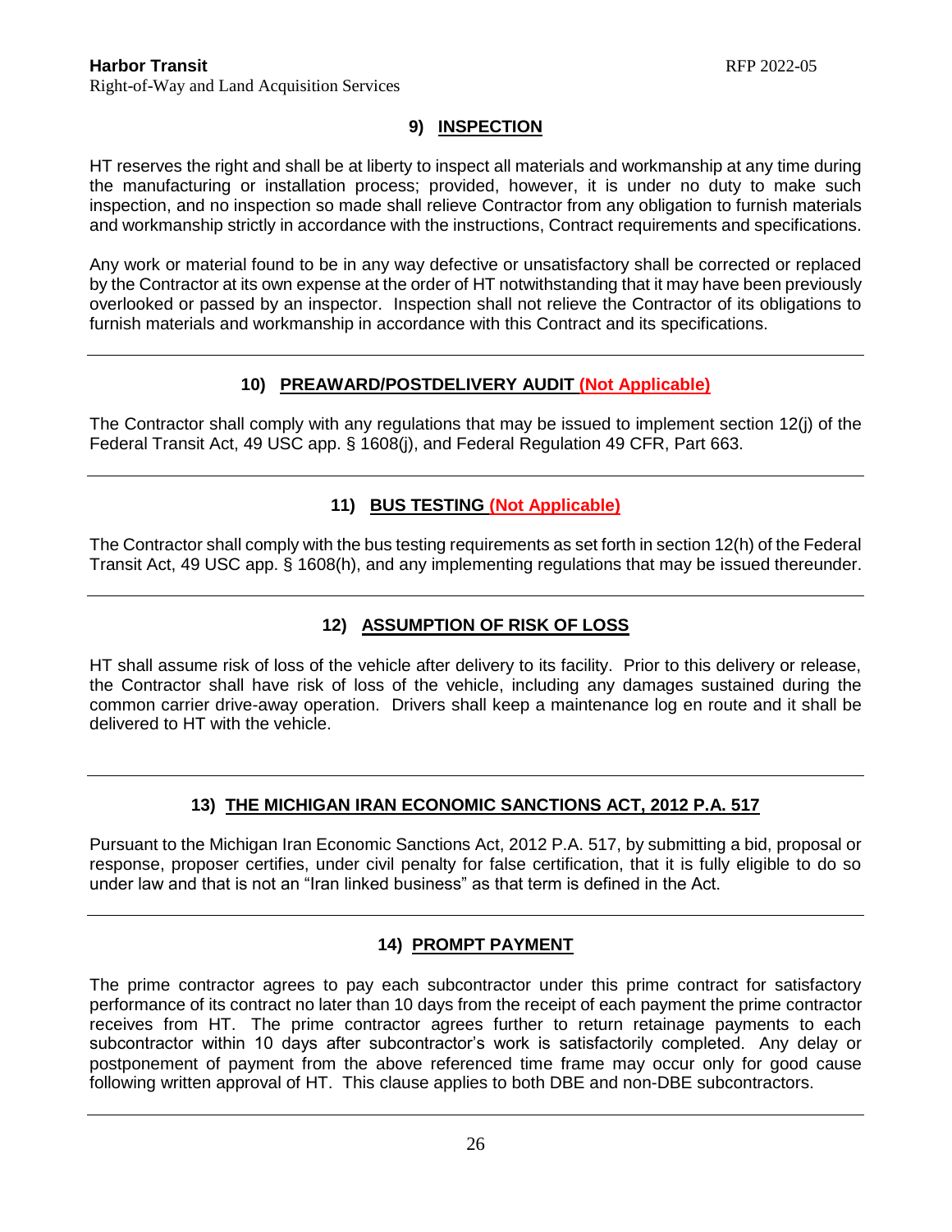## 9) INSPECTION

HT reserves the right and shall be at liberty to inspect all materials and workmanship at any time during the manufacturing or installation process; provided, however, it is under no duty to make such inspection, and no inspection so made shall relieve Contractor from any obligation to furnish materials and workmanship strictly in accordance with the instructions, Contract requirements and specifications.

Any work or material found to be in any way defective or unsatisfactory shall be corrected or replaced by the Contractor at its own expense at the order of HT notwithstanding that it may have been previously overlooked or passed by an inspector. Inspection shall not relieve the Contractor of its obligations to furnish materials and workmanship in accordance with this Contract and its specifications.

---

## 10) PREAWARD/POSTDELIVERY AUDIT (Not Applicable)

The Contractor shall comply with any regulations that may be issued to implement section 12(j) of the Federal Transit Act, 49 USC app. § 1608(j), and Federal Regulation 49 CFR, Part 663.

---

## 11) BUS TESTING (Not Applicable)

The Contractor shall comply with the bus testing requirements as set forth in section 12(h) of the Federal Transit Act, 49 USC app. § 1608(h), and any implementing regulations that may be issued thereunder.

---

## 12) ASSUMPTION OF RISK OF LOSS

HT shall assume risk of loss of the vehicle after delivery to its facility. Prior to this delivery or release, the Contractor shall have risk of loss of the vehicle, including any damages sustained during the common carrier drive-away operation. Drivers shall keep a maintenance log en route and it shall be delivered to HT with the vehicle.

---

## 13) THE MICHIGAN IRAN ECONOMIC SANCTIONS ACT, 2012 P.A. 517

Pursuant to the Michigan Iran Economic Sanctions Act, 2012 P.A. 517, by submitting a bid, proposal or response, proposer certifies, under civil penalty for false certification, that it is fully eligible to do so under law and that is not an "Iran linked business" as that term is defined in the Act.

---

## 14) PROMPT PAYMENT

The prime contractor agrees to pay each subcontractor under this prime contract for satisfactory performance of its contract no later than 10 days from the receipt of each payment the prime contractor receives from HT. The prime contractor agrees further to return retainage payments to each subcontractor within 10 days after subcontractor's work is satisfactorily completed. Any delay or postponement of payment from the above referenced time frame may occur only for good cause following written approval of HT. This clause applies to both DBE and non-DBE subcontractors.

---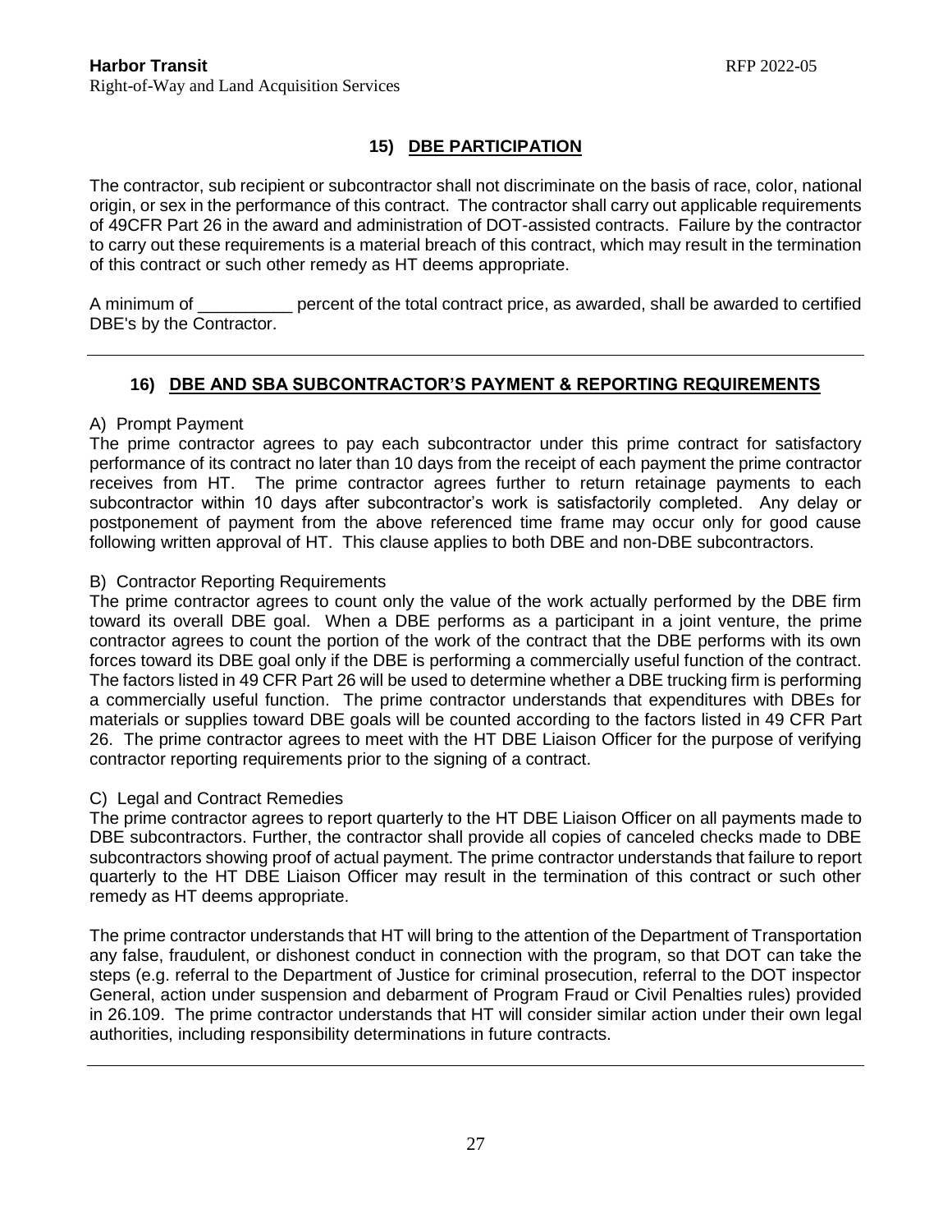## 15) DBE PARTICIPATION

The contractor, sub recipient or subcontractor shall not discriminate on the basis of race, color, national origin, or sex in the performance of this contract. The contractor shall carry out applicable requirements of 49CFR Part 26 in the award and administration of DOT-assisted contracts. Failure by the contractor to carry out these requirements is a material breach of this contract, which may result in the termination of this contract or such other remedy as HT deems appropriate.

A minimum of __________ percent of the total contract price, as awarded, shall be awarded to certified DBE's by the Contractor.

---

## 16) DBE AND SBA SUBCONTRACTOR'S PAYMENT & REPORTING REQUIREMENTS

A) Prompt Payment

The prime contractor agrees to pay each subcontractor under this prime contract for satisfactory performance of its contract no later than 10 days from the receipt of each payment the prime contractor receives from HT. The prime contractor agrees further to return retainage payments to each subcontractor within 10 days after subcontractor's work is satisfactorily completed. Any delay or postponement of payment from the above referenced time frame may occur only for good cause following written approval of HT. This clause applies to both DBE and non-DBE subcontractors.

B) Contractor Reporting Requirements

The prime contractor agrees to count only the value of the work actually performed by the DBE firm toward its overall DBE goal. When a DBE performs as a participant in a joint venture, the prime contractor agrees to count the portion of the work of the contract that the DBE performs with its own forces toward its DBE goal only if the DBE is performing a commercially useful function of the contract. The factors listed in 49 CFR Part 26 will be used to determine whether a DBE trucking firm is performing a commercially useful function. The prime contractor understands that expenditures with DBEs for materials or supplies toward DBE goals will be counted according to the factors listed in 49 CFR Part 26. The prime contractor agrees to meet with the HT DBE Liaison Officer for the purpose of verifying contractor reporting requirements prior to the signing of a contract.

C) Legal and Contract Remedies

The prime contractor agrees to report quarterly to the HT DBE Liaison Officer on all payments made to DBE subcontractors. Further, the contractor shall provide all copies of canceled checks made to DBE subcontractors showing proof of actual payment. The prime contractor understands that failure to report quarterly to the HT DBE Liaison Officer may result in the termination of this contract or such other remedy as HT deems appropriate.

The prime contractor understands that HT will bring to the attention of the Department of Transportation any false, fraudulent, or dishonest conduct in connection with the program, so that DOT can take the steps (e.g. referral to the Department of Justice for criminal prosecution, referral to the DOT inspector General, action under suspension and debarment of Program Fraud or Civil Penalties rules) provided in 26.109. The prime contractor understands that HT will consider similar action under their own legal authorities, including responsibility determinations in future contracts.

---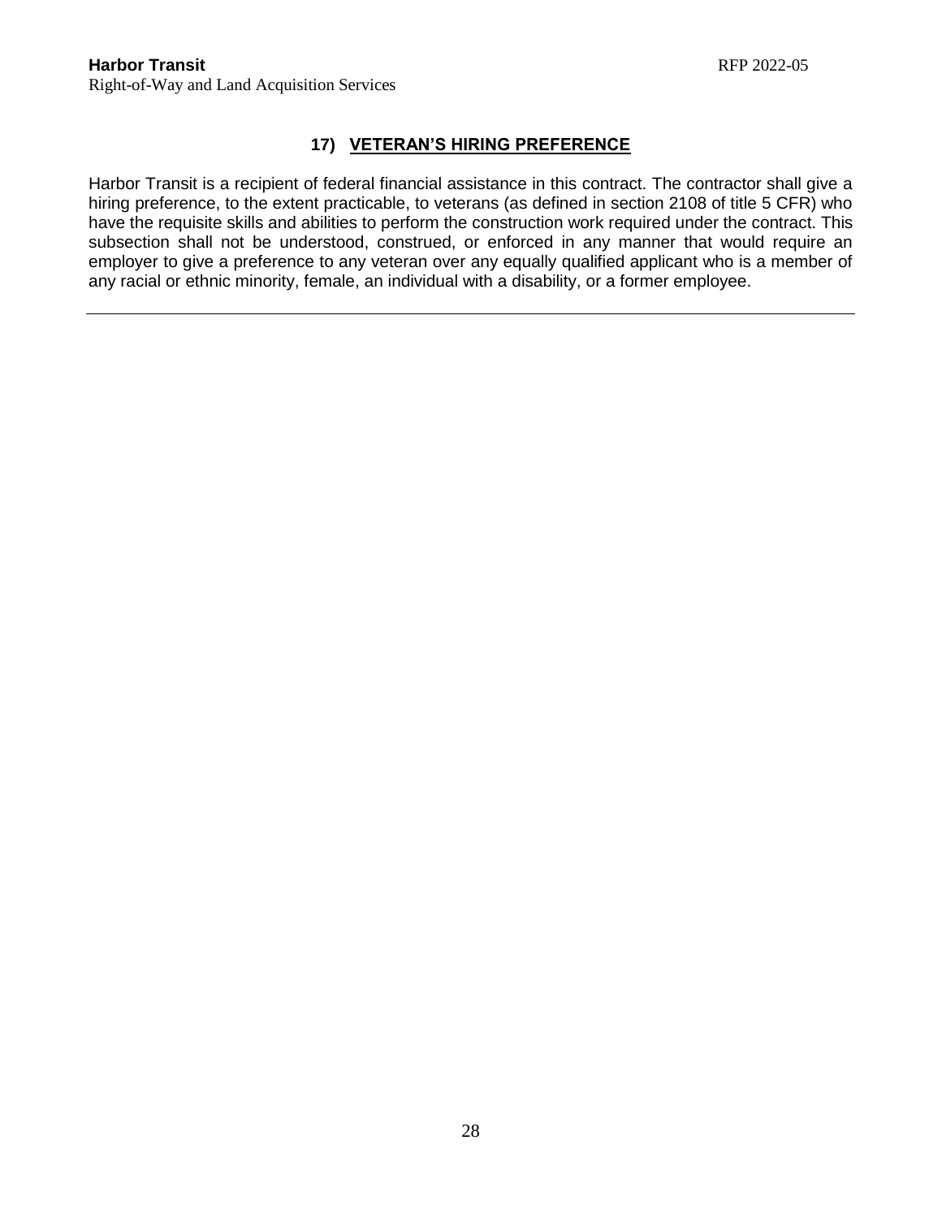## 17) VETERAN'S HIRING PREFERENCE

Harbor Transit is a recipient of federal financial assistance in this contract. The contractor shall give a hiring preference, to the extent practicable, to veterans (as defined in section 2108 of title 5 CFR) who have the requisite skills and abilities to perform the construction work required under the contract. This subsection shall not be understood, construed, or enforced in any manner that would require an employer to give a preference to any veteran over any equally qualified applicant who is a member of any racial or ethnic minority, female, an individual with a disability, or a former employee.

---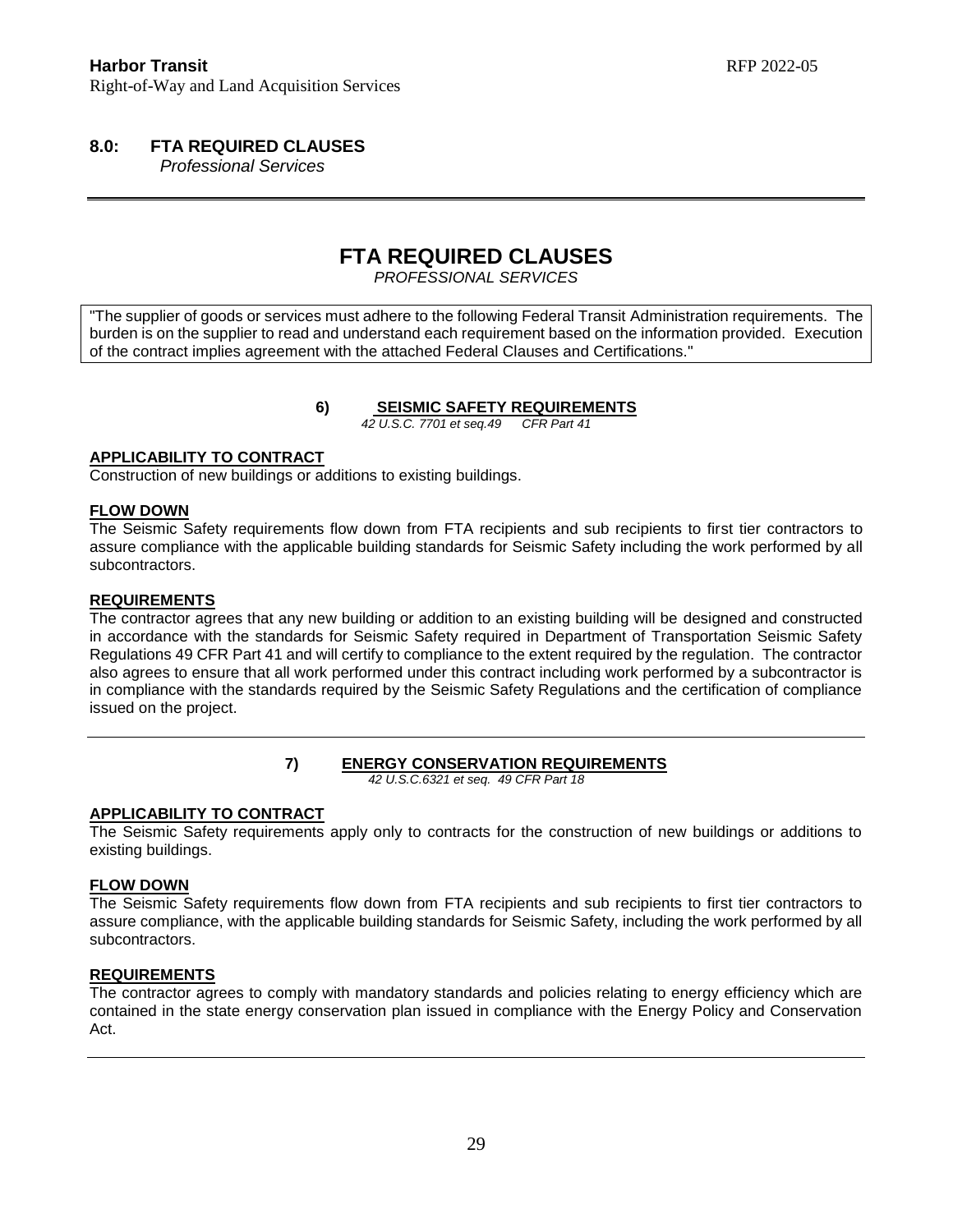## 8.0: FTA REQUIRED CLAUSES

*Professional Services*

---

# FTA REQUIRED CLAUSES

*PROFESSIONAL SERVICES*

"The supplier of goods or services must adhere to the following Federal Transit Administration requirements. The burden is on the supplier to read and understand each requirement based on the information provided. Execution of the contract implies agreement with the attached Federal Clauses and Certifications."

### 6) SEISMIC SAFETY REQUIREMENTS

*42 U.S.C. 7701 et seq.49 CFR Part 41*

**APPLICABILITY TO CONTRACT**

Construction of new buildings or additions to existing buildings.

**FLOW DOWN**

The Seismic Safety requirements flow down from FTA recipients and sub recipients to first tier contractors to assure compliance with the applicable building standards for Seismic Safety including the work performed by all subcontractors.

**REQUIREMENTS**

The contractor agrees that any new building or addition to an existing building will be designed and constructed in accordance with the standards for Seismic Safety required in Department of Transportation Seismic Safety Regulations 49 CFR Part 41 and will certify to compliance to the extent required by the regulation. The contractor also agrees to ensure that all work performed under this contract including work performed by a subcontractor is in compliance with the standards required by the Seismic Safety Regulations and the certification of compliance issued on the project.

---

### 7) ENERGY CONSERVATION REQUIREMENTS

*42 U.S.C.6321 et seq. 49 CFR Part 18*

**APPLICABILITY TO CONTRACT**

The Seismic Safety requirements apply only to contracts for the construction of new buildings or additions to existing buildings.

**FLOW DOWN**

The Seismic Safety requirements flow down from FTA recipients and sub recipients to first tier contractors to assure compliance, with the applicable building standards for Seismic Safety, including the work performed by all subcontractors.

**REQUIREMENTS**

The contractor agrees to comply with mandatory standards and policies relating to energy efficiency which are contained in the state energy conservation plan issued in compliance with the Energy Policy and Conservation Act.

---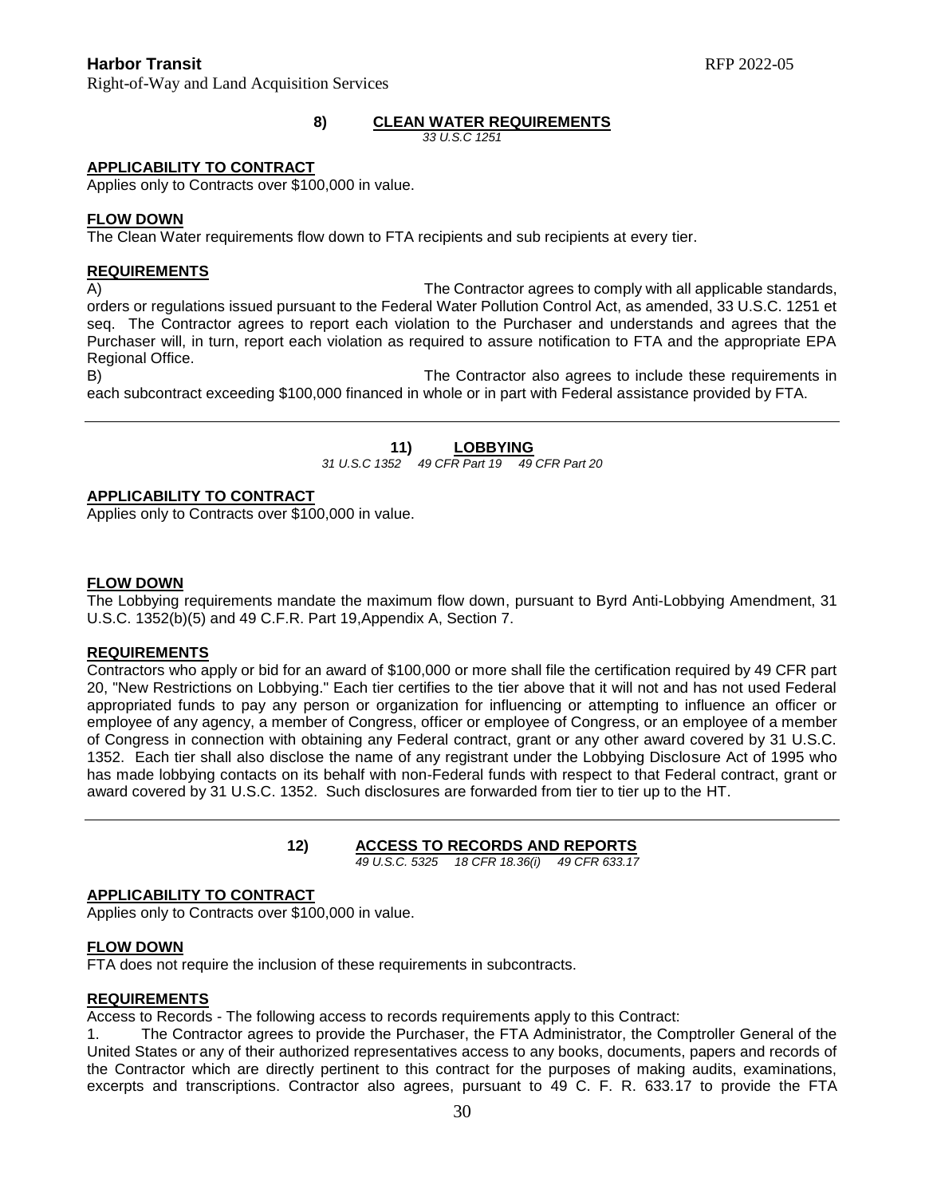## 8) CLEAN WATER REQUIREMENTS

*33 U.S.C 1251*

**APPLICABILITY TO CONTRACT**

Applies only to Contracts over $100,000 in value.

**FLOW DOWN**

The Clean Water requirements flow down to FTA recipients and sub recipients at every tier.

**REQUIREMENTS**

A) The Contractor agrees to comply with all applicable standards, orders or regulations issued pursuant to the Federal Water Pollution Control Act, as amended, 33 U.S.C. 1251 et seq. The Contractor agrees to report each violation to the Purchaser and understands and agrees that the Purchaser will, in turn, report each violation as required to assure notification to FTA and the appropriate EPA Regional Office.

B) The Contractor also agrees to include these requirements in each subcontract exceeding $100,000 financed in whole or in part with Federal assistance provided by FTA.

---

## 11) LOBBYING

*31 U.S.C 1352 49 CFR Part 19 49 CFR Part 20*

**APPLICABILITY TO CONTRACT**

Applies only to Contracts over $100,000 in value.

**FLOW DOWN**

The Lobbying requirements mandate the maximum flow down, pursuant to Byrd Anti-Lobbying Amendment, 31 U.S.C. 1352(b)(5) and 49 C.F.R. Part 19,Appendix A, Section 7.

**REQUIREMENTS**

Contractors who apply or bid for an award of $100,000 or more shall file the certification required by 49 CFR part 20, "New Restrictions on Lobbying." Each tier certifies to the tier above that it will not and has not used Federal appropriated funds to pay any person or organization for influencing or attempting to influence an officer or employee of any agency, a member of Congress, officer or employee of Congress, or an employee of a member of Congress in connection with obtaining any Federal contract, grant or any other award covered by 31 U.S.C. 1352. Each tier shall also disclose the name of any registrant under the Lobbying Disclosure Act of 1995 who has made lobbying contacts on its behalf with non-Federal funds with respect to that Federal contract, grant or award covered by 31 U.S.C. 1352. Such disclosures are forwarded from tier to tier up to the HT.

---

## 12) ACCESS TO RECORDS AND REPORTS

*49 U.S.C. 5325 18 CFR 18.36(i) 49 CFR 633.17*

**APPLICABILITY TO CONTRACT**

Applies only to Contracts over $100,000 in value.

**FLOW DOWN**

FTA does not require the inclusion of these requirements in subcontracts.

**REQUIREMENTS**

Access to Records - The following access to records requirements apply to this Contract:

1. The Contractor agrees to provide the Purchaser, the FTA Administrator, the Comptroller General of the United States or any of their authorized representatives access to any books, documents, papers and records of the Contractor which are directly pertinent to this contract for the purposes of making audits, examinations, excerpts and transcriptions. Contractor also agrees, pursuant to 49 C. F. R. 633.17 to provide the FTA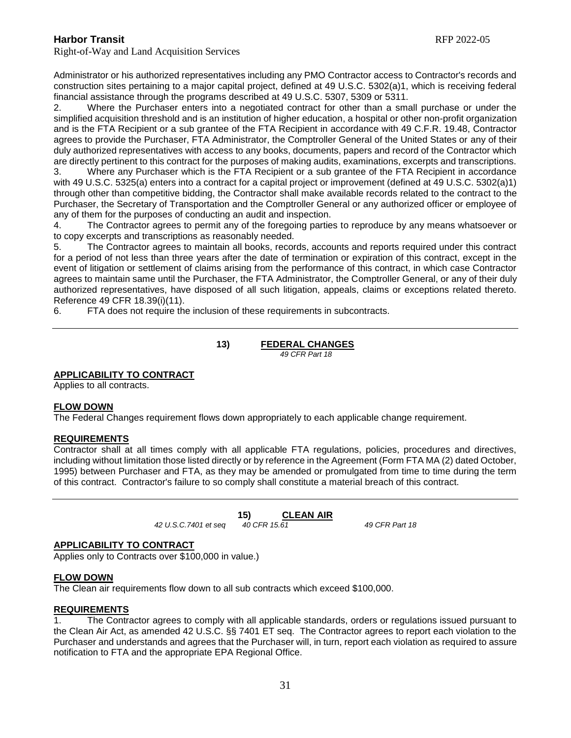Administrator or his authorized representatives including any PMO Contractor access to Contractor's records and construction sites pertaining to a major capital project, defined at 49 U.S.C. 5302(a)1, which is receiving federal financial assistance through the programs described at 49 U.S.C. 5307, 5309 or 5311.

2. Where the Purchaser enters into a negotiated contract for other than a small purchase or under the simplified acquisition threshold and is an institution of higher education, a hospital or other non-profit organization and is the FTA Recipient or a sub grantee of the FTA Recipient in accordance with 49 C.F.R. 19.48, Contractor agrees to provide the Purchaser, FTA Administrator, the Comptroller General of the United States or any of their duly authorized representatives with access to any books, documents, papers and record of the Contractor which are directly pertinent to this contract for the purposes of making audits, examinations, excerpts and transcriptions.

3. Where any Purchaser which is the FTA Recipient or a sub grantee of the FTA Recipient in accordance with 49 U.S.C. 5325(a) enters into a contract for a capital project or improvement (defined at 49 U.S.C. 5302(a)1) through other than competitive bidding, the Contractor shall make available records related to the contract to the Purchaser, the Secretary of Transportation and the Comptroller General or any authorized officer or employee of any of them for the purposes of conducting an audit and inspection.

4. The Contractor agrees to permit any of the foregoing parties to reproduce by any means whatsoever or to copy excerpts and transcriptions as reasonably needed.

5. The Contractor agrees to maintain all books, records, accounts and reports required under this contract for a period of not less than three years after the date of termination or expiration of this contract, except in the event of litigation or settlement of claims arising from the performance of this contract, in which case Contractor agrees to maintain same until the Purchaser, the FTA Administrator, the Comptroller General, or any of their duly authorized representatives, have disposed of all such litigation, appeals, claims or exceptions related thereto. Reference 49 CFR 18.39(i)(11).

6. FTA does not require the inclusion of these requirements in subcontracts.

---

## 13) FEDERAL CHANGES

*49 CFR Part 18*

**APPLICABILITY TO CONTRACT**

Applies to all contracts.

**FLOW DOWN**

The Federal Changes requirement flows down appropriately to each applicable change requirement.

**REQUIREMENTS**

Contractor shall at all times comply with all applicable FTA regulations, policies, procedures and directives, including without limitation those listed directly or by reference in the Agreement (Form FTA MA (2) dated October, 1995) between Purchaser and FTA, as they may be amended or promulgated from time to time during the term of this contract. Contractor's failure to so comply shall constitute a material breach of this contract.

---

## 15) CLEAN AIR

*42 U.S.C.7401 et seq* *40 CFR 15.61* *49 CFR Part 18*

**APPLICABILITY TO CONTRACT**

Applies only to Contracts over $100,000 in value.)

**FLOW DOWN**

The Clean air requirements flow down to all sub contracts which exceed $100,000.

**REQUIREMENTS**

1. The Contractor agrees to comply with all applicable standards, orders or regulations issued pursuant to the Clean Air Act, as amended 42 U.S.C. §§ 7401 ET seq. The Contractor agrees to report each violation to the Purchaser and understands and agrees that the Purchaser will, in turn, report each violation as required to assure notification to FTA and the appropriate EPA Regional Office.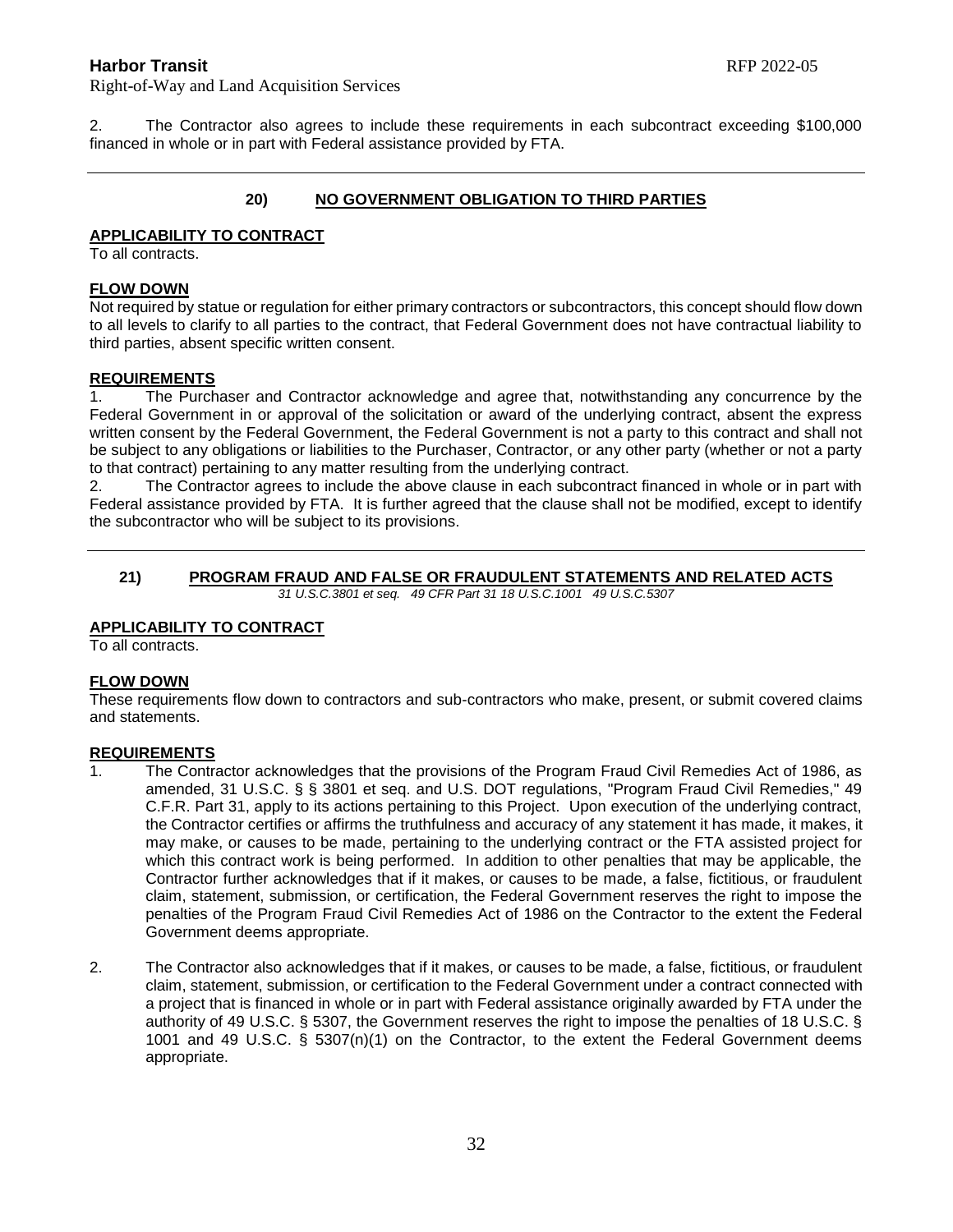2. The Contractor also agrees to include these requirements in each subcontract exceeding $100,000 financed in whole or in part with Federal assistance provided by FTA.

---

## 20) NO GOVERNMENT OBLIGATION TO THIRD PARTIES

**APPLICABILITY TO CONTRACT**

To all contracts.

**FLOW DOWN**

Not required by statue or regulation for either primary contractors or subcontractors, this concept should flow down to all levels to clarify to all parties to the contract, that Federal Government does not have contractual liability to third parties, absent specific written consent.

**REQUIREMENTS**

1. The Purchaser and Contractor acknowledge and agree that, notwithstanding any concurrence by the Federal Government in or approval of the solicitation or award of the underlying contract, absent the express written consent by the Federal Government, the Federal Government is not a party to this contract and shall not be subject to any obligations or liabilities to the Purchaser, Contractor, or any other party (whether or not a party to that contract) pertaining to any matter resulting from the underlying contract.
2. The Contractor agrees to include the above clause in each subcontract financed in whole or in part with Federal assistance provided by FTA. It is further agreed that the clause shall not be modified, except to identify the subcontractor who will be subject to its provisions.

---

## 21) PROGRAM FRAUD AND FALSE OR FRAUDULENT STATEMENTS AND RELATED ACTS

*31 U.S.C.3801 et seq. 49 CFR Part 31 18 U.S.C.1001 49 U.S.C.5307*

**APPLICABILITY TO CONTRACT**

To all contracts.

**FLOW DOWN**

These requirements flow down to contractors and sub-contractors who make, present, or submit covered claims and statements.

**REQUIREMENTS**

1. The Contractor acknowledges that the provisions of the Program Fraud Civil Remedies Act of 1986, as amended, 31 U.S.C. § § 3801 et seq. and U.S. DOT regulations, "Program Fraud Civil Remedies," 49 C.F.R. Part 31, apply to its actions pertaining to this Project. Upon execution of the underlying contract, the Contractor certifies or affirms the truthfulness and accuracy of any statement it has made, it makes, it may make, or causes to be made, pertaining to the underlying contract or the FTA assisted project for which this contract work is being performed. In addition to other penalties that may be applicable, the Contractor further acknowledges that if it makes, or causes to be made, a false, fictitious, or fraudulent claim, statement, submission, or certification, the Federal Government reserves the right to impose the penalties of the Program Fraud Civil Remedies Act of 1986 on the Contractor to the extent the Federal Government deems appropriate.

2. The Contractor also acknowledges that if it makes, or causes to be made, a false, fictitious, or fraudulent claim, statement, submission, or certification to the Federal Government under a contract connected with a project that is financed in whole or in part with Federal assistance originally awarded by FTA under the authority of 49 U.S.C. § 5307, the Government reserves the right to impose the penalties of 18 U.S.C. § 1001 and 49 U.S.C. § 5307(n)(1) on the Contractor, to the extent the Federal Government deems appropriate.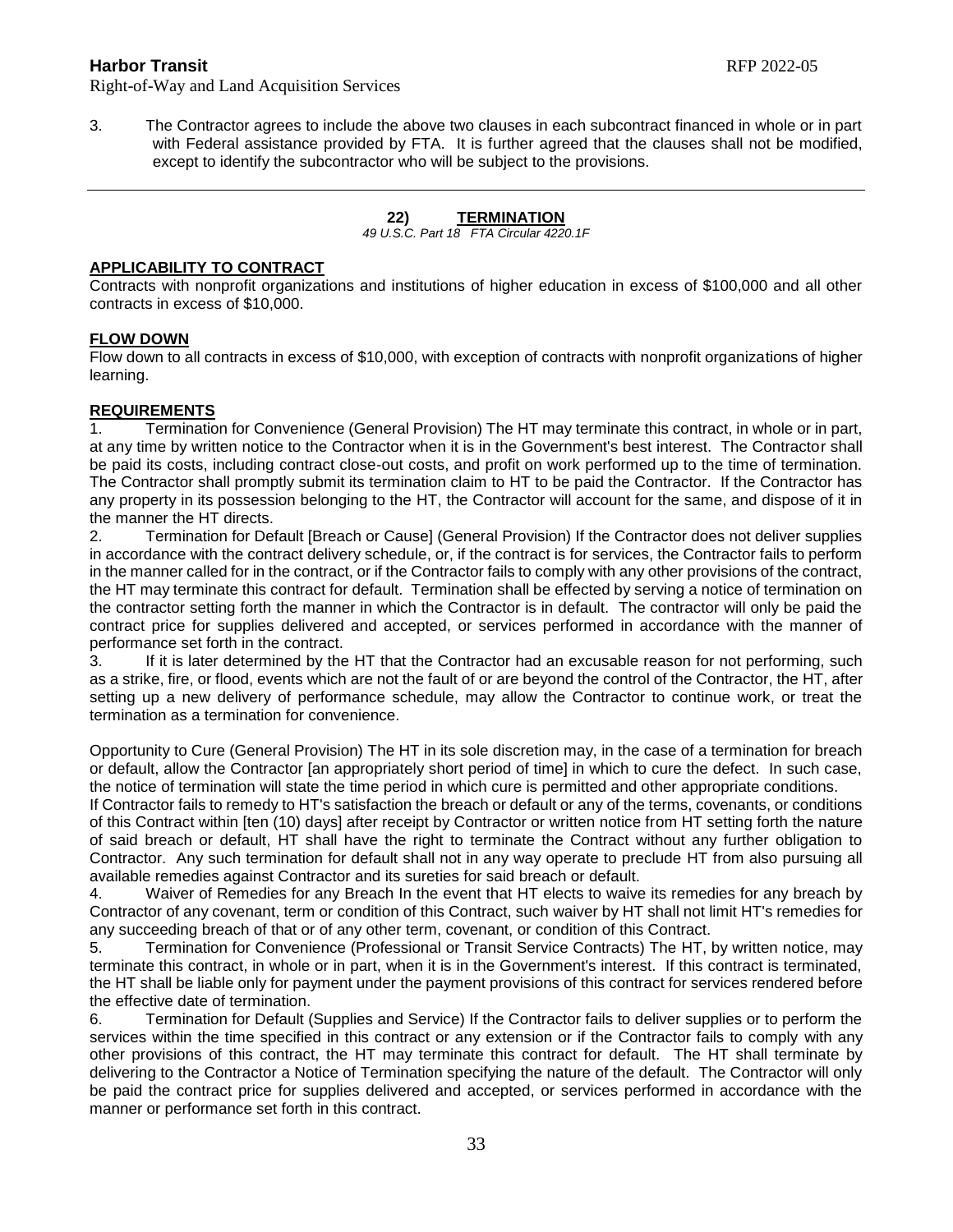3. The Contractor agrees to include the above two clauses in each subcontract financed in whole or in part with Federal assistance provided by FTA. It is further agreed that the clauses shall not be modified, except to identify the subcontractor who will be subject to the provisions.

---

## 22) TERMINATION

*49 U.S.C. Part 18 FTA Circular 4220.1F*

**APPLICABILITY TO CONTRACT**

Contracts with nonprofit organizations and institutions of higher education in excess of $100,000 and all other contracts in excess of $10,000.

**FLOW DOWN**

Flow down to all contracts in excess of $10,000, with exception of contracts with nonprofit organizations of higher learning.

**REQUIREMENTS**

1. Termination for Convenience (General Provision) The HT may terminate this contract, in whole or in part, at any time by written notice to the Contractor when it is in the Government's best interest. The Contractor shall be paid its costs, including contract close-out costs, and profit on work performed up to the time of termination. The Contractor shall promptly submit its termination claim to HT to be paid the Contractor. If the Contractor has any property in its possession belonging to the HT, the Contractor will account for the same, and dispose of it in the manner the HT directs.

2. Termination for Default [Breach or Cause] (General Provision) If the Contractor does not deliver supplies in accordance with the contract delivery schedule, or, if the contract is for services, the Contractor fails to perform in the manner called for in the contract, or if the Contractor fails to comply with any other provisions of the contract, the HT may terminate this contract for default. Termination shall be effected by serving a notice of termination on the contractor setting forth the manner in which the Contractor is in default. The contractor will only be paid the contract price for supplies delivered and accepted, or services performed in accordance with the manner of performance set forth in the contract.

3. If it is later determined by the HT that the Contractor had an excusable reason for not performing, such as a strike, fire, or flood, events which are not the fault of or are beyond the control of the Contractor, the HT, after setting up a new delivery of performance schedule, may allow the Contractor to continue work, or treat the termination as a termination for convenience.

Opportunity to Cure (General Provision) The HT in its sole discretion may, in the case of a termination for breach or default, allow the Contractor [an appropriately short period of time] in which to cure the defect. In such case, the notice of termination will state the time period in which cure is permitted and other appropriate conditions.

If Contractor fails to remedy to HT's satisfaction the breach or default or any of the terms, covenants, or conditions of this Contract within [ten (10) days] after receipt by Contractor or written notice from HT setting forth the nature of said breach or default, HT shall have the right to terminate the Contract without any further obligation to Contractor. Any such termination for default shall not in any way operate to preclude HT from also pursuing all available remedies against Contractor and its sureties for said breach or default.

4. Waiver of Remedies for any Breach In the event that HT elects to waive its remedies for any breach by Contractor of any covenant, term or condition of this Contract, such waiver by HT shall not limit HT's remedies for any succeeding breach of that or of any other term, covenant, or condition of this Contract.

5. Termination for Convenience (Professional or Transit Service Contracts) The HT, by written notice, may terminate this contract, in whole or in part, when it is in the Government's interest. If this contract is terminated, the HT shall be liable only for payment under the payment provisions of this contract for services rendered before the effective date of termination.

6. Termination for Default (Supplies and Service) If the Contractor fails to deliver supplies or to perform the services within the time specified in this contract or any extension or if the Contractor fails to comply with any other provisions of this contract, the HT may terminate this contract for default. The HT shall terminate by delivering to the Contractor a Notice of Termination specifying the nature of the default. The Contractor will only be paid the contract price for supplies delivered and accepted, or services performed in accordance with the manner or performance set forth in this contract.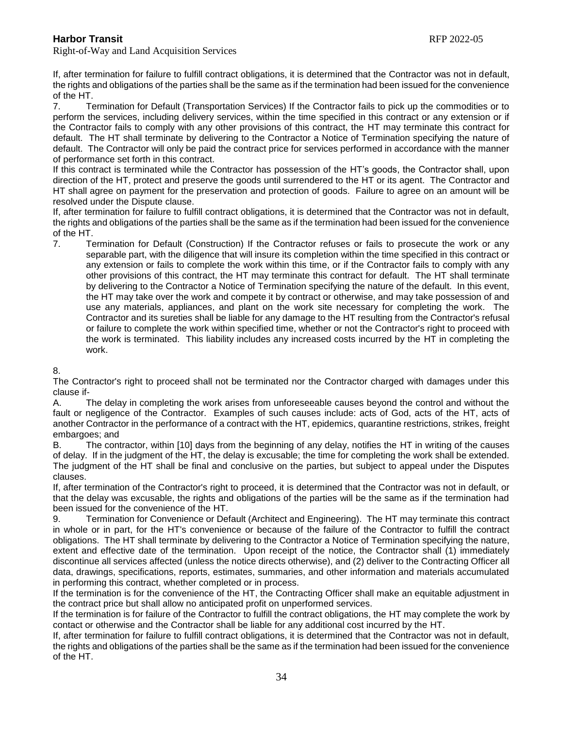If, after termination for failure to fulfill contract obligations, it is determined that the Contractor was not in default, the rights and obligations of the parties shall be the same as if the termination had been issued for the convenience of the HT.

7. Termination for Default (Transportation Services) If the Contractor fails to pick up the commodities or to perform the services, including delivery services, within the time specified in this contract or any extension or if the Contractor fails to comply with any other provisions of this contract, the HT may terminate this contract for default. The HT shall terminate by delivering to the Contractor a Notice of Termination specifying the nature of default. The Contractor will only be paid the contract price for services performed in accordance with the manner of performance set forth in this contract.

If this contract is terminated while the Contractor has possession of the HT's goods, the Contractor shall, upon direction of the HT, protect and preserve the goods until surrendered to the HT or its agent. The Contractor and HT shall agree on payment for the preservation and protection of goods. Failure to agree on an amount will be resolved under the Dispute clause.

If, after termination for failure to fulfill contract obligations, it is determined that the Contractor was not in default, the rights and obligations of the parties shall be the same as if the termination had been issued for the convenience of the HT.

7. Termination for Default (Construction) If the Contractor refuses or fails to prosecute the work or any separable part, with the diligence that will insure its completion within the time specified in this contract or any extension or fails to complete the work within this time, or if the Contractor fails to comply with any other provisions of this contract, the HT may terminate this contract for default. The HT shall terminate by delivering to the Contractor a Notice of Termination specifying the nature of the default. In this event, the HT may take over the work and compete it by contract or otherwise, and may take possession of and use any materials, appliances, and plant on the work site necessary for completing the work. The Contractor and its sureties shall be liable for any damage to the HT resulting from the Contractor's refusal or failure to complete the work within specified time, whether or not the Contractor's right to proceed with the work is terminated. This liability includes any increased costs incurred by the HT in completing the work.

8.

The Contractor's right to proceed shall not be terminated nor the Contractor charged with damages under this clause if-

A. The delay in completing the work arises from unforeseeable causes beyond the control and without the fault or negligence of the Contractor. Examples of such causes include: acts of God, acts of the HT, acts of another Contractor in the performance of a contract with the HT, epidemics, quarantine restrictions, strikes, freight embargoes; and

B. The contractor, within [10] days from the beginning of any delay, notifies the HT in writing of the causes of delay. If in the judgment of the HT, the delay is excusable; the time for completing the work shall be extended. The judgment of the HT shall be final and conclusive on the parties, but subject to appeal under the Disputes clauses.

If, after termination of the Contractor's right to proceed, it is determined that the Contractor was not in default, or that the delay was excusable, the rights and obligations of the parties will be the same as if the termination had been issued for the convenience of the HT.

9. Termination for Convenience or Default (Architect and Engineering). The HT may terminate this contract in whole or in part, for the HT's convenience or because of the failure of the Contractor to fulfill the contract obligations. The HT shall terminate by delivering to the Contractor a Notice of Termination specifying the nature, extent and effective date of the termination. Upon receipt of the notice, the Contractor shall (1) immediately discontinue all services affected (unless the notice directs otherwise), and (2) deliver to the Contracting Officer all data, drawings, specifications, reports, estimates, summaries, and other information and materials accumulated in performing this contract, whether completed or in process.

If the termination is for the convenience of the HT, the Contracting Officer shall make an equitable adjustment in the contract price but shall allow no anticipated profit on unperformed services.

If the termination is for failure of the Contractor to fulfill the contract obligations, the HT may complete the work by contact or otherwise and the Contractor shall be liable for any additional cost incurred by the HT.

If, after termination for failure to fulfill contract obligations, it is determined that the Contractor was not in default, the rights and obligations of the parties shall be the same as if the termination had been issued for the convenience of the HT.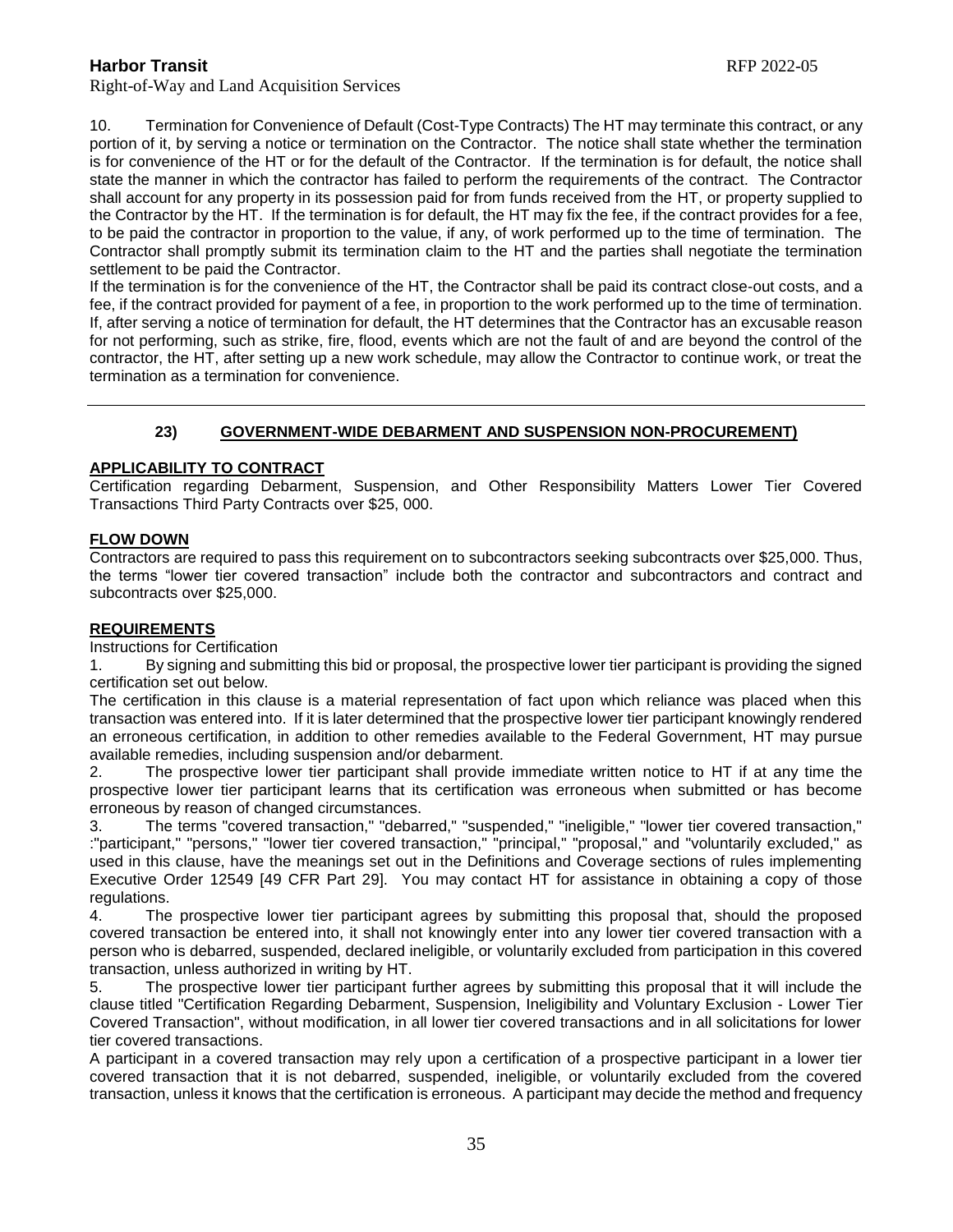10. Termination for Convenience of Default (Cost-Type Contracts) The HT may terminate this contract, or any portion of it, by serving a notice or termination on the Contractor. The notice shall state whether the termination is for convenience of the HT or for the default of the Contractor. If the termination is for default, the notice shall state the manner in which the contractor has failed to perform the requirements of the contract. The Contractor shall account for any property in its possession paid for from funds received from the HT, or property supplied to the Contractor by the HT. If the termination is for default, the HT may fix the fee, if the contract provides for a fee, to be paid the contractor in proportion to the value, if any, of work performed up to the time of termination. The Contractor shall promptly submit its termination claim to the HT and the parties shall negotiate the termination settlement to be paid the Contractor.

If the termination is for the convenience of the HT, the Contractor shall be paid its contract close-out costs, and a fee, if the contract provided for payment of a fee, in proportion to the work performed up to the time of termination. If, after serving a notice of termination for default, the HT determines that the Contractor has an excusable reason for not performing, such as strike, fire, flood, events which are not the fault of and are beyond the control of the contractor, the HT, after setting up a new work schedule, may allow the Contractor to continue work, or treat the termination as a termination for convenience.

---

## 23) GOVERNMENT-WIDE DEBARMENT AND SUSPENSION NON-PROCUREMENT)

**APPLICABILITY TO CONTRACT**

Certification regarding Debarment, Suspension, and Other Responsibility Matters Lower Tier Covered Transactions Third Party Contracts over $25, 000.

**FLOW DOWN**

Contractors are required to pass this requirement on to subcontractors seeking subcontracts over $25,000. Thus, the terms "lower tier covered transaction" include both the contractor and subcontractors and contract and subcontracts over $25,000.

**REQUIREMENTS**

Instructions for Certification

1. By signing and submitting this bid or proposal, the prospective lower tier participant is providing the signed certification set out below.

The certification in this clause is a material representation of fact upon which reliance was placed when this transaction was entered into. If it is later determined that the prospective lower tier participant knowingly rendered an erroneous certification, in addition to other remedies available to the Federal Government, HT may pursue available remedies, including suspension and/or debarment.

2. The prospective lower tier participant shall provide immediate written notice to HT if at any time the prospective lower tier participant learns that its certification was erroneous when submitted or has become erroneous by reason of changed circumstances.

3. The terms "covered transaction," "debarred," "suspended," "ineligible," "lower tier covered transaction," :"participant," "persons," "lower tier covered transaction," "principal," "proposal," and "voluntarily excluded," as used in this clause, have the meanings set out in the Definitions and Coverage sections of rules implementing Executive Order 12549 [49 CFR Part 29]. You may contact HT for assistance in obtaining a copy of those regulations.

4. The prospective lower tier participant agrees by submitting this proposal that, should the proposed covered transaction be entered into, it shall not knowingly enter into any lower tier covered transaction with a person who is debarred, suspended, declared ineligible, or voluntarily excluded from participation in this covered transaction, unless authorized in writing by HT.

5. The prospective lower tier participant further agrees by submitting this proposal that it will include the clause titled "Certification Regarding Debarment, Suspension, Ineligibility and Voluntary Exclusion - Lower Tier Covered Transaction", without modification, in all lower tier covered transactions and in all solicitations for lower tier covered transactions.

A participant in a covered transaction may rely upon a certification of a prospective participant in a lower tier covered transaction that it is not debarred, suspended, ineligible, or voluntarily excluded from the covered transaction, unless it knows that the certification is erroneous. A participant may decide the method and frequency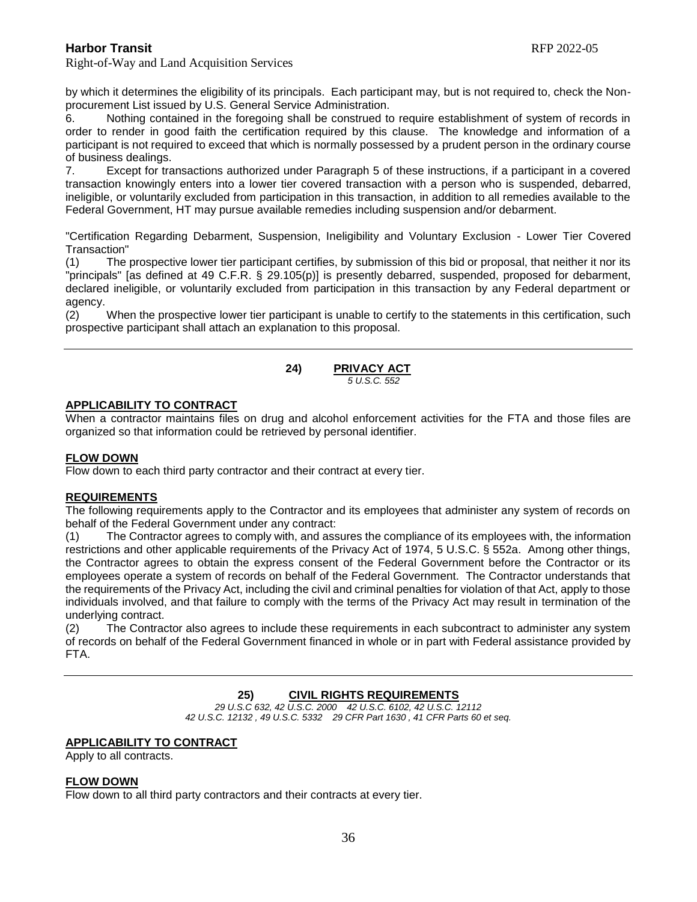by which it determines the eligibility of its principals. Each participant may, but is not required to, check the Non-procurement List issued by U.S. General Service Administration.

6. Nothing contained in the foregoing shall be construed to require establishment of system of records in order to render in good faith the certification required by this clause. The knowledge and information of a participant is not required to exceed that which is normally possessed by a prudent person in the ordinary course of business dealings.

7. Except for transactions authorized under Paragraph 5 of these instructions, if a participant in a covered transaction knowingly enters into a lower tier covered transaction with a person who is suspended, debarred, ineligible, or voluntarily excluded from participation in this transaction, in addition to all remedies available to the Federal Government, HT may pursue available remedies including suspension and/or debarment.

"Certification Regarding Debarment, Suspension, Ineligibility and Voluntary Exclusion - Lower Tier Covered Transaction"

(1) The prospective lower tier participant certifies, by submission of this bid or proposal, that neither it nor its "principals" [as defined at 49 C.F.R. § 29.105(p)] is presently debarred, suspended, proposed for debarment, declared ineligible, or voluntarily excluded from participation in this transaction by any Federal department or agency.

(2) When the prospective lower tier participant is unable to certify to the statements in this certification, such prospective participant shall attach an explanation to this proposal.

---

## 24) PRIVACY ACT

*5 U.S.C. 552*

**APPLICABILITY TO CONTRACT**

When a contractor maintains files on drug and alcohol enforcement activities for the FTA and those files are organized so that information could be retrieved by personal identifier.

**FLOW DOWN**

Flow down to each third party contractor and their contract at every tier.

**REQUIREMENTS**

The following requirements apply to the Contractor and its employees that administer any system of records on behalf of the Federal Government under any contract:

(1) The Contractor agrees to comply with, and assures the compliance of its employees with, the information restrictions and other applicable requirements of the Privacy Act of 1974, 5 U.S.C. § 552a. Among other things, the Contractor agrees to obtain the express consent of the Federal Government before the Contractor or its employees operate a system of records on behalf of the Federal Government. The Contractor understands that the requirements of the Privacy Act, including the civil and criminal penalties for violation of that Act, apply to those individuals involved, and that failure to comply with the terms of the Privacy Act may result in termination of the underlying contract.

(2) The Contractor also agrees to include these requirements in each subcontract to administer any system of records on behalf of the Federal Government financed in whole or in part with Federal assistance provided by FTA.

---

## 25) CIVIL RIGHTS REQUIREMENTS

*29 U.S.C 632, 42 U.S.C. 2000 42 U.S.C. 6102, 42 U.S.C. 12112*
*42 U.S.C. 12132 , 49 U.S.C. 5332 29 CFR Part 1630 , 41 CFR Parts 60 et seq.*

**APPLICABILITY TO CONTRACT**

Apply to all contracts.

**FLOW DOWN**

Flow down to all third party contractors and their contracts at every tier.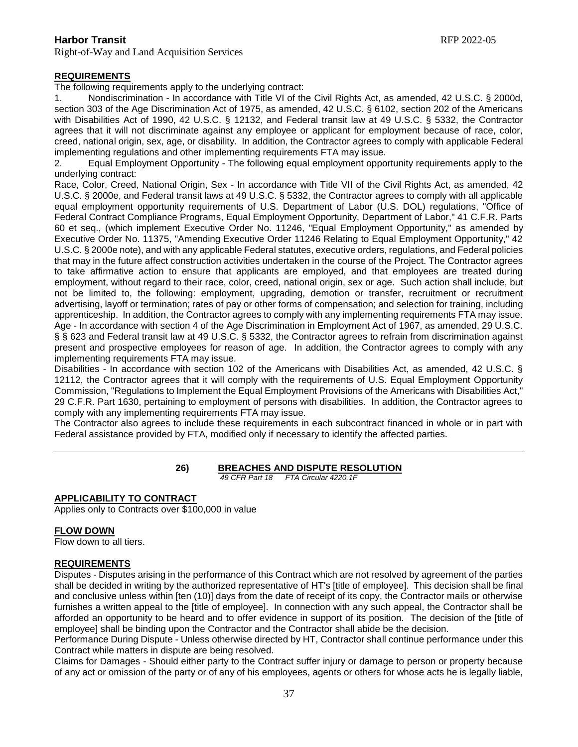**REQUIREMENTS**

The following requirements apply to the underlying contract:

1. Nondiscrimination - In accordance with Title VI of the Civil Rights Act, as amended, 42 U.S.C. § 2000d, section 303 of the Age Discrimination Act of 1975, as amended, 42 U.S.C. § 6102, section 202 of the Americans with Disabilities Act of 1990, 42 U.S.C. § 12132, and Federal transit law at 49 U.S.C. § 5332, the Contractor agrees that it will not discriminate against any employee or applicant for employment because of race, color, creed, national origin, sex, age, or disability. In addition, the Contractor agrees to comply with applicable Federal implementing regulations and other implementing requirements FTA may issue.
2. Equal Employment Opportunity - The following equal employment opportunity requirements apply to the underlying contract:

Race, Color, Creed, National Origin, Sex - In accordance with Title VII of the Civil Rights Act, as amended, 42 U.S.C. § 2000e, and Federal transit laws at 49 U.S.C. § 5332, the Contractor agrees to comply with all applicable equal employment opportunity requirements of U.S. Department of Labor (U.S. DOL) regulations, "Office of Federal Contract Compliance Programs, Equal Employment Opportunity, Department of Labor," 41 C.F.R. Parts 60 et seq., (which implement Executive Order No. 11246, "Equal Employment Opportunity," as amended by Executive Order No. 11375, "Amending Executive Order 11246 Relating to Equal Employment Opportunity," 42 U.S.C. § 2000e note), and with any applicable Federal statutes, executive orders, regulations, and Federal policies that may in the future affect construction activities undertaken in the course of the Project. The Contractor agrees to take affirmative action to ensure that applicants are employed, and that employees are treated during employment, without regard to their race, color, creed, national origin, sex or age. Such action shall include, but not be limited to, the following: employment, upgrading, demotion or transfer, recruitment or recruitment advertising, layoff or termination; rates of pay or other forms of compensation; and selection for training, including apprenticeship. In addition, the Contractor agrees to comply with any implementing requirements FTA may issue.

Age - In accordance with section 4 of the Age Discrimination in Employment Act of 1967, as amended, 29 U.S.C. § § 623 and Federal transit law at 49 U.S.C. § 5332, the Contractor agrees to refrain from discrimination against present and prospective employees for reason of age. In addition, the Contractor agrees to comply with any implementing requirements FTA may issue.

Disabilities - In accordance with section 102 of the Americans with Disabilities Act, as amended, 42 U.S.C. § 12112, the Contractor agrees that it will comply with the requirements of U.S. Equal Employment Opportunity Commission, "Regulations to Implement the Equal Employment Provisions of the Americans with Disabilities Act," 29 C.F.R. Part 1630, pertaining to employment of persons with disabilities. In addition, the Contractor agrees to comply with any implementing requirements FTA may issue.

The Contractor also agrees to include these requirements in each subcontract financed in whole or in part with Federal assistance provided by FTA, modified only if necessary to identify the affected parties.

---

## 26) BREACHES AND DISPUTE RESOLUTION

*49 CFR Part 18 FTA Circular 4220.1F*

**APPLICABILITY TO CONTRACT**

Applies only to Contracts over $100,000 in value

**FLOW DOWN**

Flow down to all tiers.

**REQUIREMENTS**

Disputes - Disputes arising in the performance of this Contract which are not resolved by agreement of the parties shall be decided in writing by the authorized representative of HT's [title of employee]. This decision shall be final and conclusive unless within [ten (10)] days from the date of receipt of its copy, the Contractor mails or otherwise furnishes a written appeal to the [title of employee]. In connection with any such appeal, the Contractor shall be afforded an opportunity to be heard and to offer evidence in support of its position. The decision of the [title of employee] shall be binding upon the Contractor and the Contractor shall abide be the decision.

Performance During Dispute - Unless otherwise directed by HT, Contractor shall continue performance under this Contract while matters in dispute are being resolved.

Claims for Damages - Should either party to the Contract suffer injury or damage to person or property because of any act or omission of the party or of any of his employees, agents or others for whose acts he is legally liable,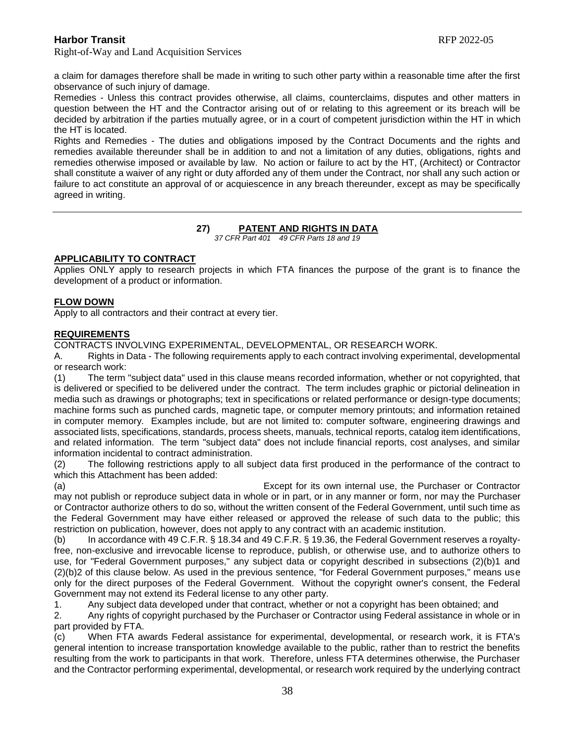a claim for damages therefore shall be made in writing to such other party within a reasonable time after the first observance of such injury of damage.

Remedies - Unless this contract provides otherwise, all claims, counterclaims, disputes and other matters in question between the HT and the Contractor arising out of or relating to this agreement or its breach will be decided by arbitration if the parties mutually agree, or in a court of competent jurisdiction within the HT in which the HT is located.

Rights and Remedies - The duties and obligations imposed by the Contract Documents and the rights and remedies available thereunder shall be in addition to and not a limitation of any duties, obligations, rights and remedies otherwise imposed or available by law. No action or failure to act by the HT, (Architect) or Contractor shall constitute a waiver of any right or duty afforded any of them under the Contract, nor shall any such action or failure to act constitute an approval of or acquiescence in any breach thereunder, except as may be specifically agreed in writing.

---

## 27) PATENT AND RIGHTS IN DATA

*37 CFR Part 401 49 CFR Parts 18 and 19*

**APPLICABILITY TO CONTRACT**

Applies ONLY apply to research projects in which FTA finances the purpose of the grant is to finance the development of a product or information.

**FLOW DOWN**

Apply to all contractors and their contract at every tier.

**REQUIREMENTS**

CONTRACTS INVOLVING EXPERIMENTAL, DEVELOPMENTAL, OR RESEARCH WORK.

A. Rights in Data - The following requirements apply to each contract involving experimental, developmental or research work:

(1) The term "subject data" used in this clause means recorded information, whether or not copyrighted, that is delivered or specified to be delivered under the contract. The term includes graphic or pictorial delineation in media such as drawings or photographs; text in specifications or related performance or design-type documents; machine forms such as punched cards, magnetic tape, or computer memory printouts; and information retained in computer memory. Examples include, but are not limited to: computer software, engineering drawings and associated lists, specifications, standards, process sheets, manuals, technical reports, catalog item identifications, and related information. The term "subject data" does not include financial reports, cost analyses, and similar information incidental to contract administration.

(2) The following restrictions apply to all subject data first produced in the performance of the contract to which this Attachment has been added:

(a) Except for its own internal use, the Purchaser or Contractor may not publish or reproduce subject data in whole or in part, or in any manner or form, nor may the Purchaser or Contractor authorize others to do so, without the written consent of the Federal Government, until such time as the Federal Government may have either released or approved the release of such data to the public; this restriction on publication, however, does not apply to any contract with an academic institution.

(b) In accordance with 49 C.F.R. § 18.34 and 49 C.F.R. § 19.36, the Federal Government reserves a royalty-free, non-exclusive and irrevocable license to reproduce, publish, or otherwise use, and to authorize others to use, for "Federal Government purposes," any subject data or copyright described in subsections (2)(b)1 and (2)(b)2 of this clause below. As used in the previous sentence, "for Federal Government purposes," means use only for the direct purposes of the Federal Government. Without the copyright owner's consent, the Federal Government may not extend its Federal license to any other party.

1. Any subject data developed under that contract, whether or not a copyright has been obtained; and

2. Any rights of copyright purchased by the Purchaser or Contractor using Federal assistance in whole or in part provided by FTA.

(c) When FTA awards Federal assistance for experimental, developmental, or research work, it is FTA's general intention to increase transportation knowledge available to the public, rather than to restrict the benefits resulting from the work to participants in that work. Therefore, unless FTA determines otherwise, the Purchaser and the Contractor performing experimental, developmental, or research work required by the underlying contract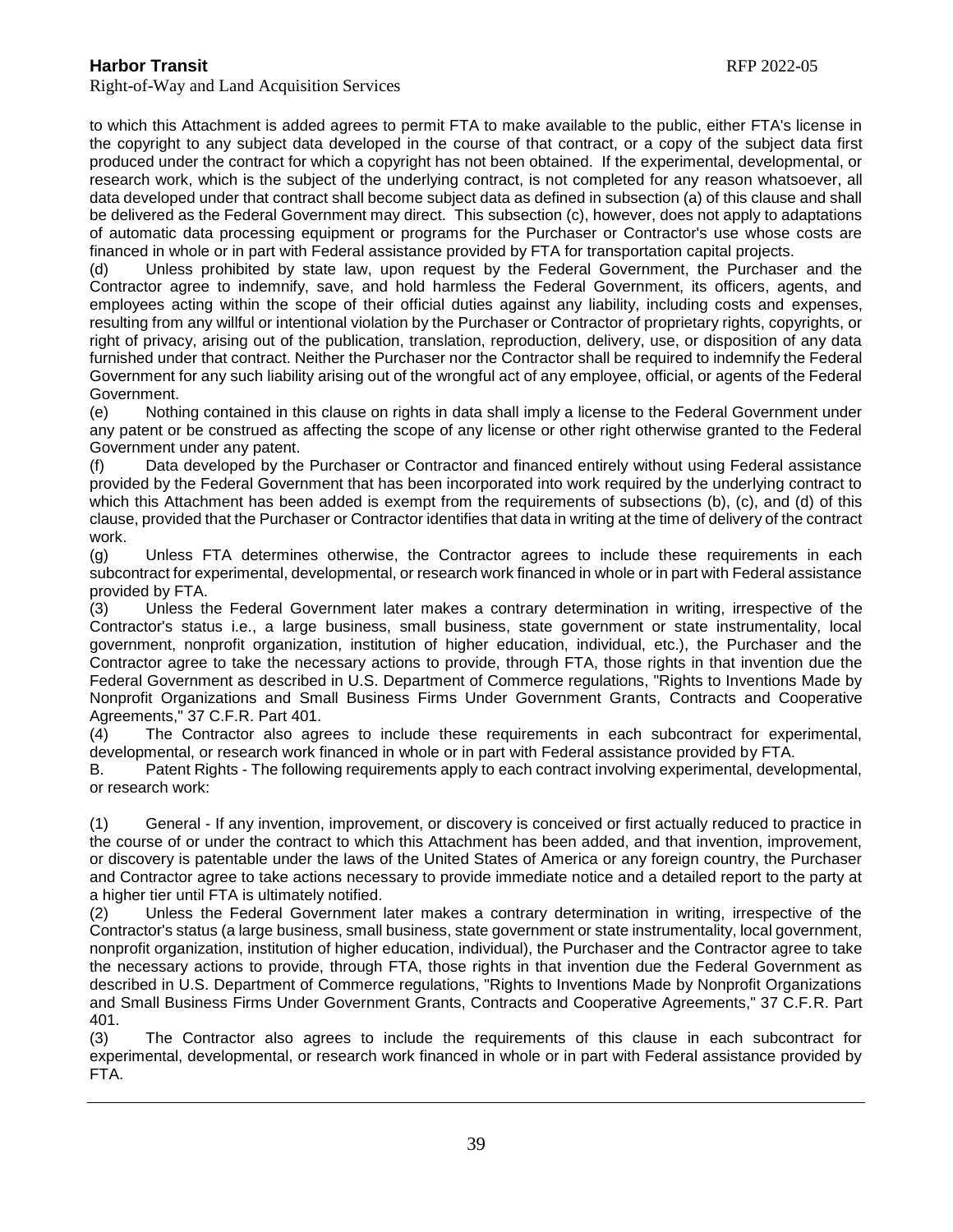to which this Attachment is added agrees to permit FTA to make available to the public, either FTA's license in the copyright to any subject data developed in the course of that contract, or a copy of the subject data first produced under the contract for which a copyright has not been obtained. If the experimental, developmental, or research work, which is the subject of the underlying contract, is not completed for any reason whatsoever, all data developed under that contract shall become subject data as defined in subsection (a) of this clause and shall be delivered as the Federal Government may direct. This subsection (c), however, does not apply to adaptations of automatic data processing equipment or programs for the Purchaser or Contractor's use whose costs are financed in whole or in part with Federal assistance provided by FTA for transportation capital projects.

(d) Unless prohibited by state law, upon request by the Federal Government, the Purchaser and the Contractor agree to indemnify, save, and hold harmless the Federal Government, its officers, agents, and employees acting within the scope of their official duties against any liability, including costs and expenses, resulting from any willful or intentional violation by the Purchaser or Contractor of proprietary rights, copyrights, or right of privacy, arising out of the publication, translation, reproduction, delivery, use, or disposition of any data furnished under that contract. Neither the Purchaser nor the Contractor shall be required to indemnify the Federal Government for any such liability arising out of the wrongful act of any employee, official, or agents of the Federal Government.

(e) Nothing contained in this clause on rights in data shall imply a license to the Federal Government under any patent or be construed as affecting the scope of any license or other right otherwise granted to the Federal Government under any patent.

(f) Data developed by the Purchaser or Contractor and financed entirely without using Federal assistance provided by the Federal Government that has been incorporated into work required by the underlying contract to which this Attachment has been added is exempt from the requirements of subsections (b), (c), and (d) of this clause, provided that the Purchaser or Contractor identifies that data in writing at the time of delivery of the contract work.

(g) Unless FTA determines otherwise, the Contractor agrees to include these requirements in each subcontract for experimental, developmental, or research work financed in whole or in part with Federal assistance provided by FTA.

(3) Unless the Federal Government later makes a contrary determination in writing, irrespective of the Contractor's status i.e., a large business, small business, state government or state instrumentality, local government, nonprofit organization, institution of higher education, individual, etc.), the Purchaser and the Contractor agree to take the necessary actions to provide, through FTA, those rights in that invention due the Federal Government as described in U.S. Department of Commerce regulations, "Rights to Inventions Made by Nonprofit Organizations and Small Business Firms Under Government Grants, Contracts and Cooperative Agreements," 37 C.F.R. Part 401.

(4) The Contractor also agrees to include these requirements in each subcontract for experimental, developmental, or research work financed in whole or in part with Federal assistance provided by FTA.

B. Patent Rights - The following requirements apply to each contract involving experimental, developmental, or research work:

(1) General - If any invention, improvement, or discovery is conceived or first actually reduced to practice in the course of or under the contract to which this Attachment has been added, and that invention, improvement, or discovery is patentable under the laws of the United States of America or any foreign country, the Purchaser and Contractor agree to take actions necessary to provide immediate notice and a detailed report to the party at a higher tier until FTA is ultimately notified.

(2) Unless the Federal Government later makes a contrary determination in writing, irrespective of the Contractor's status (a large business, small business, state government or state instrumentality, local government, nonprofit organization, institution of higher education, individual), the Purchaser and the Contractor agree to take the necessary actions to provide, through FTA, those rights in that invention due the Federal Government as described in U.S. Department of Commerce regulations, "Rights to Inventions Made by Nonprofit Organizations and Small Business Firms Under Government Grants, Contracts and Cooperative Agreements," 37 C.F.R. Part 401.

(3) The Contractor also agrees to include the requirements of this clause in each subcontract for experimental, developmental, or research work financed in whole or in part with Federal assistance provided by FTA.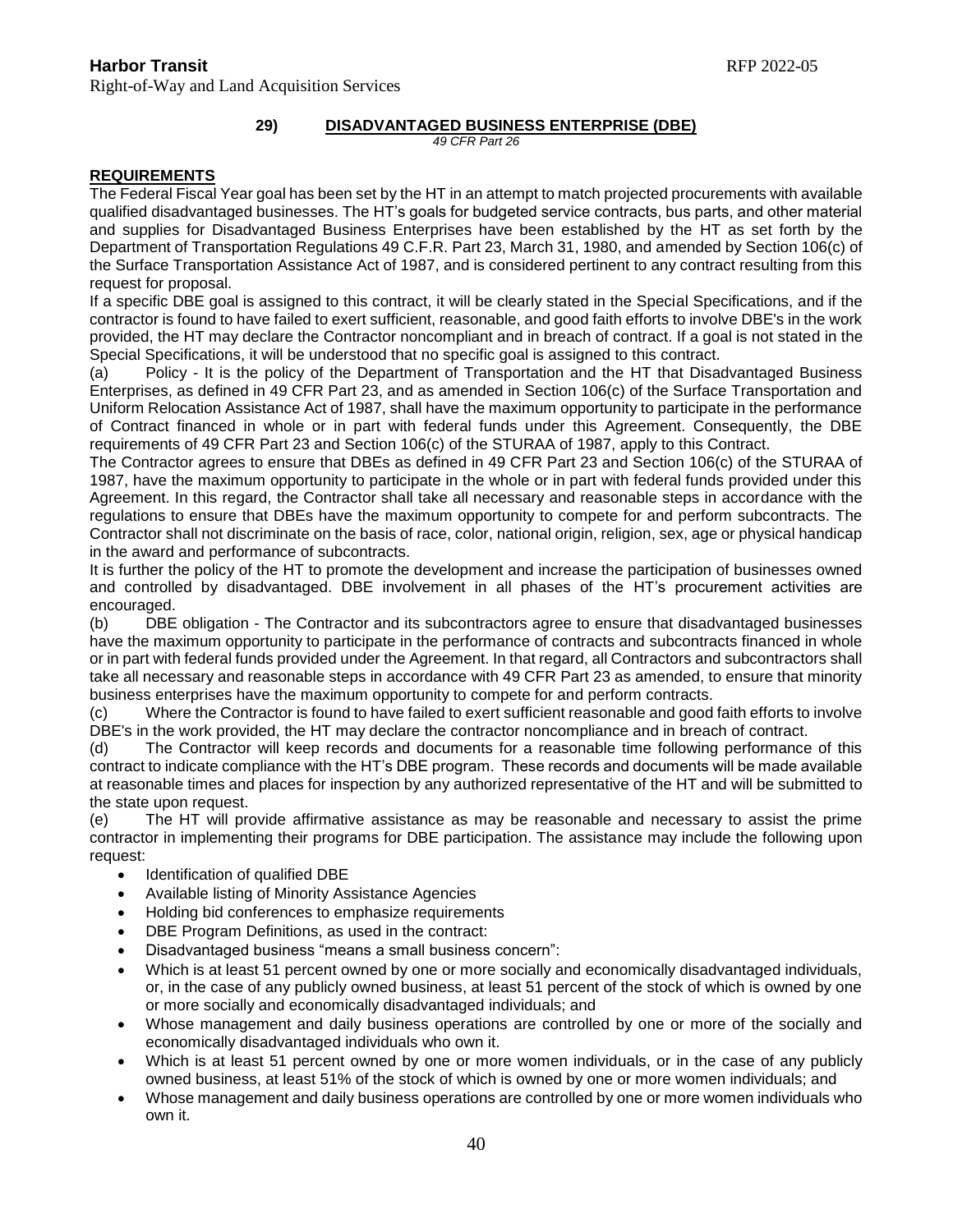## 29) DISADVANTAGED BUSINESS ENTERPRISE (DBE)

*49 CFR Part 26*

### REQUIREMENTS

The Federal Fiscal Year goal has been set by the HT in an attempt to match projected procurements with available qualified disadvantaged businesses. The HT's goals for budgeted service contracts, bus parts, and other material and supplies for Disadvantaged Business Enterprises have been established by the HT as set forth by the Department of Transportation Regulations 49 C.F.R. Part 23, March 31, 1980, and amended by Section 106(c) of the Surface Transportation Assistance Act of 1987, and is considered pertinent to any contract resulting from this request for proposal.

If a specific DBE goal is assigned to this contract, it will be clearly stated in the Special Specifications, and if the contractor is found to have failed to exert sufficient, reasonable, and good faith efforts to involve DBE's in the work provided, the HT may declare the Contractor noncompliant and in breach of contract. If a goal is not stated in the Special Specifications, it will be understood that no specific goal is assigned to this contract.

(a) Policy - It is the policy of the Department of Transportation and the HT that Disadvantaged Business Enterprises, as defined in 49 CFR Part 23, and as amended in Section 106(c) of the Surface Transportation and Uniform Relocation Assistance Act of 1987, shall have the maximum opportunity to participate in the performance of Contract financed in whole or in part with federal funds under this Agreement. Consequently, the DBE requirements of 49 CFR Part 23 and Section 106(c) of the STURAA of 1987, apply to this Contract.

The Contractor agrees to ensure that DBEs as defined in 49 CFR Part 23 and Section 106(c) of the STURAA of 1987, have the maximum opportunity to participate in the whole or in part with federal funds provided under this Agreement. In this regard, the Contractor shall take all necessary and reasonable steps in accordance with the regulations to ensure that DBEs have the maximum opportunity to compete for and perform subcontracts. The Contractor shall not discriminate on the basis of race, color, national origin, religion, sex, age or physical handicap in the award and performance of subcontracts.

It is further the policy of the HT to promote the development and increase the participation of businesses owned and controlled by disadvantaged. DBE involvement in all phases of the HT's procurement activities are encouraged.

(b) DBE obligation - The Contractor and its subcontractors agree to ensure that disadvantaged businesses have the maximum opportunity to participate in the performance of contracts and subcontracts financed in whole or in part with federal funds provided under the Agreement. In that regard, all Contractors and subcontractors shall take all necessary and reasonable steps in accordance with 49 CFR Part 23 as amended, to ensure that minority business enterprises have the maximum opportunity to compete for and perform contracts.

(c) Where the Contractor is found to have failed to exert sufficient reasonable and good faith efforts to involve DBE's in the work provided, the HT may declare the contractor noncompliance and in breach of contract.

(d) The Contractor will keep records and documents for a reasonable time following performance of this contract to indicate compliance with the HT's DBE program. These records and documents will be made available at reasonable times and places for inspection by any authorized representative of the HT and will be submitted to the state upon request.

(e) The HT will provide affirmative assistance as may be reasonable and necessary to assist the prime contractor in implementing their programs for DBE participation. The assistance may include the following upon request:

- Identification of qualified DBE
- Available listing of Minority Assistance Agencies
- Holding bid conferences to emphasize requirements
- DBE Program Definitions, as used in the contract:
- Disadvantaged business "means a small business concern":
- Which is at least 51 percent owned by one or more socially and economically disadvantaged individuals, or, in the case of any publicly owned business, at least 51 percent of the stock of which is owned by one or more socially and economically disadvantaged individuals; and
- Whose management and daily business operations are controlled by one or more of the socially and economically disadvantaged individuals who own it.
- Which is at least 51 percent owned by one or more women individuals, or in the case of any publicly owned business, at least 51% of the stock of which is owned by one or more women individuals; and
- Whose management and daily business operations are controlled by one or more women individuals who own it.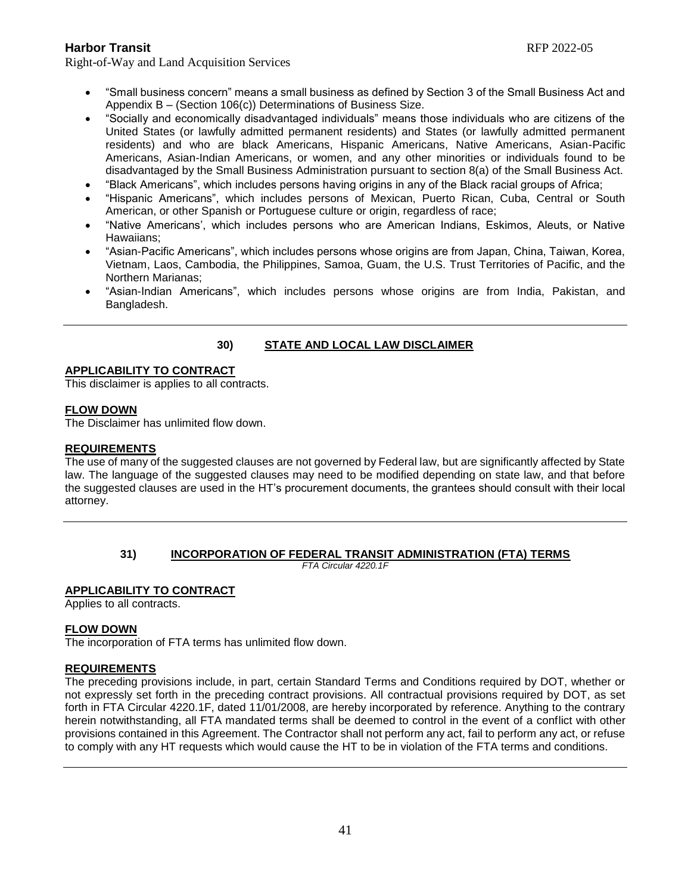- "Small business concern" means a small business as defined by Section 3 of the Small Business Act and Appendix B – (Section 106(c)) Determinations of Business Size.
- "Socially and economically disadvantaged individuals" means those individuals who are citizens of the United States (or lawfully admitted permanent residents) and States (or lawfully admitted permanent residents) and who are black Americans, Hispanic Americans, Native Americans, Asian-Pacific Americans, Asian-Indian Americans, or women, and any other minorities or individuals found to be disadvantaged by the Small Business Administration pursuant to section 8(a) of the Small Business Act.
- "Black Americans", which includes persons having origins in any of the Black racial groups of Africa;
- "Hispanic Americans", which includes persons of Mexican, Puerto Rican, Cuba, Central or South American, or other Spanish or Portuguese culture or origin, regardless of race;
- "Native Americans', which includes persons who are American Indians, Eskimos, Aleuts, or Native Hawaiians;
- "Asian-Pacific Americans", which includes persons whose origins are from Japan, China, Taiwan, Korea, Vietnam, Laos, Cambodia, the Philippines, Samoa, Guam, the U.S. Trust Territories of Pacific, and the Northern Marianas;
- "Asian-Indian Americans", which includes persons whose origins are from India, Pakistan, and Bangladesh.

---

## 30) STATE AND LOCAL LAW DISCLAIMER

**APPLICABILITY TO CONTRACT**

This disclaimer is applies to all contracts.

**FLOW DOWN**

The Disclaimer has unlimited flow down.

**REQUIREMENTS**

The use of many of the suggested clauses are not governed by Federal law, but are significantly affected by State law. The language of the suggested clauses may need to be modified depending on state law, and that before the suggested clauses are used in the HT's procurement documents, the grantees should consult with their local attorney.

---

## 31) INCORPORATION OF FEDERAL TRANSIT ADMINISTRATION (FTA) TERMS

*FTA Circular 4220.1F*

**APPLICABILITY TO CONTRACT**

Applies to all contracts.

**FLOW DOWN**

The incorporation of FTA terms has unlimited flow down.

**REQUIREMENTS**

The preceding provisions include, in part, certain Standard Terms and Conditions required by DOT, whether or not expressly set forth in the preceding contract provisions. All contractual provisions required by DOT, as set forth in FTA Circular 4220.1F, dated 11/01/2008, are hereby incorporated by reference. Anything to the contrary herein notwithstanding, all FTA mandated terms shall be deemed to control in the event of a conflict with other provisions contained in this Agreement. The Contractor shall not perform any act, fail to perform any act, or refuse to comply with any HT requests which would cause the HT to be in violation of the FTA terms and conditions.

---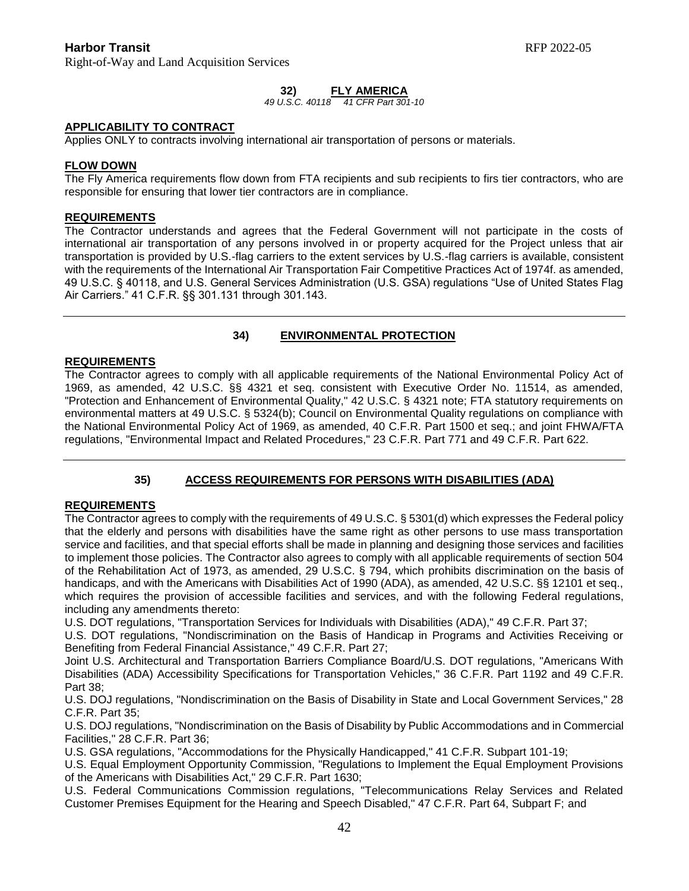## 32) FLY AMERICA

*49 U.S.C. 40118 41 CFR Part 301-10*

**APPLICABILITY TO CONTRACT**

Applies ONLY to contracts involving international air transportation of persons or materials.

**FLOW DOWN**

The Fly America requirements flow down from FTA recipients and sub recipients to firs tier contractors, who are responsible for ensuring that lower tier contractors are in compliance.

**REQUIREMENTS**

The Contractor understands and agrees that the Federal Government will not participate in the costs of international air transportation of any persons involved in or property acquired for the Project unless that air transportation is provided by U.S.-flag carriers to the extent services by U.S.-flag carriers is available, consistent with the requirements of the International Air Transportation Fair Competitive Practices Act of 1974f. as amended, 49 U.S.C. § 40118, and U.S. General Services Administration (U.S. GSA) regulations "Use of United States Flag Air Carriers." 41 C.F.R. §§ 301.131 through 301.143.

---

## 34) ENVIRONMENTAL PROTECTION

**REQUIREMENTS**

The Contractor agrees to comply with all applicable requirements of the National Environmental Policy Act of 1969, as amended, 42 U.S.C. §§ 4321 et seq. consistent with Executive Order No. 11514, as amended, "Protection and Enhancement of Environmental Quality," 42 U.S.C. § 4321 note; FTA statutory requirements on environmental matters at 49 U.S.C. § 5324(b); Council on Environmental Quality regulations on compliance with the National Environmental Policy Act of 1969, as amended, 40 C.F.R. Part 1500 et seq.; and joint FHWA/FTA regulations, "Environmental Impact and Related Procedures," 23 C.F.R. Part 771 and 49 C.F.R. Part 622.

---

## 35) ACCESS REQUIREMENTS FOR PERSONS WITH DISABILITIES (ADA)

**REQUIREMENTS**

The Contractor agrees to comply with the requirements of 49 U.S.C. § 5301(d) which expresses the Federal policy that the elderly and persons with disabilities have the same right as other persons to use mass transportation service and facilities, and that special efforts shall be made in planning and designing those services and facilities to implement those policies. The Contractor also agrees to comply with all applicable requirements of section 504 of the Rehabilitation Act of 1973, as amended, 29 U.S.C. § 794, which prohibits discrimination on the basis of handicaps, and with the Americans with Disabilities Act of 1990 (ADA), as amended, 42 U.S.C. §§ 12101 et seq., which requires the provision of accessible facilities and services, and with the following Federal regulations, including any amendments thereto:

U.S. DOT regulations, "Transportation Services for Individuals with Disabilities (ADA)," 49 C.F.R. Part 37;

U.S. DOT regulations, "Nondiscrimination on the Basis of Handicap in Programs and Activities Receiving or Benefiting from Federal Financial Assistance," 49 C.F.R. Part 27;

Joint U.S. Architectural and Transportation Barriers Compliance Board/U.S. DOT regulations, "Americans With Disabilities (ADA) Accessibility Specifications for Transportation Vehicles," 36 C.F.R. Part 1192 and 49 C.F.R. Part 38;

U.S. DOJ regulations, "Nondiscrimination on the Basis of Disability in State and Local Government Services," 28 C.F.R. Part 35;

U.S. DOJ regulations, "Nondiscrimination on the Basis of Disability by Public Accommodations and in Commercial Facilities," 28 C.F.R. Part 36;

U.S. GSA regulations, "Accommodations for the Physically Handicapped," 41 C.F.R. Subpart 101-19;

U.S. Equal Employment Opportunity Commission, "Regulations to Implement the Equal Employment Provisions of the Americans with Disabilities Act," 29 C.F.R. Part 1630;

U.S. Federal Communications Commission regulations, "Telecommunications Relay Services and Related Customer Premises Equipment for the Hearing and Speech Disabled," 47 C.F.R. Part 64, Subpart F; and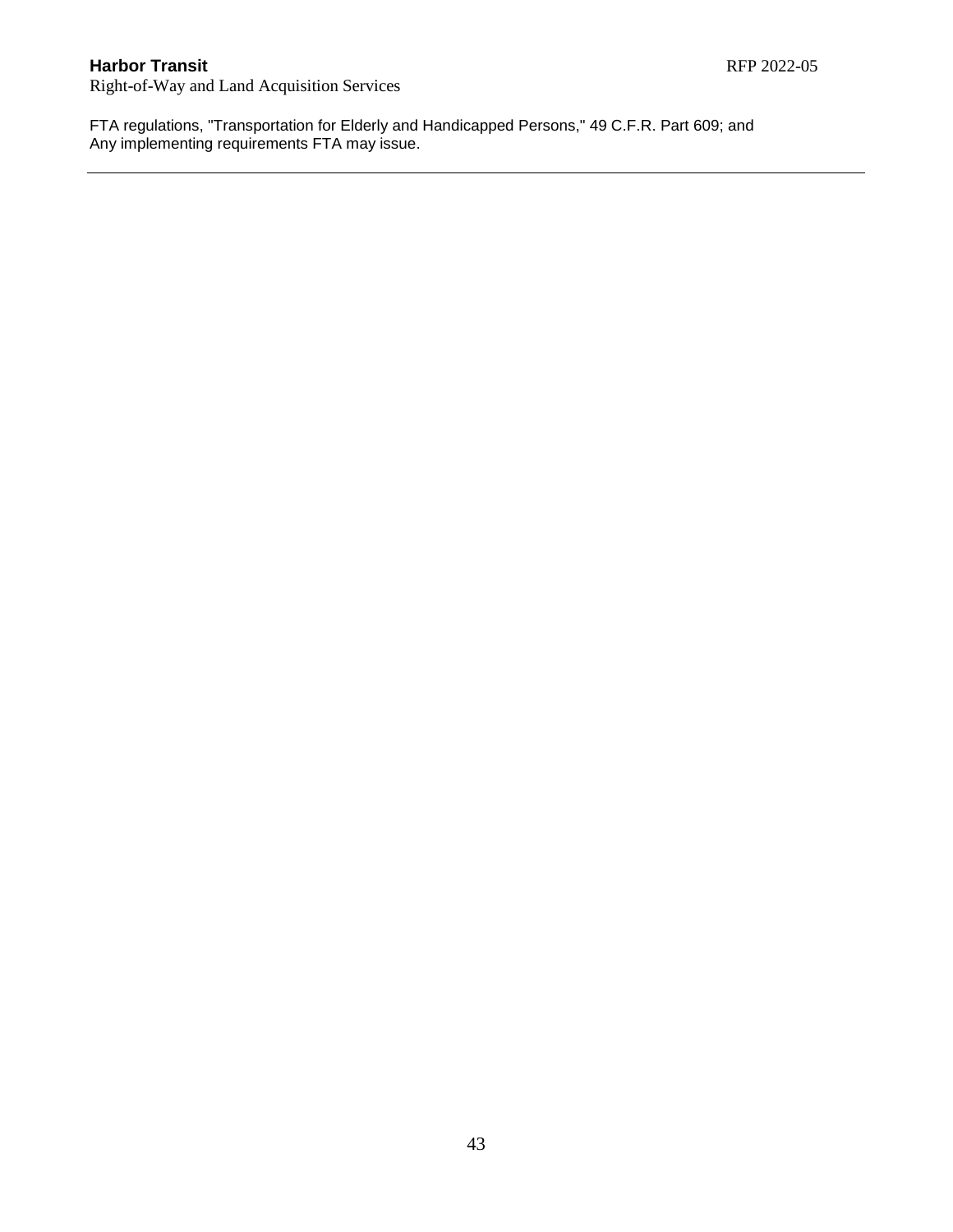FTA regulations, "Transportation for Elderly and Handicapped Persons," 49 C.F.R. Part 609; and
Any implementing requirements FTA may issue.

---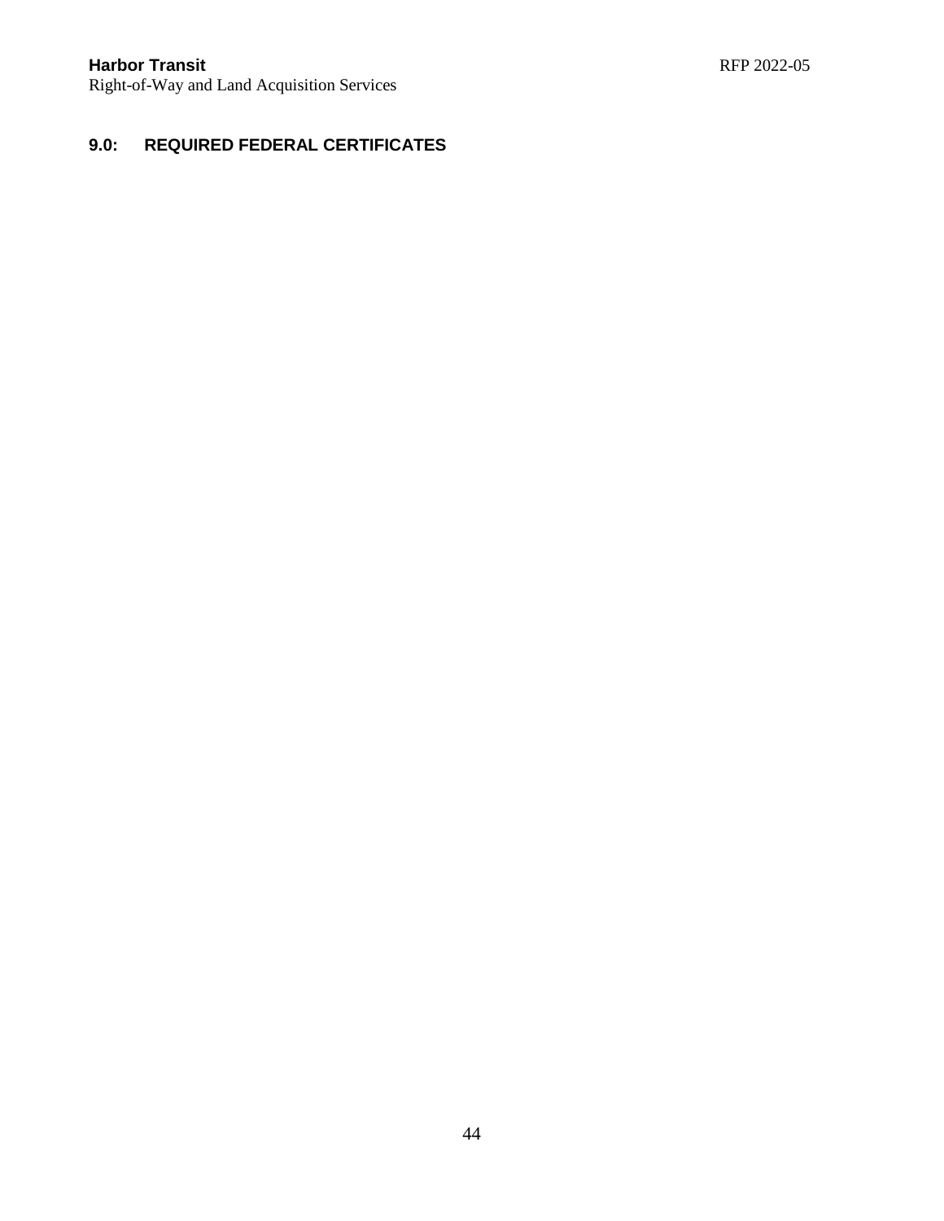## 9.0: REQUIRED FEDERAL CERTIFICATES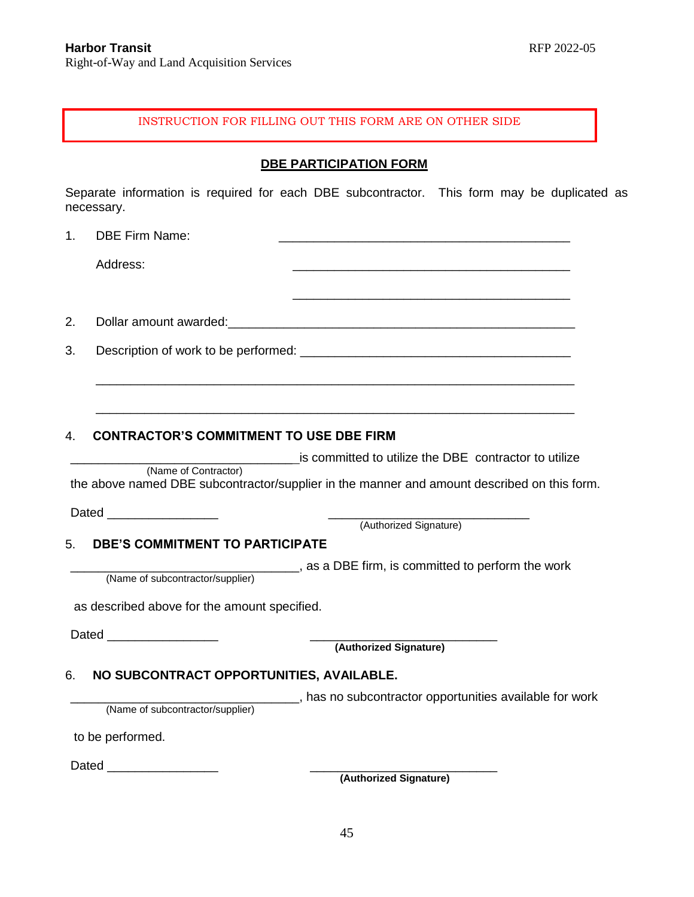INSTRUCTION FOR FILLING OUT THIS FORM ARE ON OTHER SIDE

## DBE PARTICIPATION FORM

Separate information is required for each DBE subcontractor. This form may be duplicated as necessary.

1. DBE Firm Name: ________________________________________

   Address: ______________________________________

   ______________________________________

2. Dollar amount awarded: ____________________________________________________

3. Description of work to be performed: _____________________________________

   ____________________________________________________________

   ____________________________________________________________

4. **CONTRACTOR'S COMMITMENT TO USE DBE FIRM**

_________________________________ is committed to utilize the DBE contractor to utilize
(Name of Contractor)
the above named DBE subcontractor/supplier in the manner and amount described on this form.

Dated _______________ ______________________________
(Authorized Signature)

5. **DBE'S COMMITMENT TO PARTICIPATE**

_________________________________, as a DBE firm, is committed to perform the work
(Name of subcontractor/supplier)

as described above for the amount specified.

Dated _______________ ____________________________
**(Authorized Signature)**

6. **NO SUBCONTRACT OPPORTUNITIES, AVAILABLE.**

_________________________________, has no subcontractor opportunities available for work
(Name of subcontractor/supplier)

to be performed.

Dated _______________ ____________________________
**(Authorized Signature)**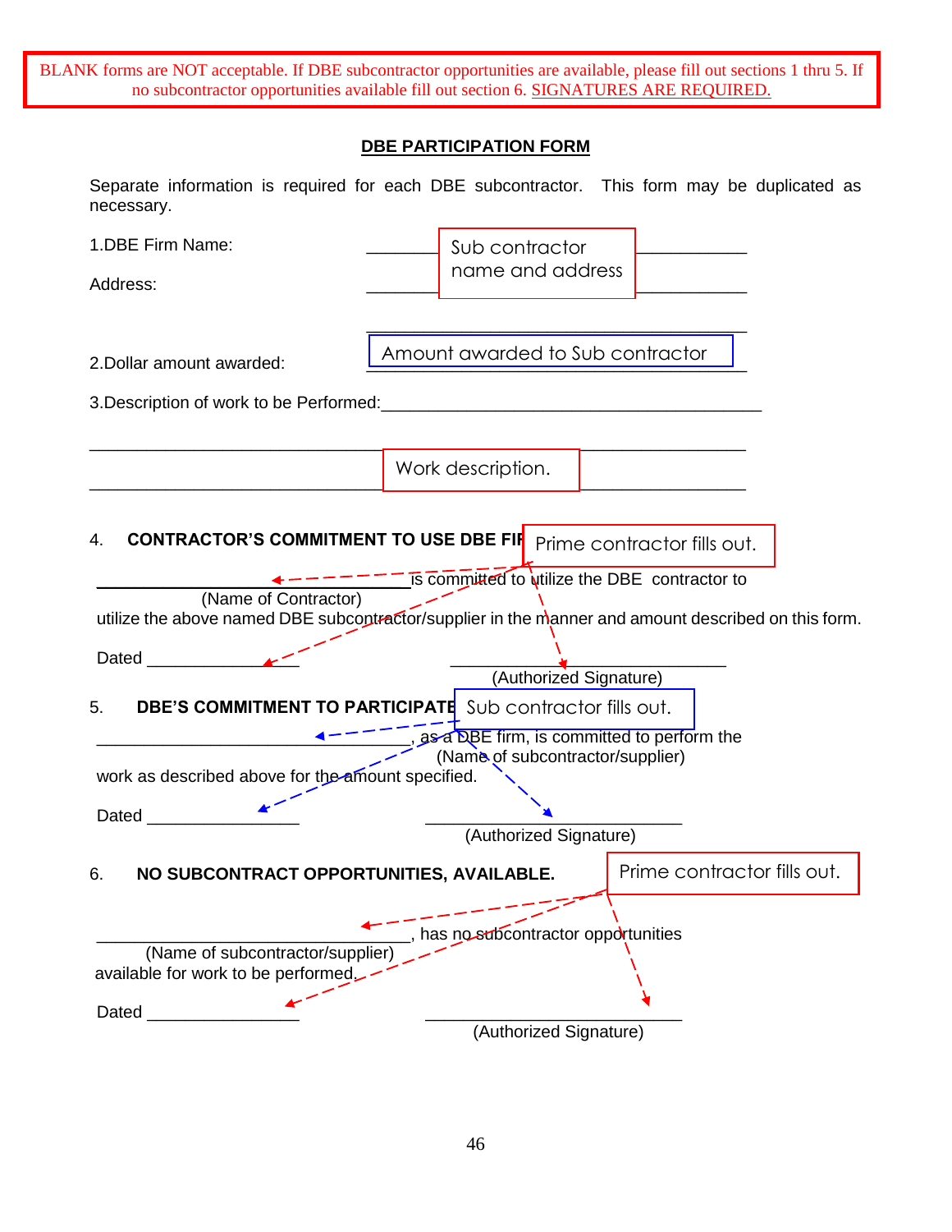BLANK forms are NOT acceptable. If DBE subcontractor opportunities are available, please fill out sections 1 thru 5. If no subcontractor opportunities available fill out section 6. SIGNATURES ARE REQUIRED.

## DBE PARTICIPATION FORM

Separate information is required for each DBE subcontractor. This form may be duplicated as necessary.

1.DBE Firm Name: ________ Sub contractor name and address ________

Address: ________________________________

________________________________

2.Dollar amount awarded: Amount awarded to Sub contractor

3.Description of work to be Performed:________________________________

________________ Work description. ________________

________________________________________________

4. **CONTRACTOR'S COMMITMENT TO USE DBE FIRM** Prime contractor fills out.

________________________________ is committed to utilize the DBE contractor to
(Name of Contractor)
utilize the above named DBE subcontractor/supplier in the manner and amount described on this form.

Dated ________________ ________________________________
(Authorized Signature)

5. **DBE'S COMMITMENT TO PARTICIPATE** Sub contractor fills out.

________________________________, as a DBE firm, is committed to perform the
(Name of subcontractor/supplier)
work as described above for the amount specified.

Dated ________________ ________________________________
(Authorized Signature)

6. **NO SUBCONTRACT OPPORTUNITIES, AVAILABLE.** Prime contractor fills out.

________________________________, has no subcontractor opportunities
(Name of subcontractor/supplier)
available for work to be performed.

Dated ________________ ________________________________
(Authorized Signature)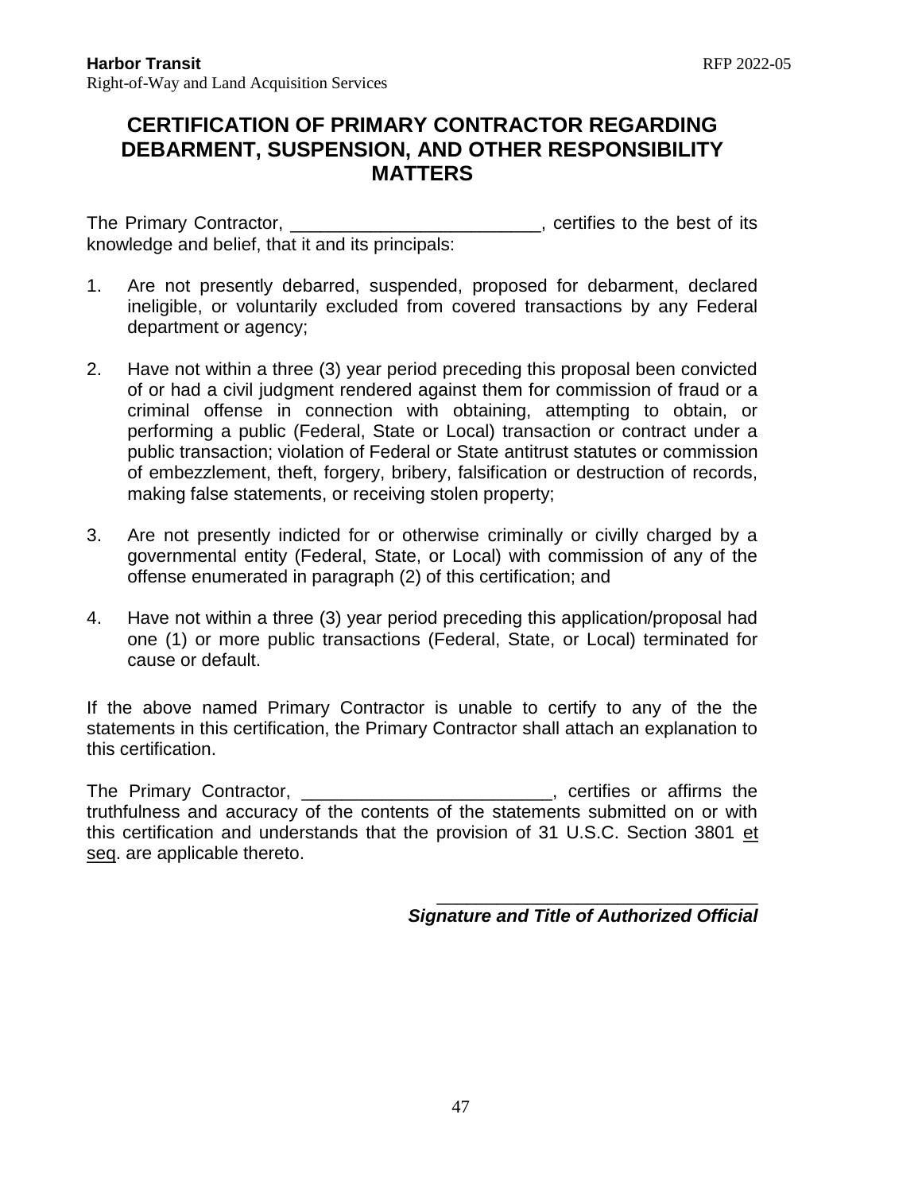# CERTIFICATION OF PRIMARY CONTRACTOR REGARDING DEBARMENT, SUSPENSION, AND OTHER RESPONSIBILITY MATTERS

The Primary Contractor, _________________________, certifies to the best of its knowledge and belief, that it and its principals:

1. Are not presently debarred, suspended, proposed for debarment, declared ineligible, or voluntarily excluded from covered transactions by any Federal department or agency;

2. Have not within a three (3) year period preceding this proposal been convicted of or had a civil judgment rendered against them for commission of fraud or a criminal offense in connection with obtaining, attempting to obtain, or performing a public (Federal, State or Local) transaction or contract under a public transaction; violation of Federal or State antitrust statutes or commission of embezzlement, theft, forgery, bribery, falsification or destruction of records, making false statements, or receiving stolen property;

3. Are not presently indicted for or otherwise criminally or civilly charged by a governmental entity (Federal, State, or Local) with commission of any of the offense enumerated in paragraph (2) of this certification; and

4. Have not within a three (3) year period preceding this application/proposal had one (1) or more public transactions (Federal, State, or Local) terminated for cause or default.

If the above named Primary Contractor is unable to certify to any of the the statements in this certification, the Primary Contractor shall attach an explanation to this certification.

The Primary Contractor, _________________________, certifies or affirms the truthfulness and accuracy of the contents of the statements submitted on or with this certification and understands that the provision of 31 U.S.C. Section 3801 et seq. are applicable thereto.

_________________________________
***Signature and Title of Authorized Official***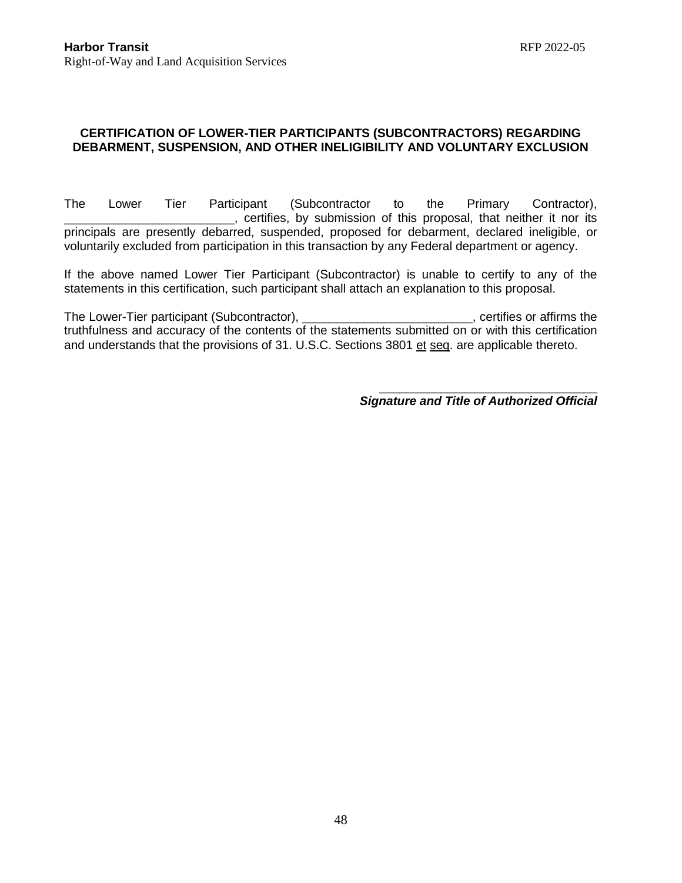## CERTIFICATION OF LOWER-TIER PARTICIPANTS (SUBCONTRACTORS) REGARDING DEBARMENT, SUSPENSION, AND OTHER INELIGIBILITY AND VOLUNTARY EXCLUSION

The Lower Tier Participant (Subcontractor to the Primary Contractor), _________________________, certifies, by submission of this proposal, that neither it nor its principals are presently debarred, suspended, proposed for debarment, declared ineligible, or voluntarily excluded from participation in this transaction by any Federal department or agency.

If the above named Lower Tier Participant (Subcontractor) is unable to certify to any of the statements in this certification, such participant shall attach an explanation to this proposal.

The Lower-Tier participant (Subcontractor), _________________________, certifies or affirms the truthfulness and accuracy of the contents of the statements submitted on or with this certification and understands that the provisions of 31. U.S.C. Sections 3801 et seq. are applicable thereto.

_________________________________

***Signature and Title of Authorized Official***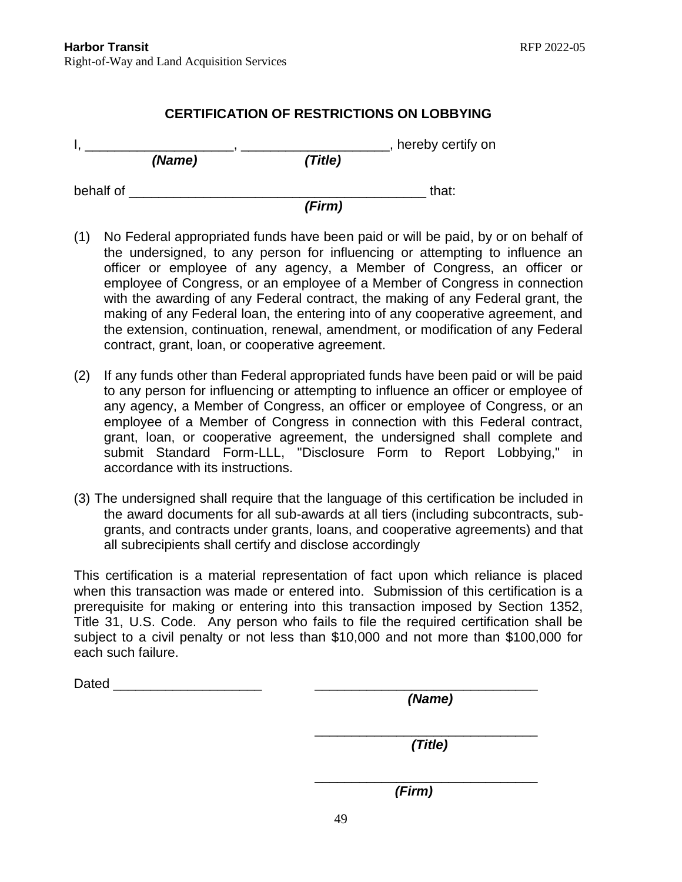## CERTIFICATION OF RESTRICTIONS ON LOBBYING

I, ____________________, ____________________, hereby certify on
*(Name)* *(Title)*

behalf of ________________________________________ that:
*(Firm)*

(1) No Federal appropriated funds have been paid or will be paid, by or on behalf of the undersigned, to any person for influencing or attempting to influence an officer or employee of any agency, a Member of Congress, an officer or employee of Congress, or an employee of a Member of Congress in connection with the awarding of any Federal contract, the making of any Federal grant, the making of any Federal loan, the entering into of any cooperative agreement, and the extension, continuation, renewal, amendment, or modification of any Federal contract, grant, loan, or cooperative agreement.

(2) If any funds other than Federal appropriated funds have been paid or will be paid to any person for influencing or attempting to influence an officer or employee of any agency, a Member of Congress, an officer or employee of Congress, or an employee of a Member of Congress in connection with this Federal contract, grant, loan, or cooperative agreement, the undersigned shall complete and submit Standard Form-LLL, "Disclosure Form to Report Lobbying," in accordance with its instructions.

(3) The undersigned shall require that the language of this certification be included in the award documents for all sub-awards at all tiers (including subcontracts, sub-grants, and contracts under grants, loans, and cooperative agreements) and that all subrecipients shall certify and disclose accordingly

This certification is a material representation of fact upon which reliance is placed when this transaction was made or entered into. Submission of this certification is a prerequisite for making or entering into this transaction imposed by Section 1352, Title 31, U.S. Code. Any person who fails to file the required certification shall be subject to a civil penalty or not less than $10,000 and not more than $100,000 for each such failure.

Dated ____________________ ______________________________
*(Name)*

______________________________
*(Title)*

______________________________
*(Firm)*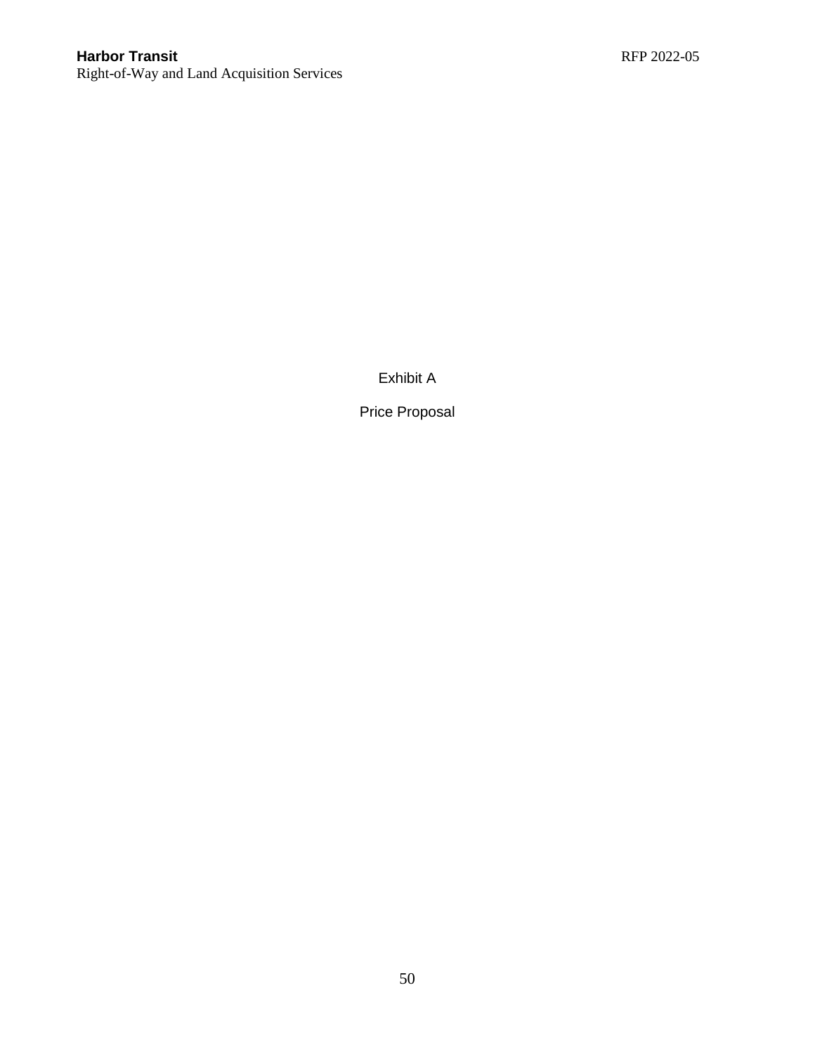# Exhibit A

## Price Proposal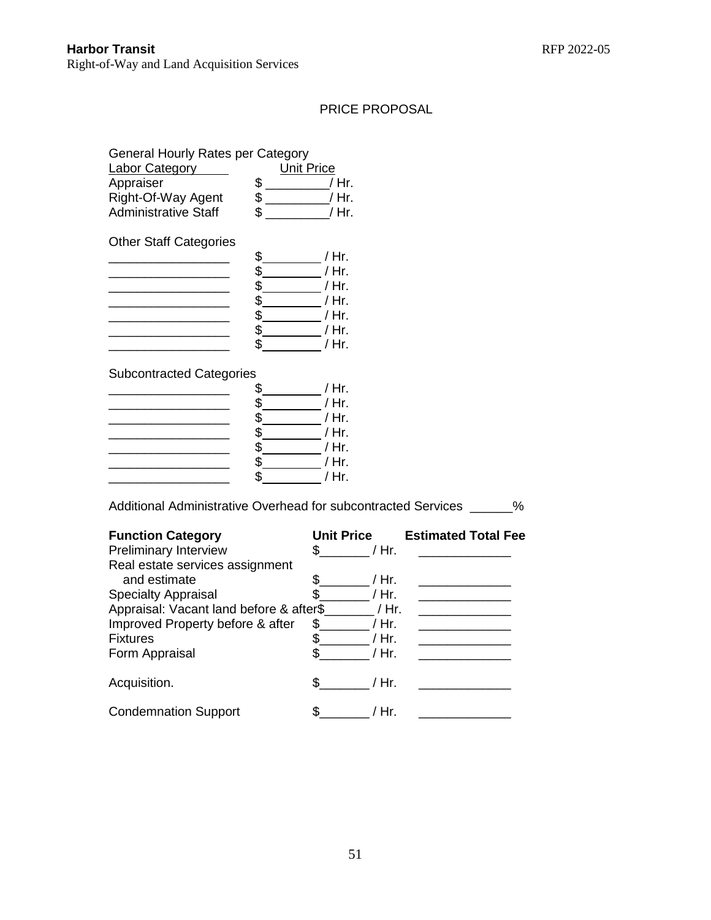## PRICE PROPOSAL

General Hourly Rates per Category

| Labor Category | Unit Price |
|---|---|
| Appraiser | $ _________/ Hr. |
| Right-Of-Way Agent | $ _________/ Hr. |
| Administrative Staff | $ _________/ Hr. |

Other Staff Categories

| | |
|---|---|
| _________________ | $_________ / Hr. |
| _________________ | $_________ / Hr. |
| _________________ | $_________ / Hr. |
| _________________ | $_________ / Hr. |
| _________________ | $_________ / Hr. |
| _________________ | $_________ / Hr. |
| _________________ | $_________ / Hr. |

Subcontracted Categories

| | |
|---|---|
| _________________ | $_________ / Hr. |
| _________________ | $_________ / Hr. |
| _________________ | $_________ / Hr. |
| _________________ | $_________ / Hr. |
| _________________ | $_________ / Hr. |
| _________________ | $_________ / Hr. |
| _________________ | $_________ / Hr. |

Additional Administrative Overhead for subcontracted Services ______%

| **Function Category** | **Unit Price** | **Estimated Total Fee** |
|---|---|---|
| Preliminary Interview | $_______ / Hr. | _____________ |
| Real estate services assignment and estimate | $_______ / Hr. | _____________ |
| Specialty Appraisal | $_______ / Hr. | _____________ |
| Appraisal: Vacant land before & after | $_______ / Hr. | _____________ |
| Improved Property before & after | $_______ / Hr. | _____________ |
| Fixtures | $_______ / Hr. | _____________ |
| Form Appraisal | $_______ / Hr. | _____________ |
| Acquisition. | $_______ / Hr. | _____________ |
| Condemnation Support | $_______ / Hr. | _____________ |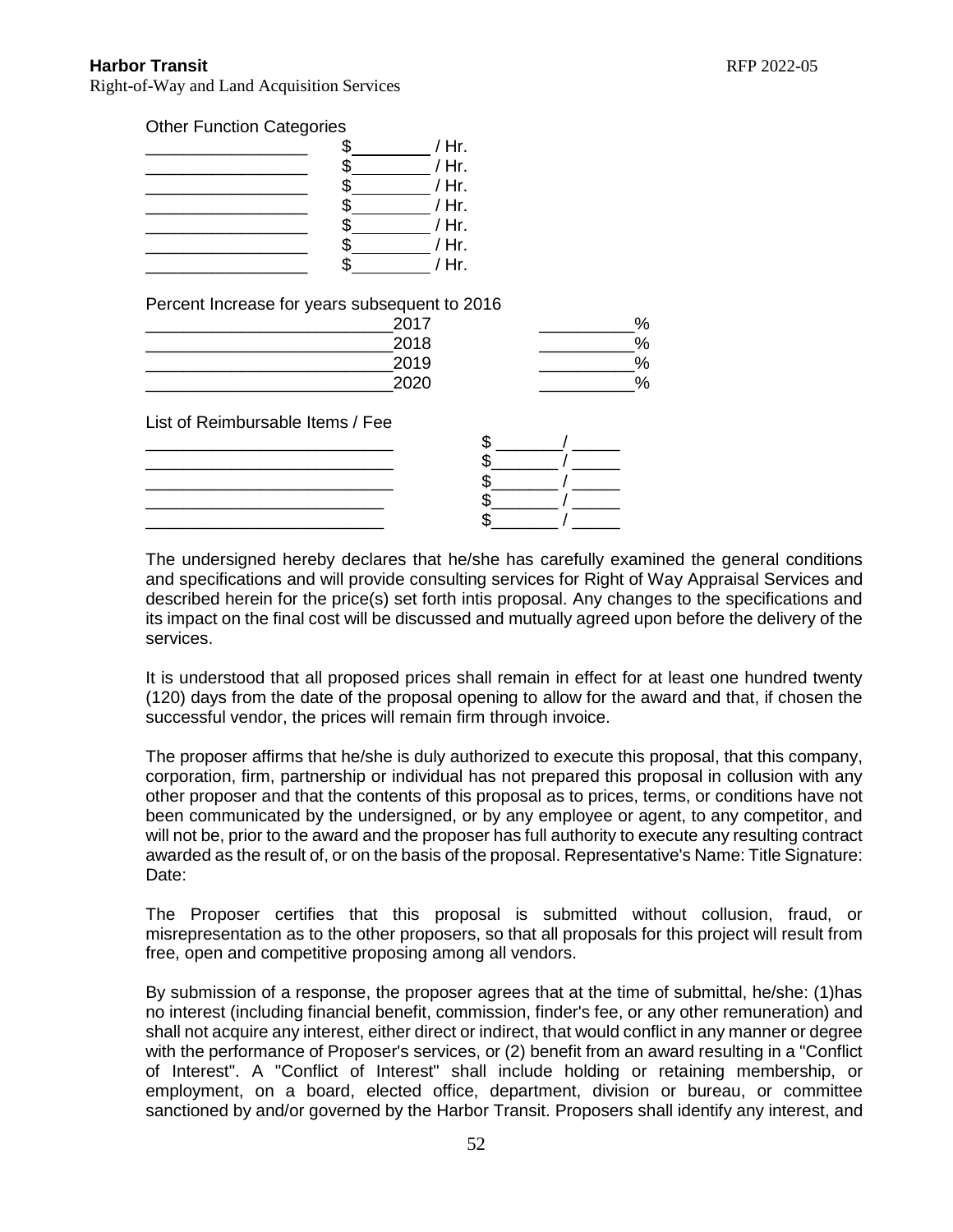Other Function Categories

_________________ $________ / Hr.
_________________ $________ / Hr.
_________________ $________ / Hr.
_________________ $________ / Hr.
_________________ $________ / Hr.
_________________ $________ / Hr.
_________________ $________ / Hr.

Percent Increase for years subsequent to 2016

_________________________2017 __________%
_________________________2018 __________%
_________________________2019 __________%
_________________________2020 __________%

List of Reimbursable Items / Fee

_________________________ $ _______/ _____
_________________________ $_______ / _____
_________________________ $_______ / _____
_________________________ $_______ / _____
_________________________ $_______ / _____

The undersigned hereby declares that he/she has carefully examined the general conditions and specifications and will provide consulting services for Right of Way Appraisal Services and described herein for the price(s) set forth intis proposal. Any changes to the specifications and its impact on the final cost will be discussed and mutually agreed upon before the delivery of the services.

It is understood that all proposed prices shall remain in effect for at least one hundred twenty (120) days from the date of the proposal opening to allow for the award and that, if chosen the successful vendor, the prices will remain firm through invoice.

The proposer affirms that he/she is duly authorized to execute this proposal, that this company, corporation, firm, partnership or individual has not prepared this proposal in collusion with any other proposer and that the contents of this proposal as to prices, terms, or conditions have not been communicated by the undersigned, or by any employee or agent, to any competitor, and will not be, prior to the award and the proposer has full authority to execute any resulting contract awarded as the result of, or on the basis of the proposal. Representative's Name: Title Signature: Date:

The Proposer certifies that this proposal is submitted without collusion, fraud, or misrepresentation as to the other proposers, so that all proposals for this project will result from free, open and competitive proposing among all vendors.

By submission of a response, the proposer agrees that at the time of submittal, he/she: (1)has no interest (including financial benefit, commission, finder's fee, or any other remuneration) and shall not acquire any interest, either direct or indirect, that would conflict in any manner or degree with the performance of Proposer's services, or (2) benefit from an award resulting in a "Conflict of Interest". A "Conflict of Interest" shall include holding or retaining membership, or employment, on a board, elected office, department, division or bureau, or committee sanctioned by and/or governed by the Harbor Transit. Proposers shall identify any interest, and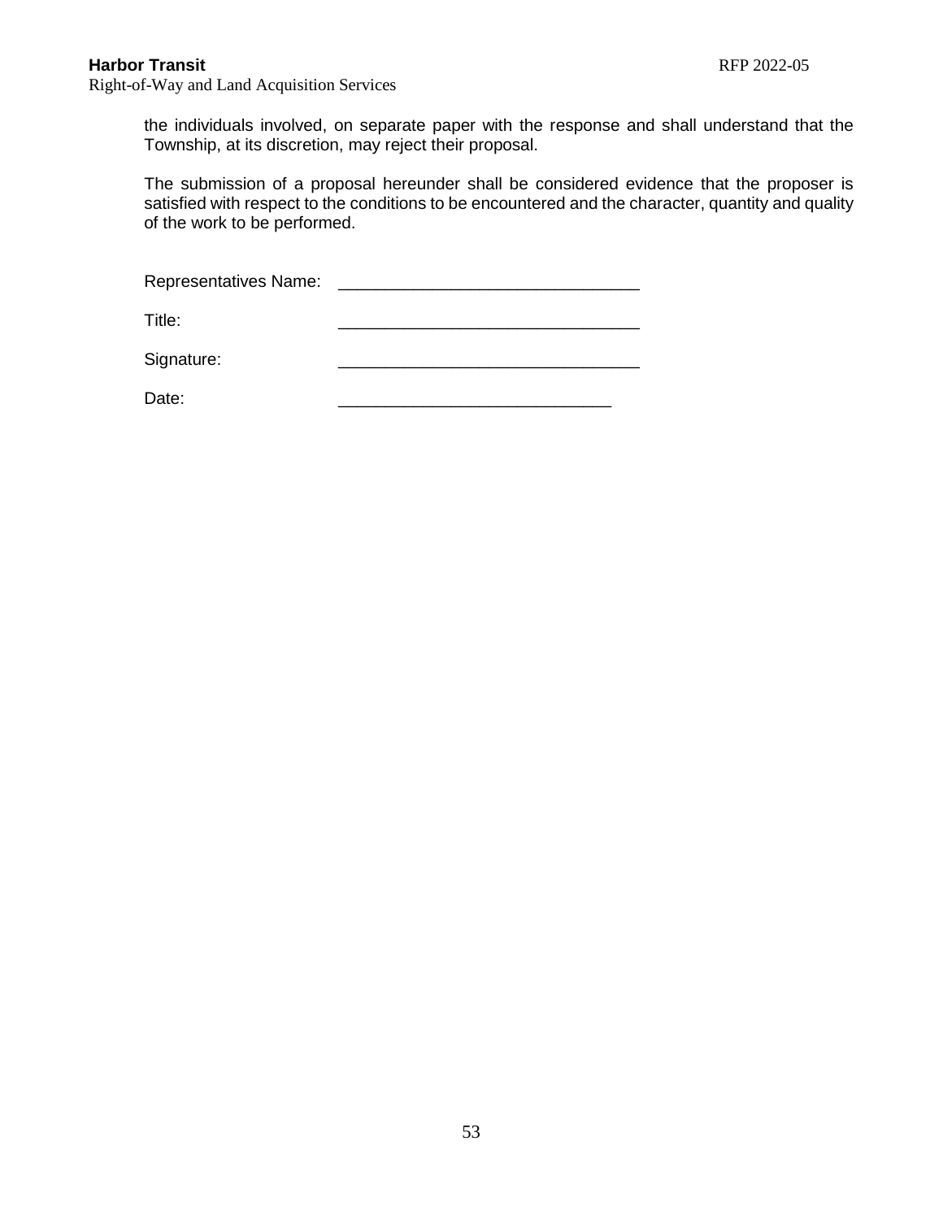the individuals involved, on separate paper with the response and shall understand that the Township, at its discretion, may reject their proposal.

The submission of a proposal hereunder shall be considered evidence that the proposer is satisfied with respect to the conditions to be encountered and the character, quantity and quality of the work to be performed.

Representatives Name: ________________________________

Title: ________________________________

Signature: ________________________________

Date: _____________________________